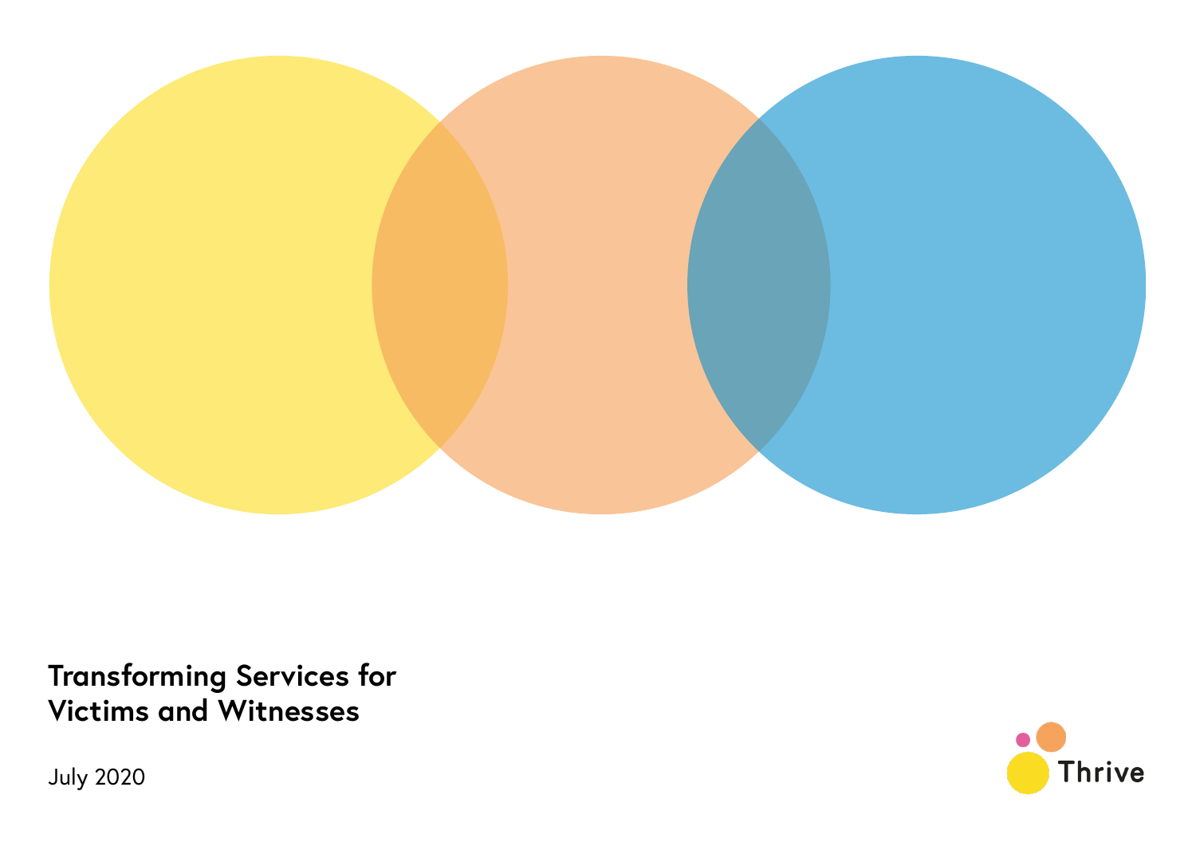# Transforming Services for Victims and Witnesses

July 2020

Thrive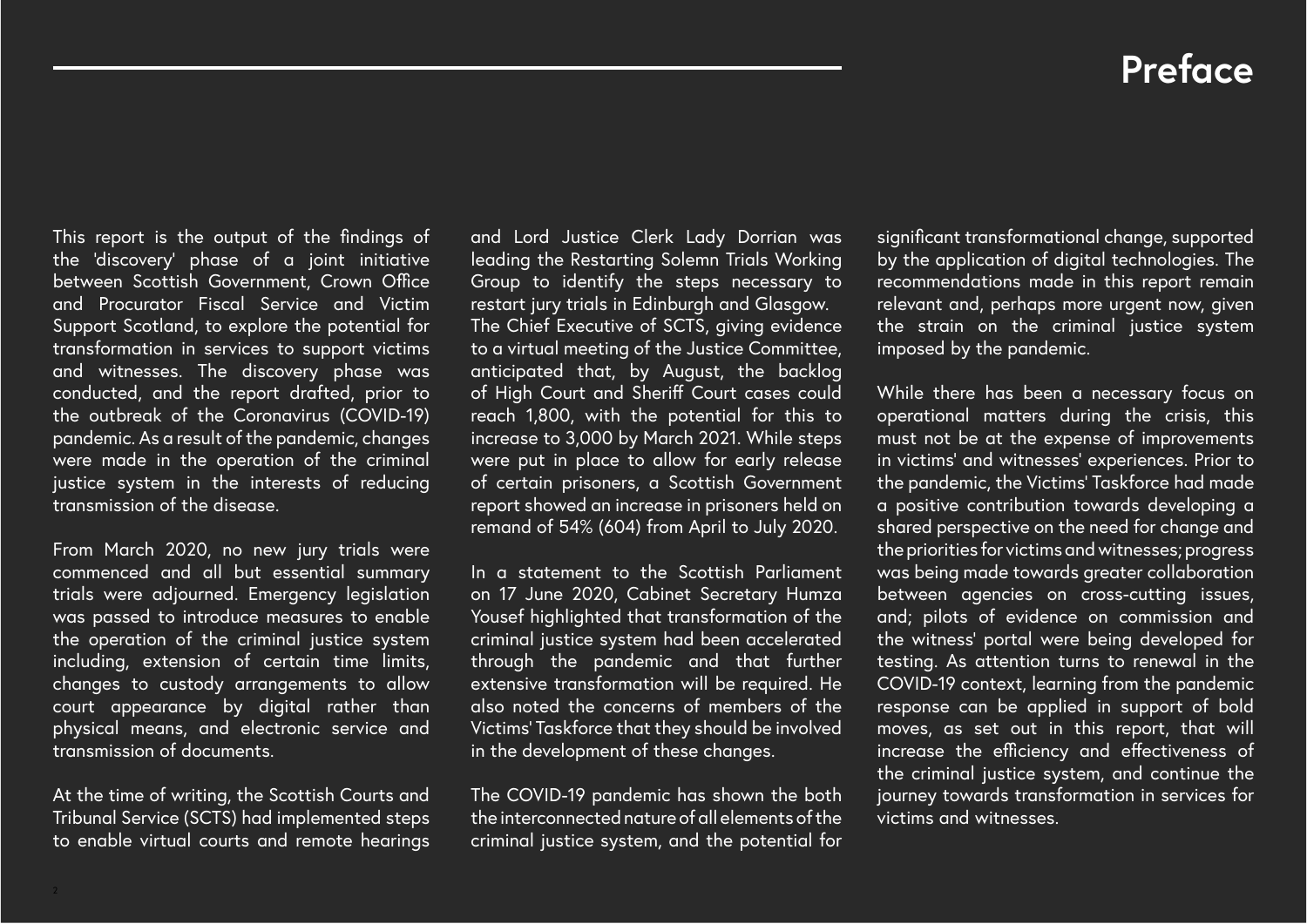# Preface

This report is the output of the findings of the 'discovery' phase of a joint initiative between Scottish Government, Crown Office and Procurator Fiscal Service and Victim Support Scotland, to explore the potential for transformation in services to support victims and witnesses. The discovery phase was conducted, and the report drafted, prior to the outbreak of the Coronavirus (COVID-19) pandemic. As a result of the pandemic, changes were made in the operation of the criminal justice system in the interests of reducing transmission of the disease.

From March 2020, no new jury trials were commenced and all but essential summary trials were adjourned. Emergency legislation was passed to introduce measures to enable the operation of the criminal justice system including, extension of certain time limits, changes to custody arrangements to allow court appearance by digital rather than physical means, and electronic service and transmission of documents.

At the time of writing, the Scottish Courts and Tribunal Service (SCTS) had implemented steps to enable virtual courts and remote hearings and Lord Justice Clerk Lady Dorrian was leading the Restarting Solemn Trials Working Group to identify the steps necessary to restart jury trials in Edinburgh and Glasgow. The Chief Executive of SCTS, giving evidence to a virtual meeting of the Justice Committee, anticipated that, by August, the backlog of High Court and Sheriff Court cases could reach 1,800, with the potential for this to increase to 3,000 by March 2021. While steps were put in place to allow for early release of certain prisoners, a Scottish Government report showed an increase in prisoners held on remand of 54% (604) from April to July 2020.

In a statement to the Scottish Parliament on 17 June 2020, Cabinet Secretary Humza Yousef highlighted that transformation of the criminal justice system had been accelerated through the pandemic and that further extensive transformation will be required. He also noted the concerns of members of the Victims' Taskforce that they should be involved in the development of these changes.

The COVID-19 pandemic has shown the both the interconnected nature of all elements of the criminal justice system, and the potential for significant transformational change, supported by the application of digital technologies. The recommendations made in this report remain relevant and, perhaps more urgent now, given the strain on the criminal justice system imposed by the pandemic.

While there has been a necessary focus on operational matters during the crisis, this must not be at the expense of improvements in victims' and witnesses' experiences. Prior to the pandemic, the Victims' Taskforce had made a positive contribution towards developing a shared perspective on the need for change and the priorities for victims and witnesses; progress was being made towards greater collaboration between agencies on cross-cutting issues, and; pilots of evidence on commission and the witness' portal were being developed for testing. As attention turns to renewal in the COVID-19 context, learning from the pandemic response can be applied in support of bold moves, as set out in this report, that will increase the efficiency and effectiveness of the criminal justice system, and continue the journey towards transformation in services for victims and witnesses.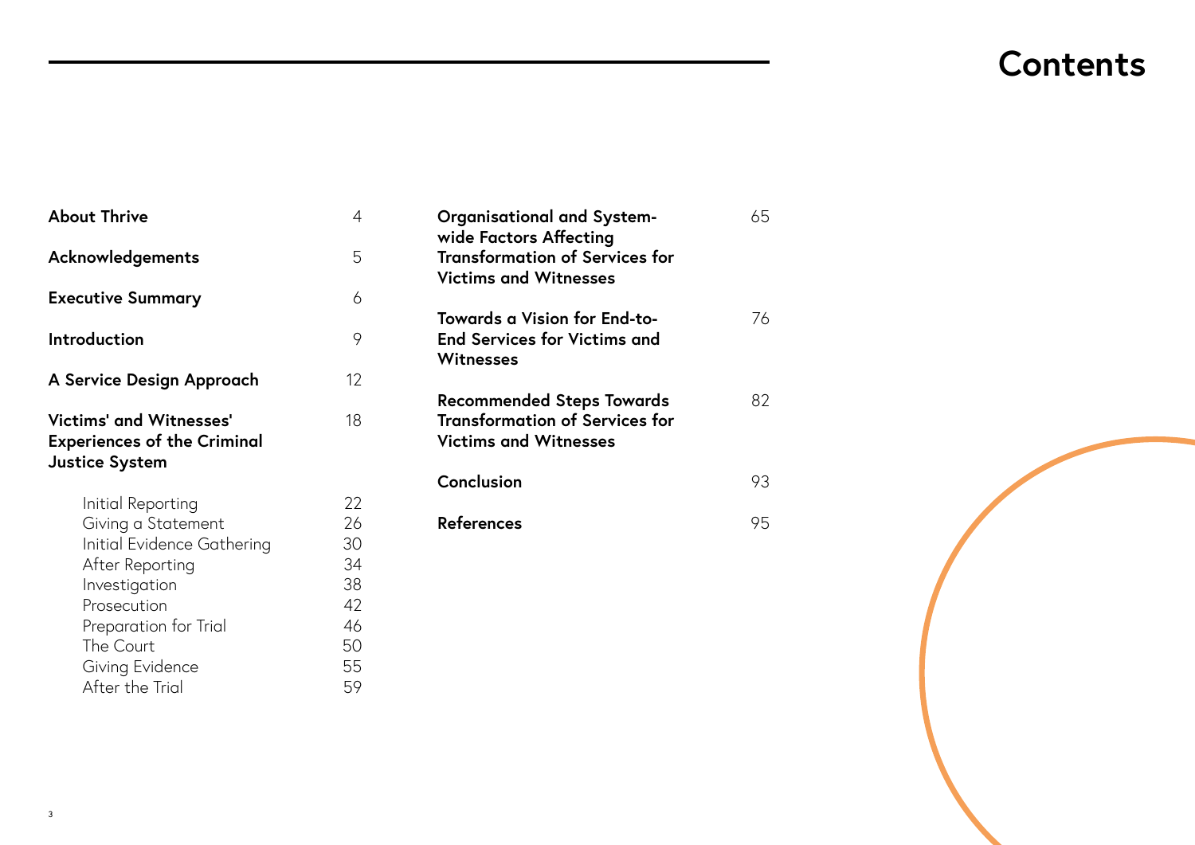# Contents

| | |
|---|---|
| **About Thrive** | 4 |
| **Acknowledgements** | 5 |
| **Executive Summary** | 6 |
| **Introduction** | 9 |
| **A Service Design Approach** | 12 |
| **Victims' and Witnesses' Experiences of the Criminal Justice System** | 18 |
| Initial Reporting | 22 |
| Giving a Statement | 26 |
| Initial Evidence Gathering | 30 |
| After Reporting | 34 |
| Investigation | 38 |
| Prosecution | 42 |
| Preparation for Trial | 46 |
| The Court | 50 |
| Giving Evidence | 55 |
| After the Trial | 59 |
| **Organisational and System-wide Factors Affecting Transformation of Services for Victims and Witnesses** | 65 |
| **Towards a Vision for End-to-End Services for Victims and Witnesses** | 76 |
| **Recommended Steps Towards Transformation of Services for Victims and Witnesses** | 82 |
| **Conclusion** | 93 |
| **References** | 95 |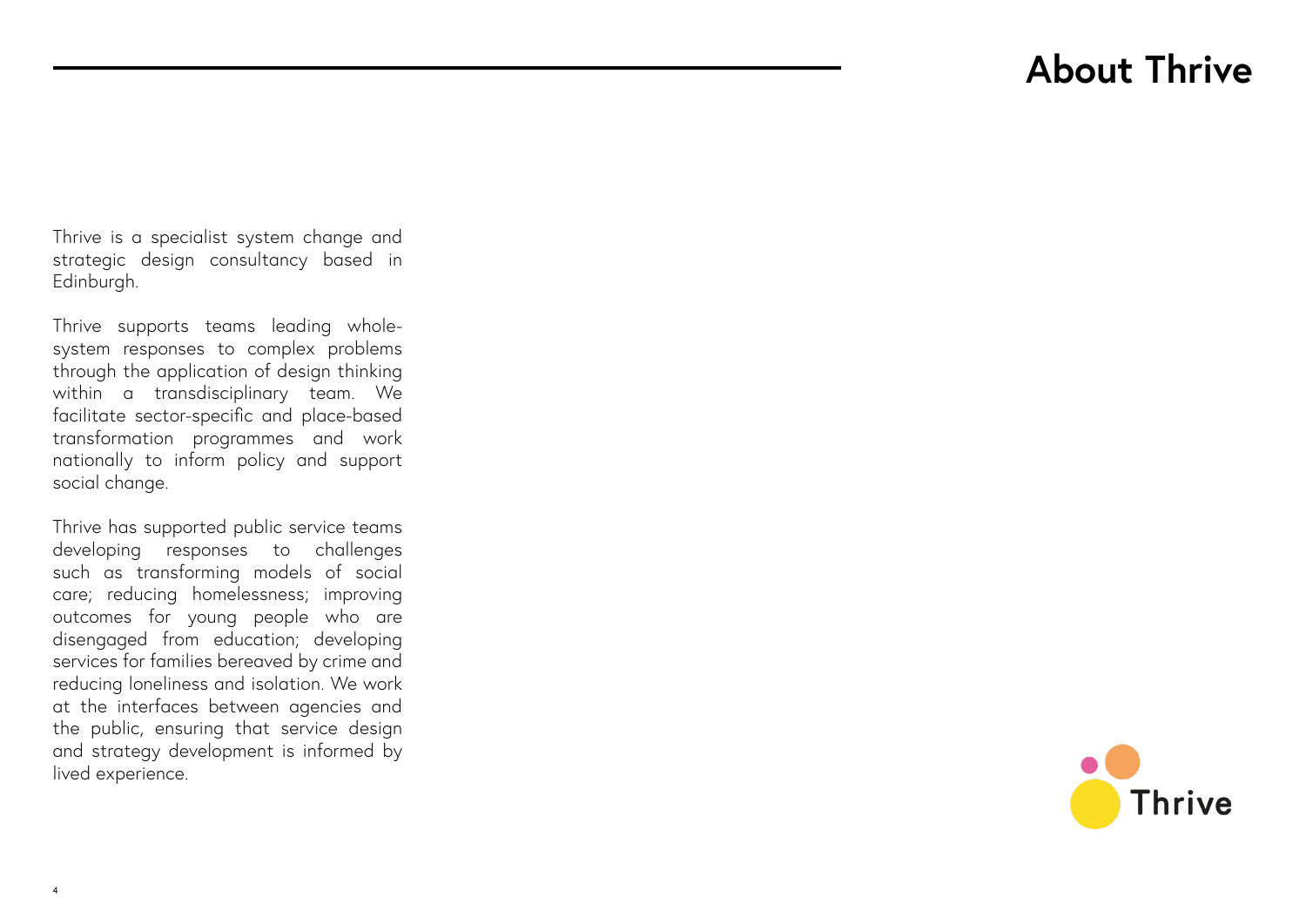# About Thrive

Thrive is a specialist system change and strategic design consultancy based in Edinburgh.

Thrive supports teams leading whole-system responses to complex problems through the application of design thinking within a transdisciplinary team. We facilitate sector-specific and place-based transformation programmes and work nationally to inform policy and support social change.

Thrive has supported public service teams developing responses to challenges such as transforming models of social care; reducing homelessness; improving outcomes for young people who are disengaged from education; developing services for families bereaved by crime and reducing loneliness and isolation. We work at the interfaces between agencies and the public, ensuring that service design and strategy development is informed by lived experience.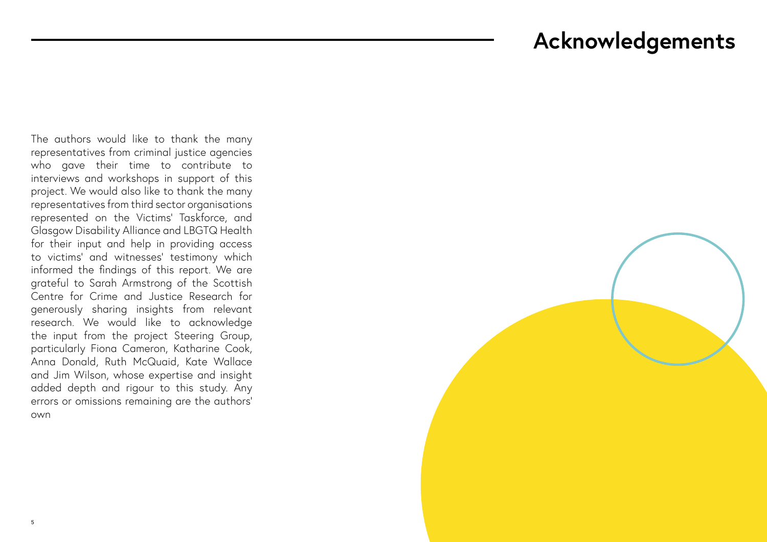# Acknowledgements

The authors would like to thank the many representatives from criminal justice agencies who gave their time to contribute to interviews and workshops in support of this project. We would also like to thank the many representatives from third sector organisations represented on the Victims' Taskforce, and Glasgow Disability Alliance and LBGTQ Health for their input and help in providing access to victims' and witnesses' testimony which informed the findings of this report. We are grateful to Sarah Armstrong of the Scottish Centre for Crime and Justice Research for generously sharing insights from relevant research. We would like to acknowledge the input from the project Steering Group, particularly Fiona Cameron, Katharine Cook, Anna Donald, Ruth McQuaid, Kate Wallace and Jim Wilson, whose expertise and insight added depth and rigour to this study. Any errors or omissions remaining are the authors' own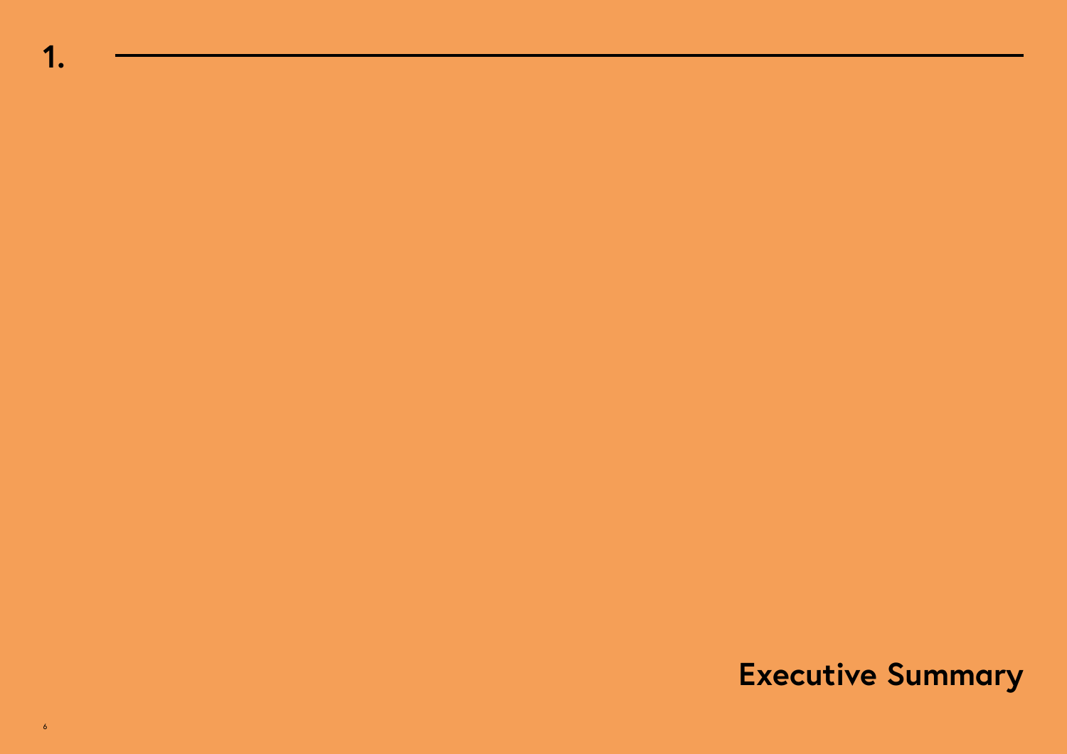# 1. Executive Summary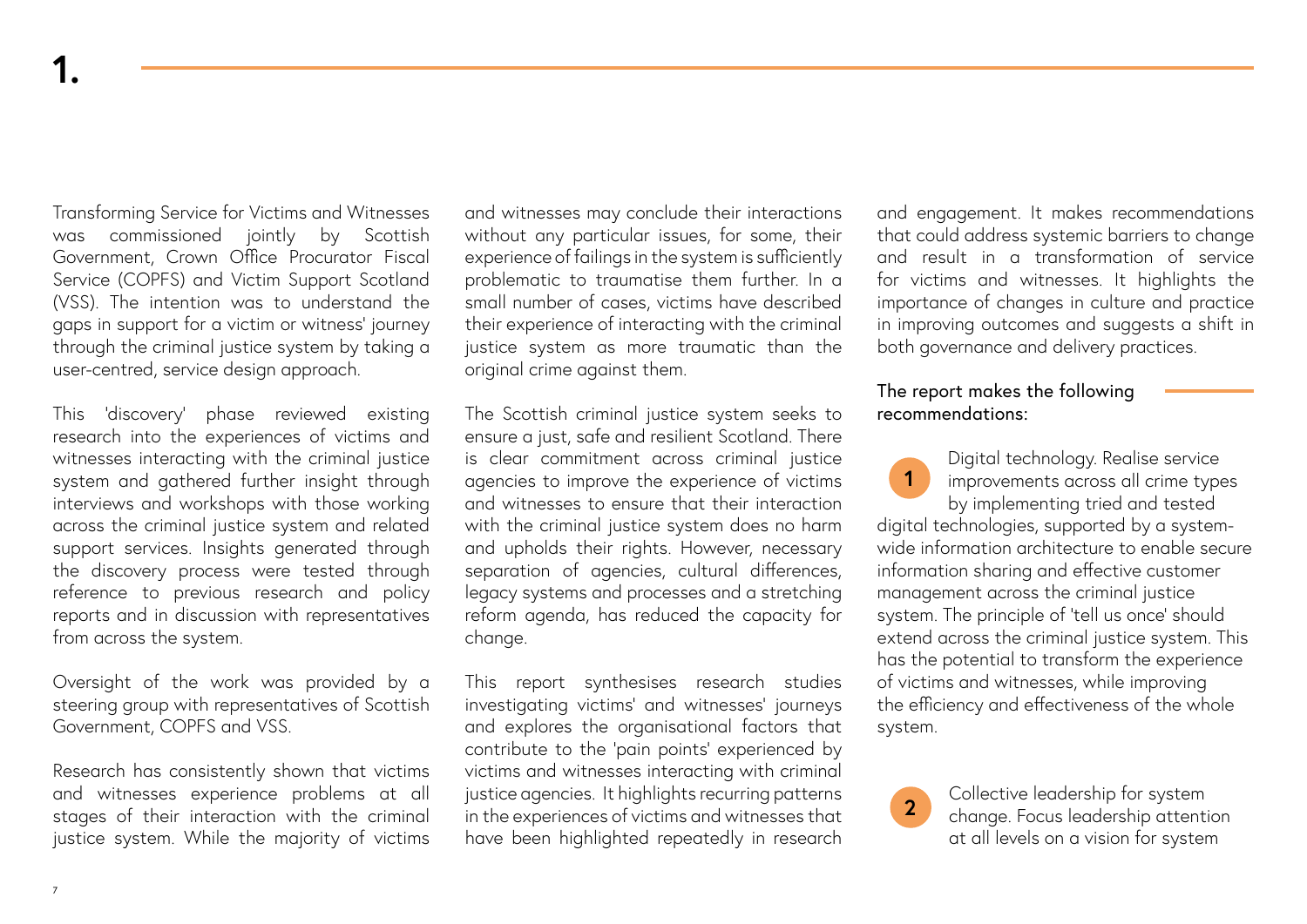# 1.

Transforming Service for Victims and Witnesses was commissioned jointly by Scottish Government, Crown Office Procurator Fiscal Service (COPFS) and Victim Support Scotland (VSS). The intention was to understand the gaps in support for a victim or witness' journey through the criminal justice system by taking a user-centred, service design approach.

This 'discovery' phase reviewed existing research into the experiences of victims and witnesses interacting with the criminal justice system and gathered further insight through interviews and workshops with those working across the criminal justice system and related support services. Insights generated through the discovery process were tested through reference to previous research and policy reports and in discussion with representatives from across the system.

Oversight of the work was provided by a steering group with representatives of Scottish Government, COPFS and VSS.

Research has consistently shown that victims and witnesses experience problems at all stages of their interaction with the criminal justice system. While the majority of victims and witnesses may conclude their interactions without any particular issues, for some, their experience of failings in the system is sufficiently problematic to traumatise them further. In a small number of cases, victims have described their experience of interacting with the criminal justice system as more traumatic than the original crime against them.

The Scottish criminal justice system seeks to ensure a just, safe and resilient Scotland. There is clear commitment across criminal justice agencies to improve the experience of victims and witnesses to ensure that their interaction with the criminal justice system does no harm and upholds their rights. However, necessary separation of agencies, cultural differences, legacy systems and processes and a stretching reform agenda, has reduced the capacity for change.

This report synthesises research studies investigating victims' and witnesses' journeys and explores the organisational factors that contribute to the 'pain points' experienced by victims and witnesses interacting with criminal justice agencies. It highlights recurring patterns in the experiences of victims and witnesses that have been highlighted repeatedly in research and engagement. It makes recommendations that could address systemic barriers to change and result in a transformation of service for victims and witnesses. It highlights the importance of changes in culture and practice in improving outcomes and suggests a shift in both governance and delivery practices.

The report makes the following recommendations:

1. Digital technology. Realise service improvements across all crime types by implementing tried and tested digital technologies, supported by a system-wide information architecture to enable secure information sharing and effective customer management across the criminal justice system. The principle of 'tell us once' should extend across the criminal justice system. This has the potential to transform the experience of victims and witnesses, while improving the efficiency and effectiveness of the whole system.

2. Collective leadership for system change. Focus leadership attention at all levels on a vision for system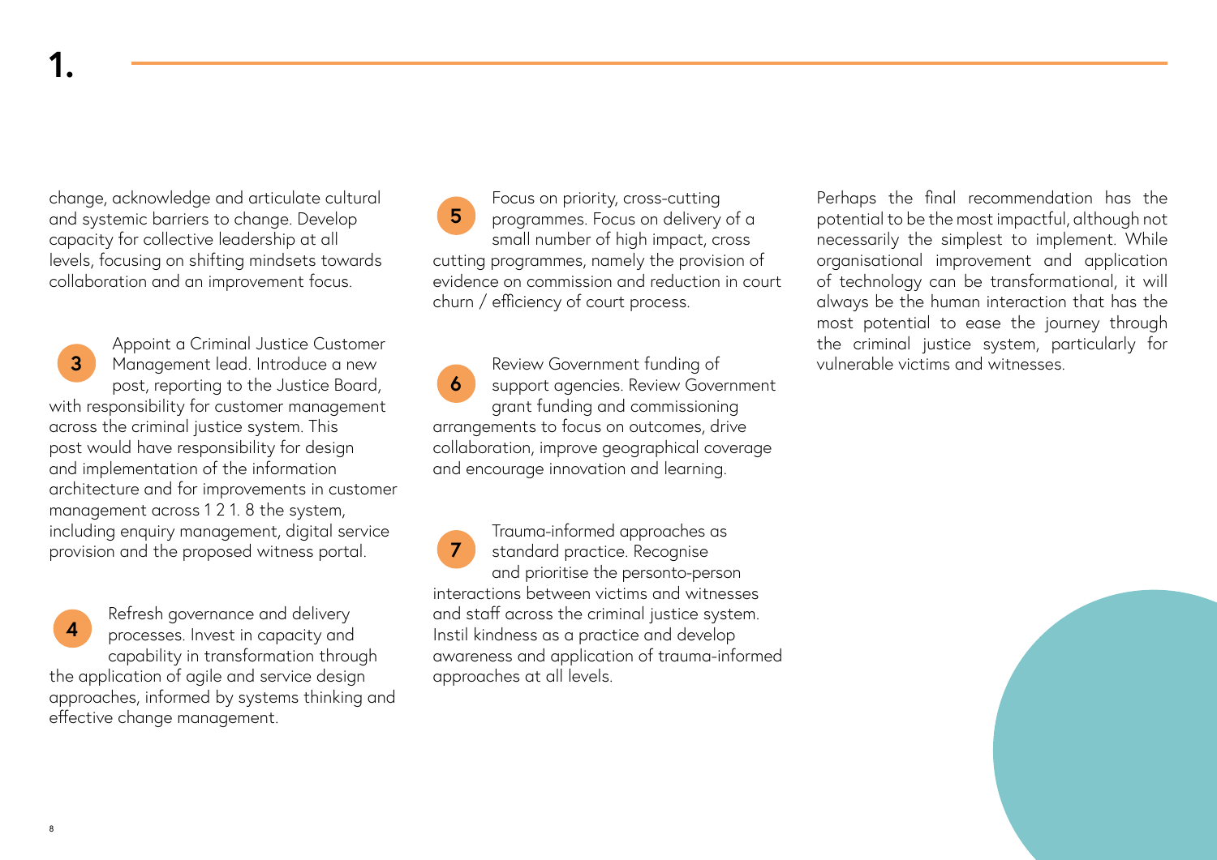# 1.

change, acknowledge and articulate cultural and systemic barriers to change. Develop capacity for collective leadership at all levels, focusing on shifting mindsets towards collaboration and an improvement focus.

**3** Appoint a Criminal Justice Customer Management lead. Introduce a new post, reporting to the Justice Board, with responsibility for customer management across the criminal justice system. This post would have responsibility for design and implementation of the information architecture and for improvements in customer management across 1 2 1. 8 the system, including enquiry management, digital service provision and the proposed witness portal.

**4** Refresh governance and delivery processes. Invest in capacity and capability in transformation through the application of agile and service design approaches, informed by systems thinking and effective change management.

**5** Focus on priority, cross-cutting programmes. Focus on delivery of a small number of high impact, cross cutting programmes, namely the provision of evidence on commission and reduction in court churn / efficiency of court process.

**6** Review Government funding of support agencies. Review Government grant funding and commissioning arrangements to focus on outcomes, drive collaboration, improve geographical coverage and encourage innovation and learning.

**7** Trauma-informed approaches as standard practice. Recognise and prioritise the personto-person interactions between victims and witnesses and staff across the criminal justice system. Instil kindness as a practice and develop awareness and application of trauma-informed approaches at all levels.

Perhaps the final recommendation has the potential to be the most impactful, although not necessarily the simplest to implement. While organisational improvement and application of technology can be transformational, it will always be the human interaction that has the most potential to ease the journey through the criminal justice system, particularly for vulnerable victims and witnesses.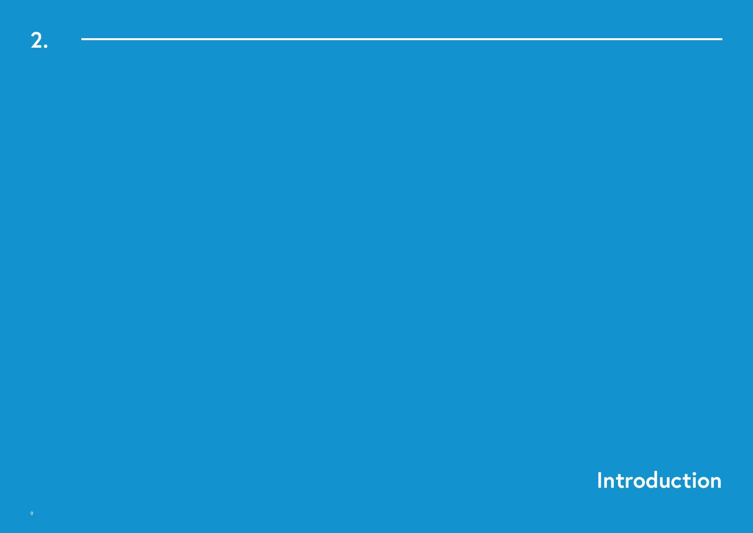# 2. Introduction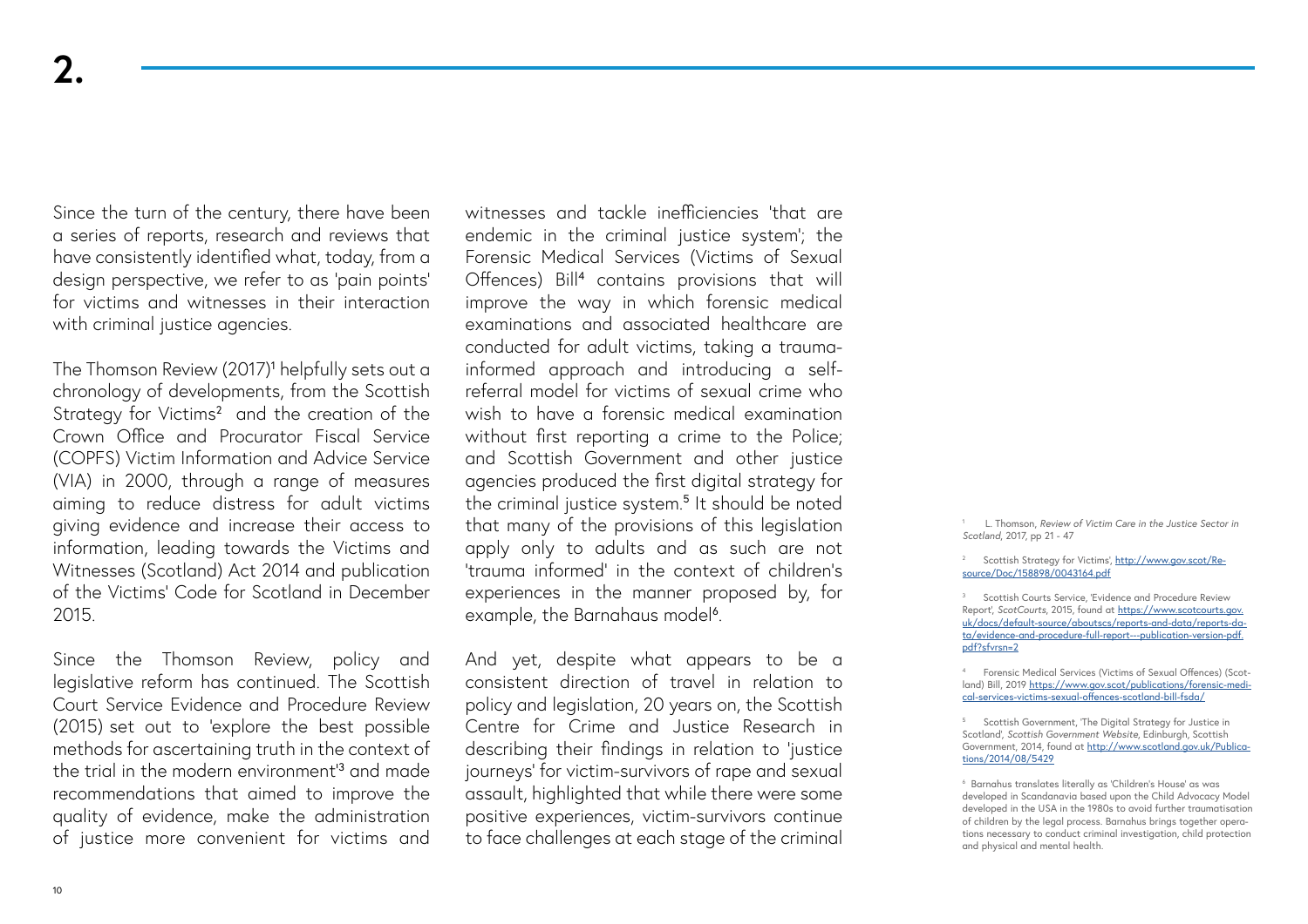# 2.

Since the turn of the century, there have been a series of reports, research and reviews that have consistently identified what, today, from a design perspective, we refer to as 'pain points' for victims and witnesses in their interaction with criminal justice agencies.

The Thomson Review (2017)[1] helpfully sets out a chronology of developments, from the Scottish Strategy for Victims[2] and the creation of the Crown Office and Procurator Fiscal Service (COPFS) Victim Information and Advice Service (VIA) in 2000, through a range of measures aiming to reduce distress for adult victims giving evidence and increase their access to information, leading towards the Victims and Witnesses (Scotland) Act 2014 and publication of the Victims' Code for Scotland in December 2015.

Since the Thomson Review, policy and legislative reform has continued. The Scottish Court Service Evidence and Procedure Review (2015) set out to 'explore the best possible methods for ascertaining truth in the context of the trial in the modern environment'[3] and made recommendations that aimed to improve the quality of evidence, make the administration of justice more convenient for victims and witnesses and tackle inefficiencies 'that are endemic in the criminal justice system'; the Forensic Medical Services (Victims of Sexual Offences) Bill[4] contains provisions that will improve the way in which forensic medical examinations and associated healthcare are conducted for adult victims, taking a trauma-informed approach and introducing a self-referral model for victims of sexual crime who wish to have a forensic medical examination without first reporting a crime to the Police; and Scottish Government and other justice agencies produced the first digital strategy for the criminal justice system.[5] It should be noted that many of the provisions of this legislation apply only to adults and as such are not 'trauma informed' in the context of children's experiences in the manner proposed by, for example, the Barnahaus model[6].

And yet, despite what appears to be a consistent direction of travel in relation to policy and legislation, 20 years on, the Scottish Centre for Crime and Justice Research in describing their findings in relation to 'justice journeys' for victim-survivors of rape and sexual assault, highlighted that while there were some positive experiences, victim-survivors continue to face challenges at each stage of the criminal

---

[1] L. Thomson, *Review of Victim Care in the Justice Sector in Scotland*, 2017, pp 21 - 47

[2] Scottish Strategy for Victims', http://www.gov.scot/Resource/Doc/158898/0043164.pdf

[3] Scottish Courts Service, 'Evidence and Procedure Review Report', *ScotCourts*, 2015, found at https://www.scotcourts.gov.uk/docs/default-source/aboutscs/reports-and-data/reports-data/evidence-and-procedure-full-report---publication-version-pdf.pdf?sfvrsn=2

[4] Forensic Medical Services (Victims of Sexual Offences) (Scotland) Bill, 2019 https://www.gov.scot/publications/forensic-medical-services-victims-sexual-offences-scotland-bill-fsda/

[5] Scottish Government, 'The Digital Strategy for Justice in Scotland', *Scottish Government Website*, Edinburgh, Scottish Government, 2014, found at http://www.scotland.gov.uk/Publications/2014/08/5429

[6] Barnahus translates literally as 'Children's House' as was developed in Scandanavia based upon the Child Advocacy Model developed in the USA in the 1980s to avoid further traumatisation of children by the legal process. Barnahus brings together operations necessary to conduct criminal investigation, child protection and physical and mental health.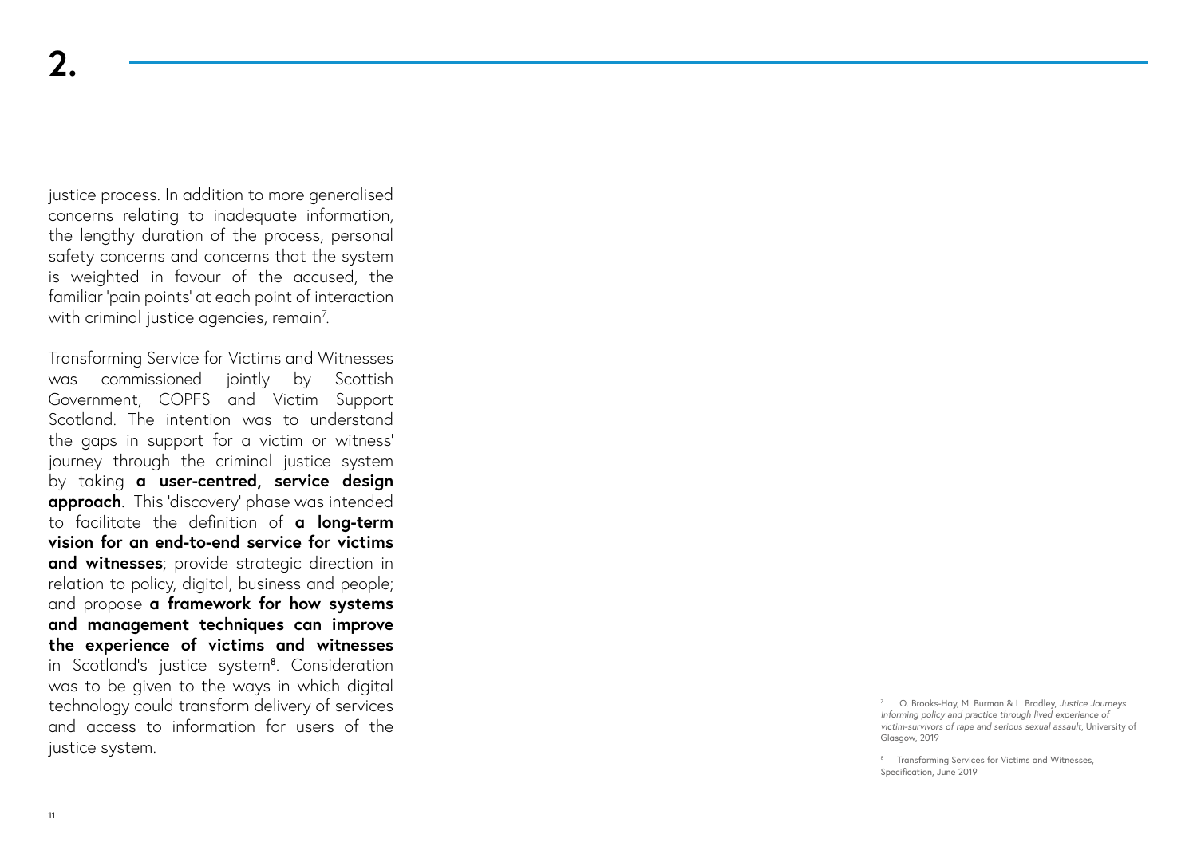# 2.

justice process. In addition to more generalised concerns relating to inadequate information, the lengthy duration of the process, personal safety concerns and concerns that the system is weighted in favour of the accused, the familiar 'pain points' at each point of interaction with criminal justice agencies, remain[7].

Transforming Service for Victims and Witnesses was commissioned jointly by Scottish Government, COPFS and Victim Support Scotland. The intention was to understand the gaps in support for a victim or witness' journey through the criminal justice system by taking **a user-centred, service design approach**. This 'discovery' phase was intended to facilitate the definition of **a long-term vision for an end-to-end service for victims and witnesses**; provide strategic direction in relation to policy, digital, business and people; and propose **a framework for how systems and management techniques can improve the experience of victims and witnesses** in Scotland's justice system[8]. Consideration was to be given to the ways in which digital technology could transform delivery of services and access to information for users of the justice system.

[7] O. Brooks-Hay, M. Burman & L. Bradley, *Justice Journeys Informing policy and practice through lived experience of victim-survivors of rape and serious sexual assault*, University of Glasgow, 2019

[8] Transforming Services for Victims and Witnesses, Specification, June 2019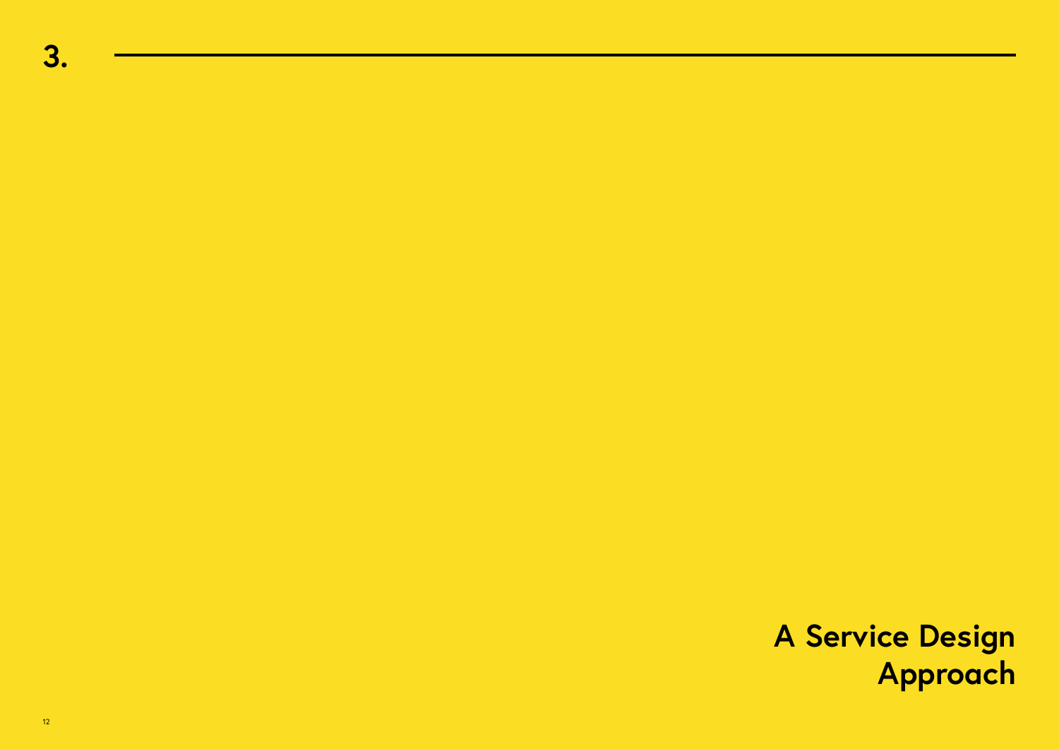# 3. A Service Design Approach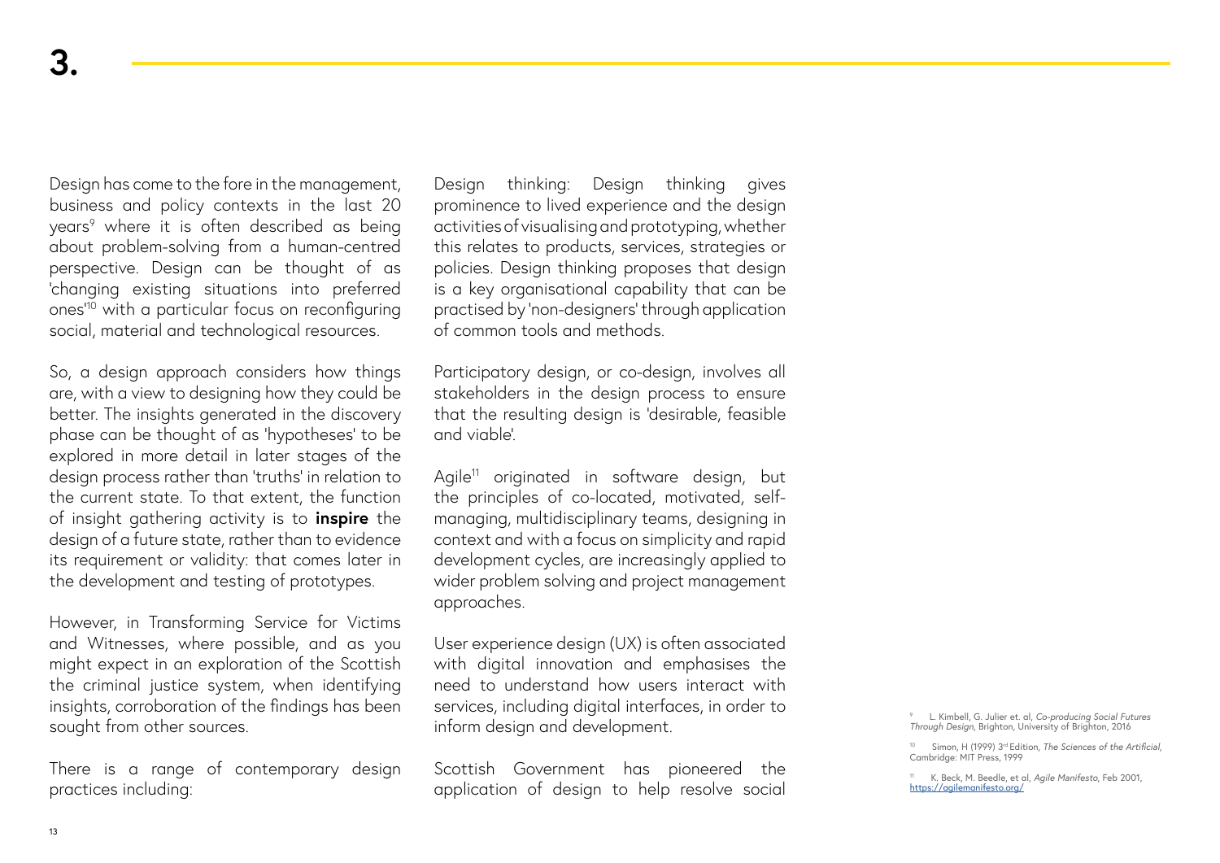# 3.

Design has come to the fore in the management, business and policy contexts in the last 20 years[9] where it is often described as being about problem-solving from a human-centred perspective. Design can be thought of as 'changing existing situations into preferred ones'[10] with a particular focus on reconfiguring social, material and technological resources.

So, a design approach considers how things are, with a view to designing how they could be better. The insights generated in the discovery phase can be thought of as 'hypotheses' to be explored in more detail in later stages of the design process rather than 'truths' in relation to the current state. To that extent, the function of insight gathering activity is to **inspire** the design of a future state, rather than to evidence its requirement or validity: that comes later in the development and testing of prototypes.

However, in Transforming Service for Victims and Witnesses, where possible, and as you might expect in an exploration of the Scottish the criminal justice system, when identifying insights, corroboration of the findings has been sought from other sources.

There is a range of contemporary design practices including:

Design thinking: Design thinking gives prominence to lived experience and the design activities of visualising and prototyping, whether this relates to products, services, strategies or policies. Design thinking proposes that design is a key organisational capability that can be practised by 'non-designers' through application of common tools and methods.

Participatory design, or co-design, involves all stakeholders in the design process to ensure that the resulting design is 'desirable, feasible and viable'.

Agile[11] originated in software design, but the principles of co-located, motivated, self-managing, multidisciplinary teams, designing in context and with a focus on simplicity and rapid development cycles, are increasingly applied to wider problem solving and project management approaches.

User experience design (UX) is often associated with digital innovation and emphasises the need to understand how users interact with services, including digital interfaces, in order to inform design and development.

Scottish Government has pioneered the application of design to help resolve social

[9] L. Kimbell, G. Julier et. al, *Co-producing Social Futures Through Design*, Brighton, University of Brighton, 2016

[10] Simon, H (1999) 3rd Edition, *The Sciences of the Artificial*, Cambridge: MIT Press, 1999

[11] K. Beck, M. Beedle, et al, *Agile Manifesto*, Feb 2001, https://agilemanifesto.org/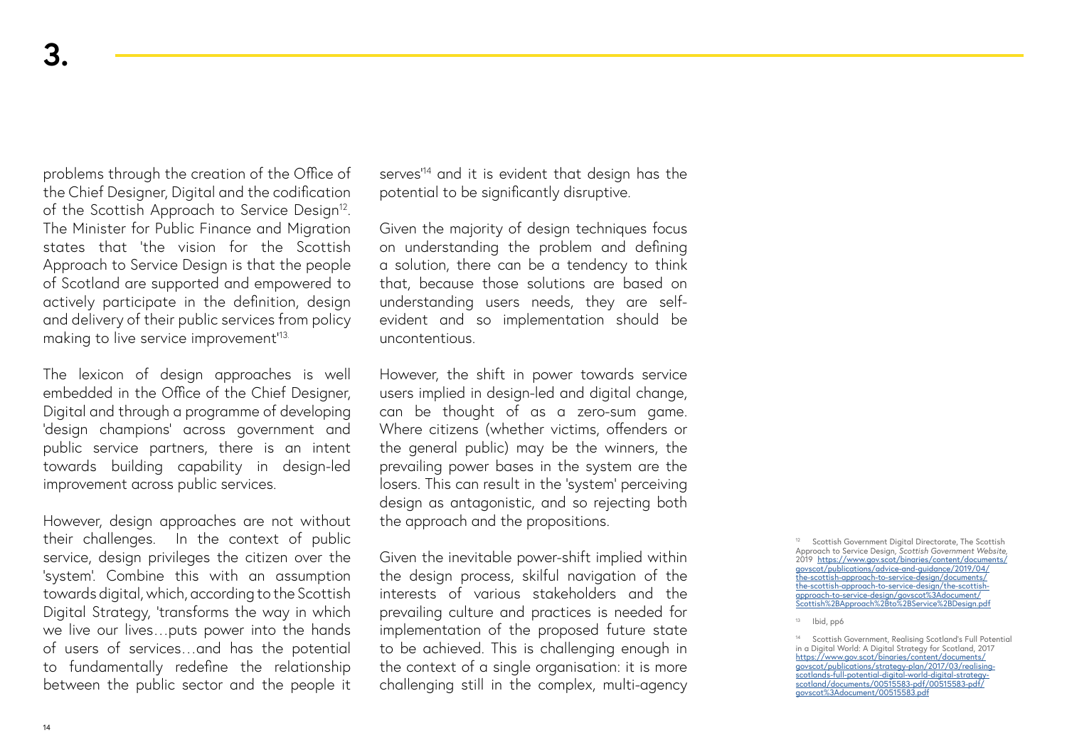# 3.

problems through the creation of the Office of the Chief Designer, Digital and the codification of the Scottish Approach to Service Design[12]. The Minister for Public Finance and Migration states that 'the vision for the Scottish Approach to Service Design is that the people of Scotland are supported and empowered to actively participate in the definition, design and delivery of their public services from policy making to live service improvement'[13].

The lexicon of design approaches is well embedded in the Office of the Chief Designer, Digital and through a programme of developing 'design champions' across government and public service partners, there is an intent towards building capability in design-led improvement across public services.

However, design approaches are not without their challenges. In the context of public service, design privileges the citizen over the 'system'. Combine this with an assumption towards digital, which, according to the Scottish Digital Strategy, 'transforms the way in which we live our lives…puts power into the hands of users of services…and has the potential to fundamentally redefine the relationship between the public sector and the people it serves'[14] and it is evident that design has the potential to be significantly disruptive.

Given the majority of design techniques focus on understanding the problem and defining a solution, there can be a tendency to think that, because those solutions are based on understanding users needs, they are self-evident and so implementation should be uncontentious.

However, the shift in power towards service users implied in design-led and digital change, can be thought of as a zero-sum game. Where citizens (whether victims, offenders or the general public) may be the winners, the prevailing power bases in the system are the losers. This can result in the 'system' perceiving design as antagonistic, and so rejecting both the approach and the propositions.

Given the inevitable power-shift implied within the design process, skilful navigation of the interests of various stakeholders and the prevailing culture and practices is needed for implementation of the proposed future state to be achieved. This is challenging enough in the context of a single organisation: it is more challenging still in the complex, multi-agency

[12] Scottish Government Digital Directorate, The Scottish Approach to Service Design, *Scottish Government Website*, 2019 https://www.gov.scot/binaries/content/documents/govscot/publications/advice-and-guidance/2019/04/the-scottish-approach-to-service-design/documents/the-scottish-approach-to-service-design/the-scottish-approach-to-service-design/govscot%3Adocument/Scottish%2BApproach%2Bto%2BService%2BDesign.pdf

[13] Ibid, pp6

[14] Scottish Government, Realising Scotland's Full Potential in a Digital World: A Digital Strategy for Scotland, 2017 https://www.gov.scot/binaries/content/documents/govscot/publications/strategy-plan/2017/03/realising-scotlands-full-potential-digital-world-digital-strategy-scotland/documents/00515583-pdf/00515583-pdf/govscot%3Adocument/00515583.pdf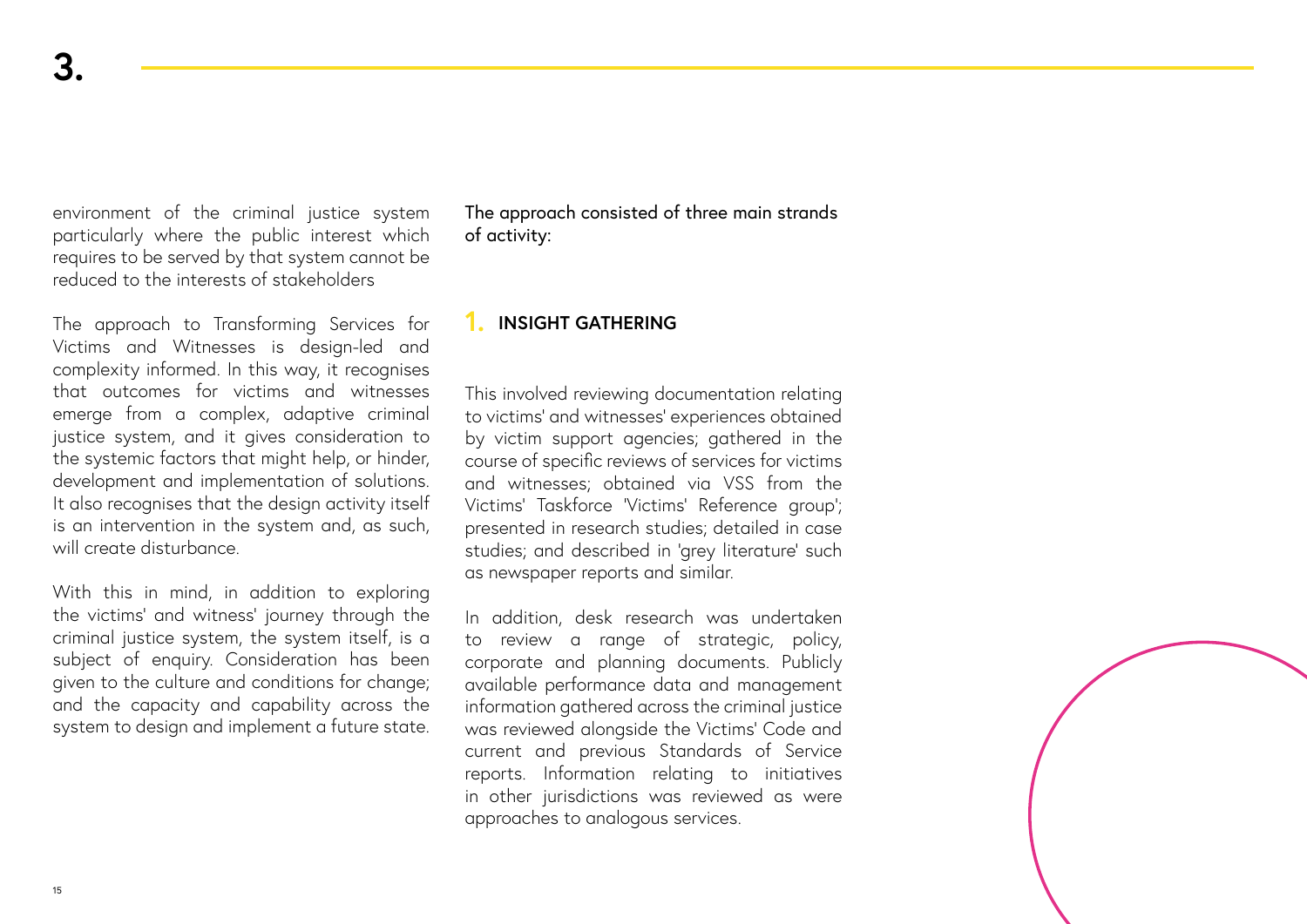environment of the criminal justice system particularly where the public interest which requires to be served by that system cannot be reduced to the interests of stakeholders

The approach to Transforming Services for Victims and Witnesses is design-led and complexity informed. In this way, it recognises that outcomes for victims and witnesses emerge from a complex, adaptive criminal justice system, and it gives consideration to the systemic factors that might help, or hinder, development and implementation of solutions. It also recognises that the design activity itself is an intervention in the system and, as such, will create disturbance.

With this in mind, in addition to exploring the victims' and witness' journey through the criminal justice system, the system itself, is a subject of enquiry. Consideration has been given to the culture and conditions for change; and the capacity and capability across the system to design and implement a future state.

The approach consisted of three main strands of activity:

## 1. INSIGHT GATHERING

This involved reviewing documentation relating to victims' and witnesses' experiences obtained by victim support agencies; gathered in the course of specific reviews of services for victims and witnesses; obtained via VSS from the Victims' Taskforce 'Victims' Reference group'; presented in research studies; detailed in case studies; and described in 'grey literature' such as newspaper reports and similar.

In addition, desk research was undertaken to review a range of strategic, policy, corporate and planning documents. Publicly available performance data and management information gathered across the criminal justice was reviewed alongside the Victims' Code and current and previous Standards of Service reports. Information relating to initiatives in other jurisdictions was reviewed as were approaches to analogous services.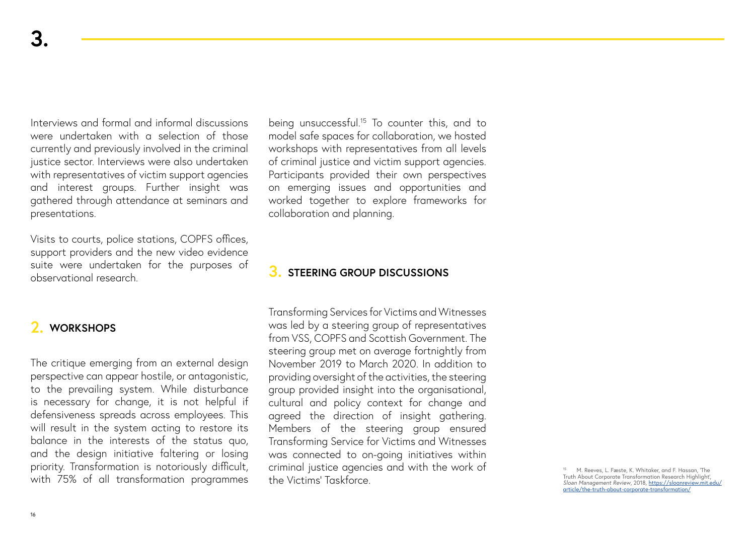# 3.

Interviews and formal and informal discussions were undertaken with a selection of those currently and previously involved in the criminal justice sector. Interviews were also undertaken with representatives of victim support agencies and interest groups. Further insight was gathered through attendance at seminars and presentations.

Visits to courts, police stations, COPFS offices, support providers and the new video evidence suite were undertaken for the purposes of observational research.

## 2. WORKSHOPS

The critique emerging from an external design perspective can appear hostile, or antagonistic, to the prevailing system. While disturbance is necessary for change, it is not helpful if defensiveness spreads across employees. This will result in the system acting to restore its balance in the interests of the status quo, and the design initiative faltering or losing priority. Transformation is notoriously difficult, with 75% of all transformation programmes being unsuccessful.[15] To counter this, and to model safe spaces for collaboration, we hosted workshops with representatives from all levels of criminal justice and victim support agencies. Participants provided their own perspectives on emerging issues and opportunities and worked together to explore frameworks for collaboration and planning.

## 3. STEERING GROUP DISCUSSIONS

Transforming Services for Victims and Witnesses was led by a steering group of representatives from VSS, COPFS and Scottish Government. The steering group met on average fortnightly from November 2019 to March 2020. In addition to providing oversight of the activities, the steering group provided insight into the organisational, cultural and policy context for change and agreed the direction of insight gathering. Members of the steering group ensured Transforming Service for Victims and Witnesses was connected to on-going initiatives within criminal justice agencies and with the work of the Victims' Taskforce.

[15] M. Reeves, L. Fæste, K. Whitaker, and F. Hassan, 'The Truth About Corporate Transformation Research Highlight', *Sloan Management Review*, 2018, https://sloanreview.mit.edu/article/the-truth-about-corporate-transformation/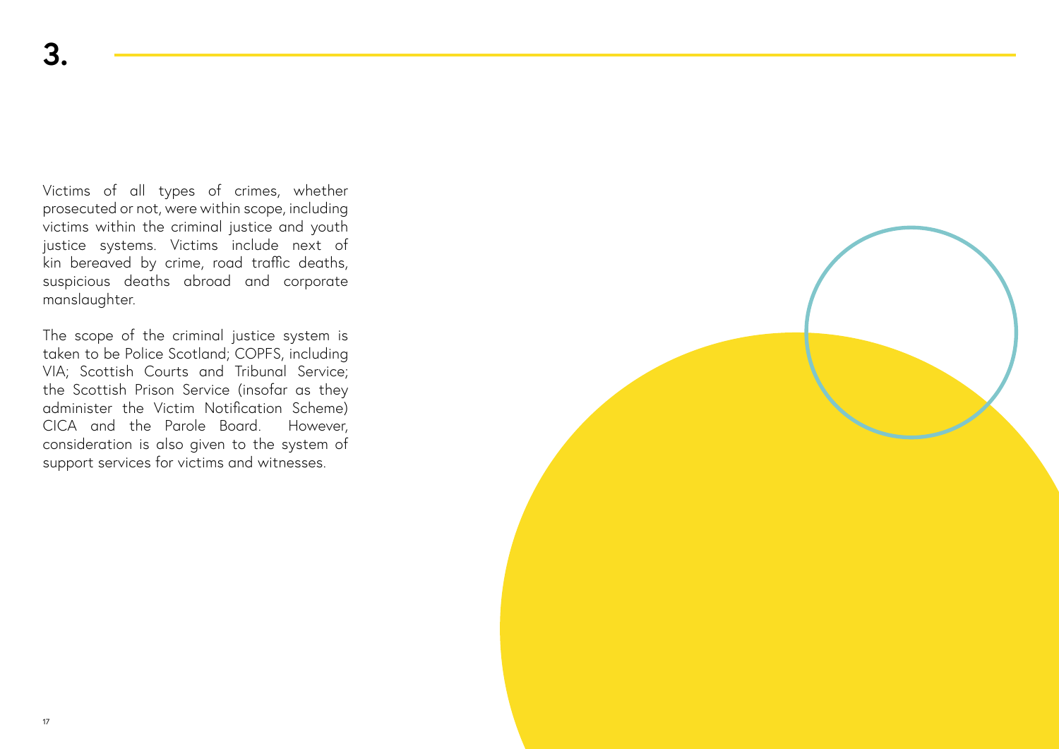# 3.

Victims of all types of crimes, whether prosecuted or not, were within scope, including victims within the criminal justice and youth justice systems. Victims include next of kin bereaved by crime, road traffic deaths, suspicious deaths abroad and corporate manslaughter.

The scope of the criminal justice system is taken to be Police Scotland; COPFS, including VIA; Scottish Courts and Tribunal Service; the Scottish Prison Service (insofar as they administer the Victim Notification Scheme) CICA and the Parole Board. However, consideration is also given to the system of support services for victims and witnesses.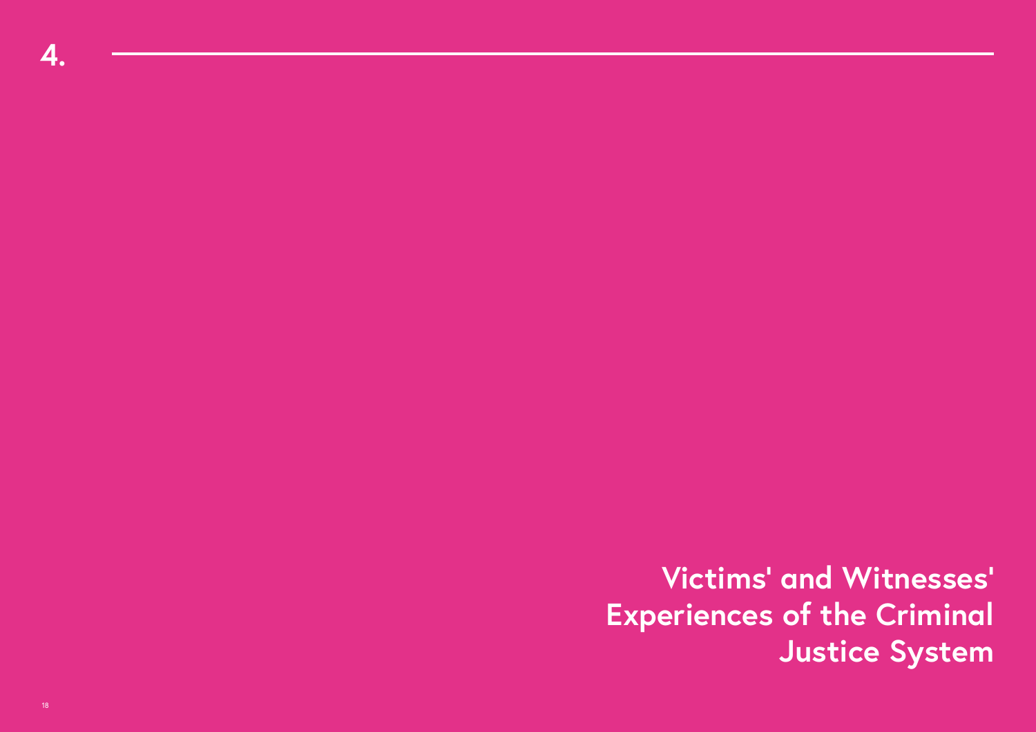# 4. Victims' and Witnesses' Experiences of the Criminal Justice System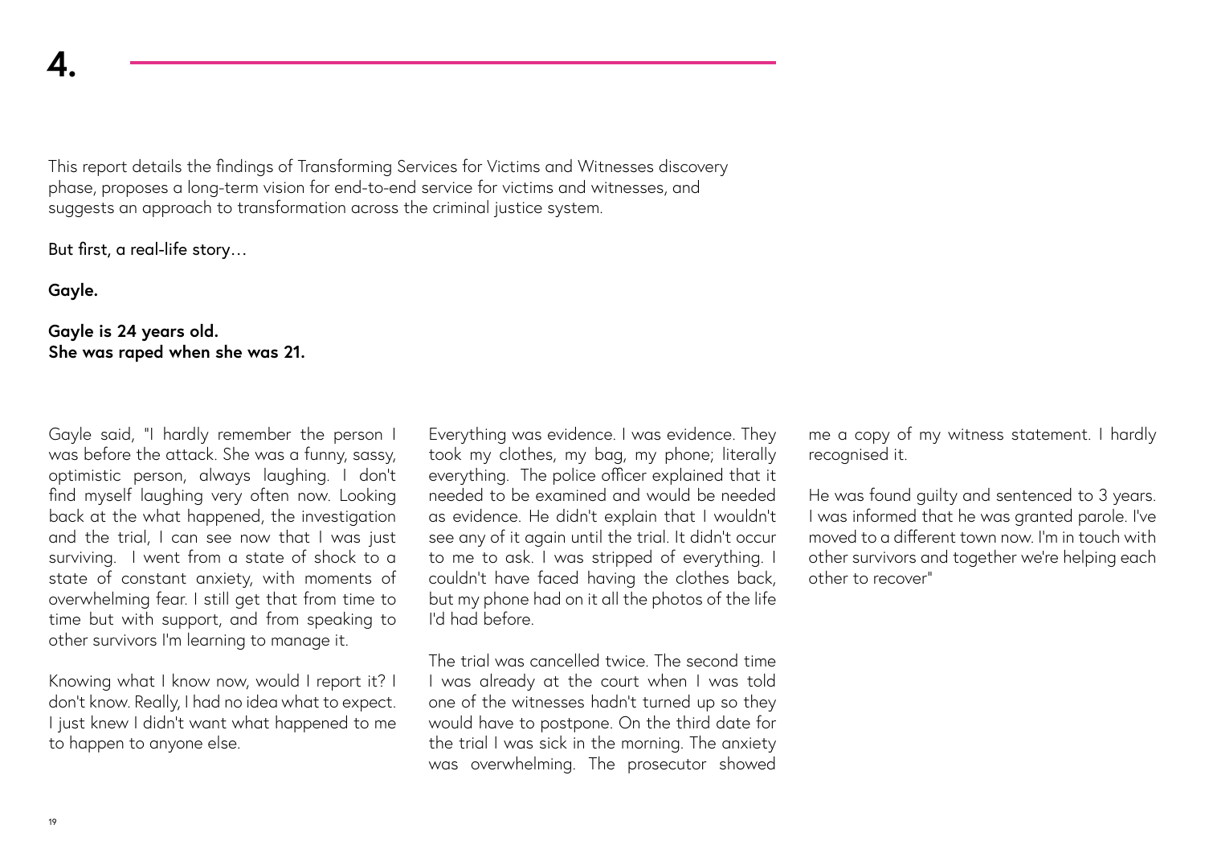# 4.

This report details the findings of Transforming Services for Victims and Witnesses discovery phase, proposes a long-term vision for end-to-end service for victims and witnesses, and suggests an approach to transformation across the criminal justice system.

But first, a real-life story…

**Gayle.**

**Gayle is 24 years old.**
**She was raped when she was 21.**

Gayle said, "I hardly remember the person I was before the attack. She was a funny, sassy, optimistic person, always laughing. I don't find myself laughing very often now. Looking back at the what happened, the investigation and the trial, I can see now that I was just surviving. I went from a state of shock to a state of constant anxiety, with moments of overwhelming fear. I still get that from time to time but with support, and from speaking to other survivors I'm learning to manage it.

Knowing what I know now, would I report it? I don't know. Really, I had no idea what to expect. I just knew I didn't want what happened to me to happen to anyone else.

Everything was evidence. I was evidence. They took my clothes, my bag, my phone; literally everything. The police officer explained that it needed to be examined and would be needed as evidence. He didn't explain that I wouldn't see any of it again until the trial. It didn't occur to me to ask. I was stripped of everything. I couldn't have faced having the clothes back, but my phone had on it all the photos of the life I'd had before.

The trial was cancelled twice. The second time I was already at the court when I was told one of the witnesses hadn't turned up so they would have to postpone. On the third date for the trial I was sick in the morning. The anxiety was overwhelming. The prosecutor showed me a copy of my witness statement. I hardly recognised it.

He was found guilty and sentenced to 3 years. I was informed that he was granted parole. I've moved to a different town now. I'm in touch with other survivors and together we're helping each other to recover"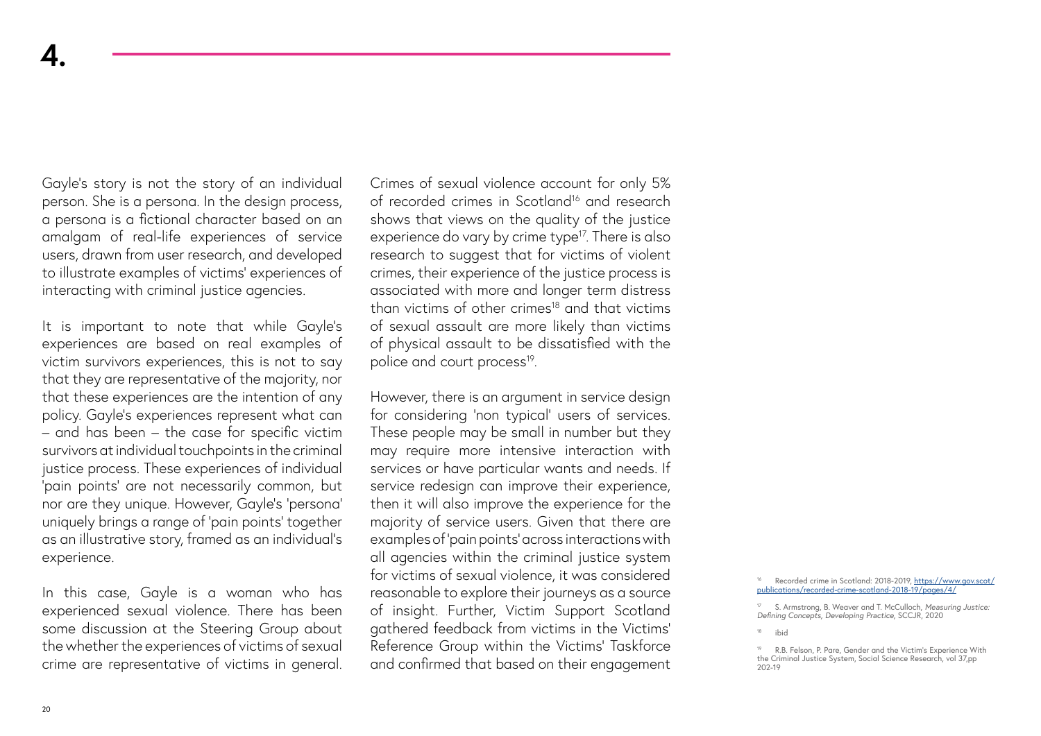# 4.

Gayle's story is not the story of an individual person. She is a persona. In the design process, a persona is a fictional character based on an amalgam of real-life experiences of service users, drawn from user research, and developed to illustrate examples of victims' experiences of interacting with criminal justice agencies.

It is important to note that while Gayle's experiences are based on real examples of victim survivors experiences, this is not to say that they are representative of the majority, nor that these experiences are the intention of any policy. Gayle's experiences represent what can – and has been – the case for specific victim survivors at individual touchpoints in the criminal justice process. These experiences of individual 'pain points' are not necessarily common, but nor are they unique. However, Gayle's 'persona' uniquely brings a range of 'pain points' together as an illustrative story, framed as an individual's experience.

In this case, Gayle is a woman who has experienced sexual violence. There has been some discussion at the Steering Group about the whether the experiences of victims of sexual crime are representative of victims in general. Crimes of sexual violence account for only 5% of recorded crimes in Scotland[16] and research shows that views on the quality of the justice experience do vary by crime type[17]. There is also research to suggest that for victims of violent crimes, their experience of the justice process is associated with more and longer term distress than victims of other crimes[18] and that victims of sexual assault are more likely than victims of physical assault to be dissatisfied with the police and court process[19].

However, there is an argument in service design for considering 'non typical' users of services. These people may be small in number but they may require more intensive interaction with services or have particular wants and needs. If service redesign can improve their experience, then it will also improve the experience for the majority of service users. Given that there are examples of 'pain points' across interactions with all agencies within the criminal justice system for victims of sexual violence, it was considered reasonable to explore their journeys as a source of insight. Further, Victim Support Scotland gathered feedback from victims in the Victims' Reference Group within the Victims' Taskforce and confirmed that based on their engagement

[16] Recorded crime in Scotland: 2018-2019, https://www.gov.scot/publications/recorded-crime-scotland-2018-19/pages/4/

[17] S. Armstrong, B. Weaver and T. McCulloch, *Measuring Justice: Defining Concepts, Developing Practice,* SCCJR, 2020

[18] ibid

[19] R.B. Felson, P. Pare, Gender and the Victim's Experience With the Criminal Justice System, Social Science Research, vol 37,pp 202-19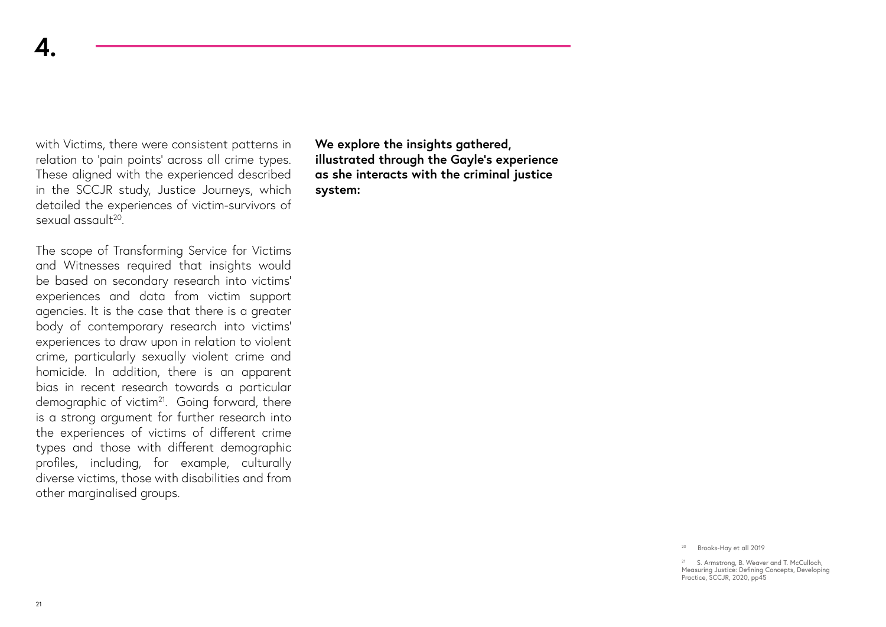# 4.

with Victims, there were consistent patterns in relation to 'pain points' across all crime types. These aligned with the experienced described in the SCCJR study, Justice Journeys, which detailed the experiences of victim-survivors of sexual assault[20].

The scope of Transforming Service for Victims and Witnesses required that insights would be based on secondary research into victims' experiences and data from victim support agencies. It is the case that there is a greater body of contemporary research into victims' experiences to draw upon in relation to violent crime, particularly sexually violent crime and homicide. In addition, there is an apparent bias in recent research towards a particular demographic of victim[21]. Going forward, there is a strong argument for further research into the experiences of victims of different crime types and those with different demographic profiles, including, for example, culturally diverse victims, those with disabilities and from other marginalised groups.

**We explore the insights gathered, illustrated through the Gayle's experience as she interacts with the criminal justice system:**

[20] Brooks-Hay et all 2019

[21] S. Armstrong, B. Weaver and T. McCulloch, Measuring Justice: Defining Concepts, Developing Practice, SCCJR, 2020, pp45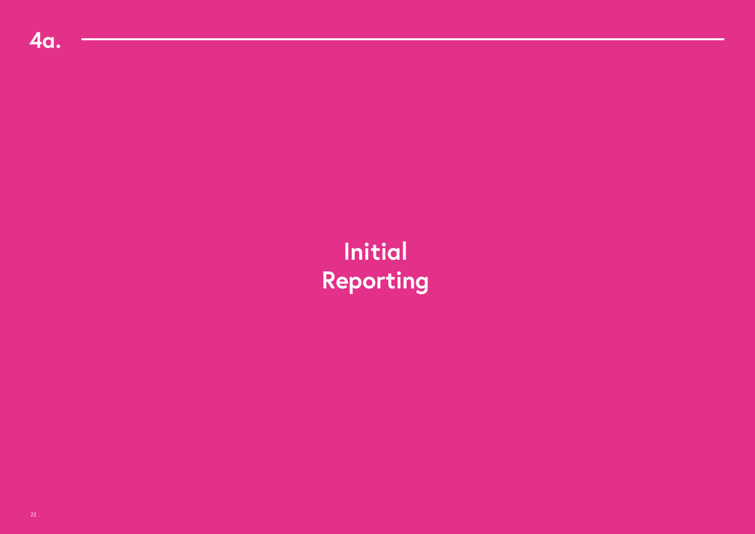4a.

# Initial Reporting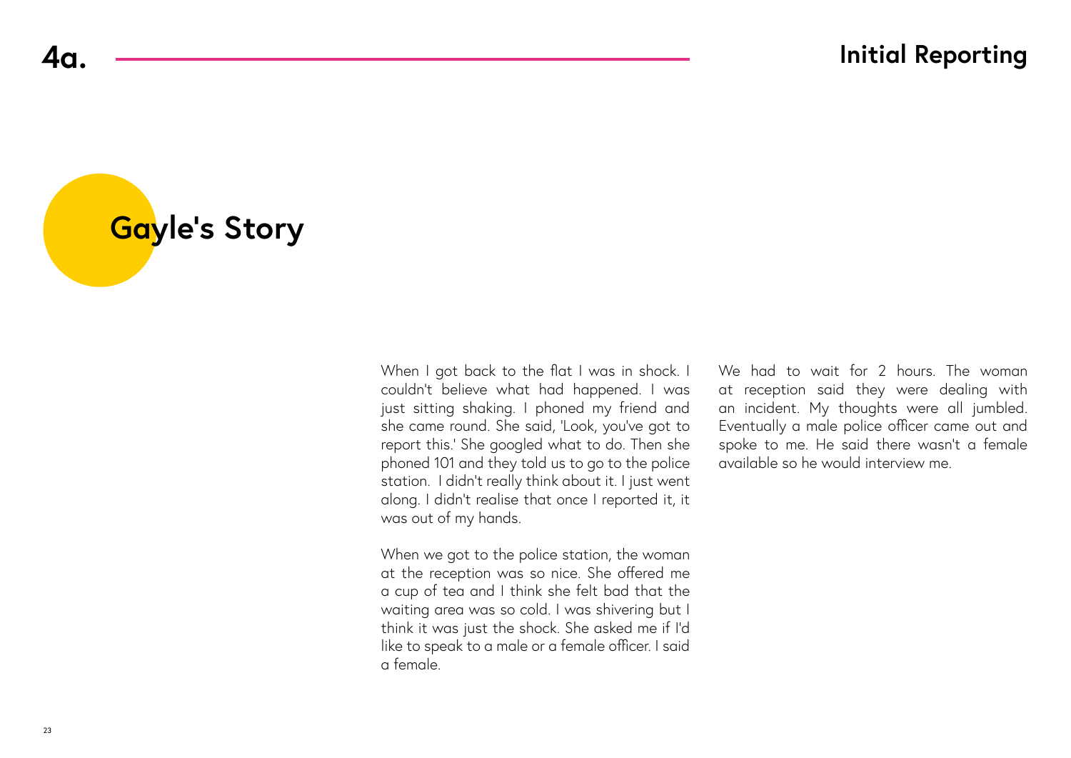# 4a. Initial Reporting

## Gayle's Story

When I got back to the flat I was in shock. I couldn't believe what had happened. I was just sitting shaking. I phoned my friend and she came round. She said, 'Look, you've got to report this.' She googled what to do. Then she phoned 101 and they told us to go to the police station. I didn't really think about it. I just went along. I didn't realise that once I reported it, it was out of my hands.

When we got to the police station, the woman at the reception was so nice. She offered me a cup of tea and I think she felt bad that the waiting area was so cold. I was shivering but I think it was just the shock. She asked me if I'd like to speak to a male or a female officer. I said a female.

We had to wait for 2 hours. The woman at reception said they were dealing with an incident. My thoughts were all jumbled. Eventually a male police officer came out and spoke to me. He said there wasn't a female available so he would interview me.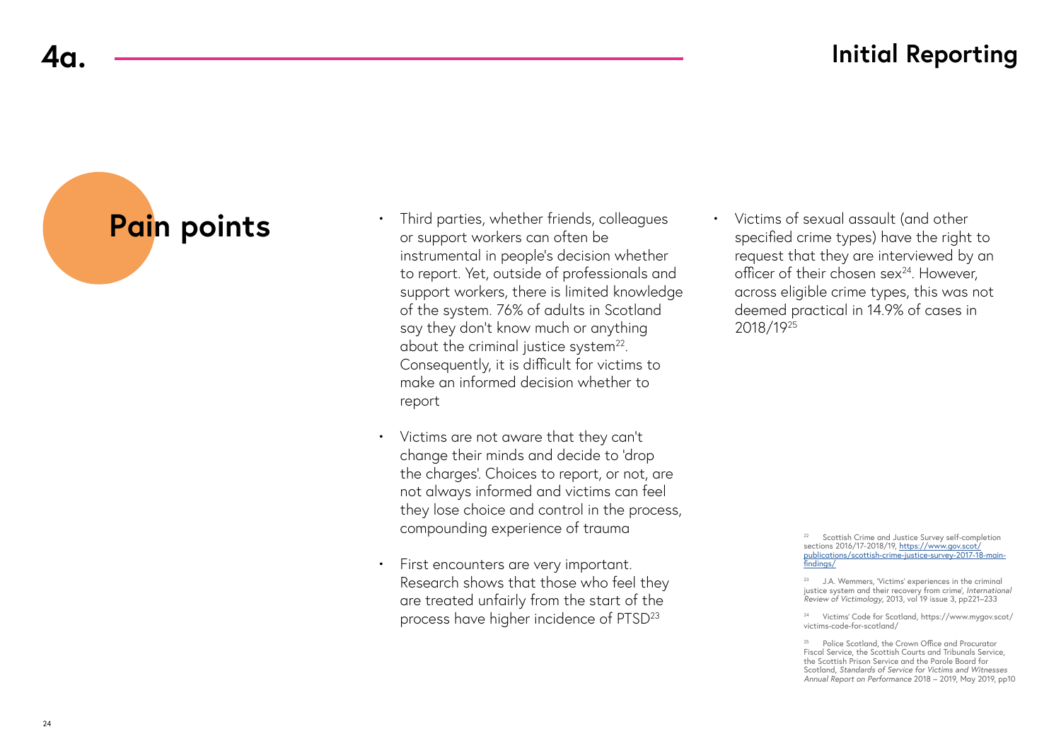# 4a. Initial Reporting

## Pain points

- Third parties, whether friends, colleagues or support workers can often be instrumental in people's decision whether to report. Yet, outside of professionals and support workers, there is limited knowledge of the system. 76% of adults in Scotland say they don't know much or anything about the criminal justice system[22]. Consequently, it is difficult for victims to make an informed decision whether to report

- Victims are not aware that they can't change their minds and decide to 'drop the charges'. Choices to report, or not, are not always informed and victims can feel they lose choice and control in the process, compounding experience of trauma

- First encounters are very important. Research shows that those who feel they are treated unfairly from the start of the process have higher incidence of PTSD[23]

- Victims of sexual assault (and other specified crime types) have the right to request that they are interviewed by an officer of their chosen sex[24]. However, across eligible crime types, this was not deemed practical in 14.9% of cases in 2018/19[25]

[22] Scottish Crime and Justice Survey self-completion sections 2016/17-2018/19, https://www.gov.scot/publications/scottish-crime-justice-survey-2017-18-main-findings/

[23] J.A. Wemmers, 'Victims' experiences in the criminal justice system and their recovery from crime', *International Review of Victimology*, 2013, vol 19 issue 3, pp221–233

[24] Victims' Code for Scotland, https://www.mygov.scot/victims-code-for-scotland/

[25] Police Scotland, the Crown Office and Procurator Fiscal Service, the Scottish Courts and Tribunals Service, the Scottish Prison Service and the Parole Board for Scotland, *Standards of Service for Victims and Witnesses Annual Report on Performance* 2018 – 2019, May 2019, pp10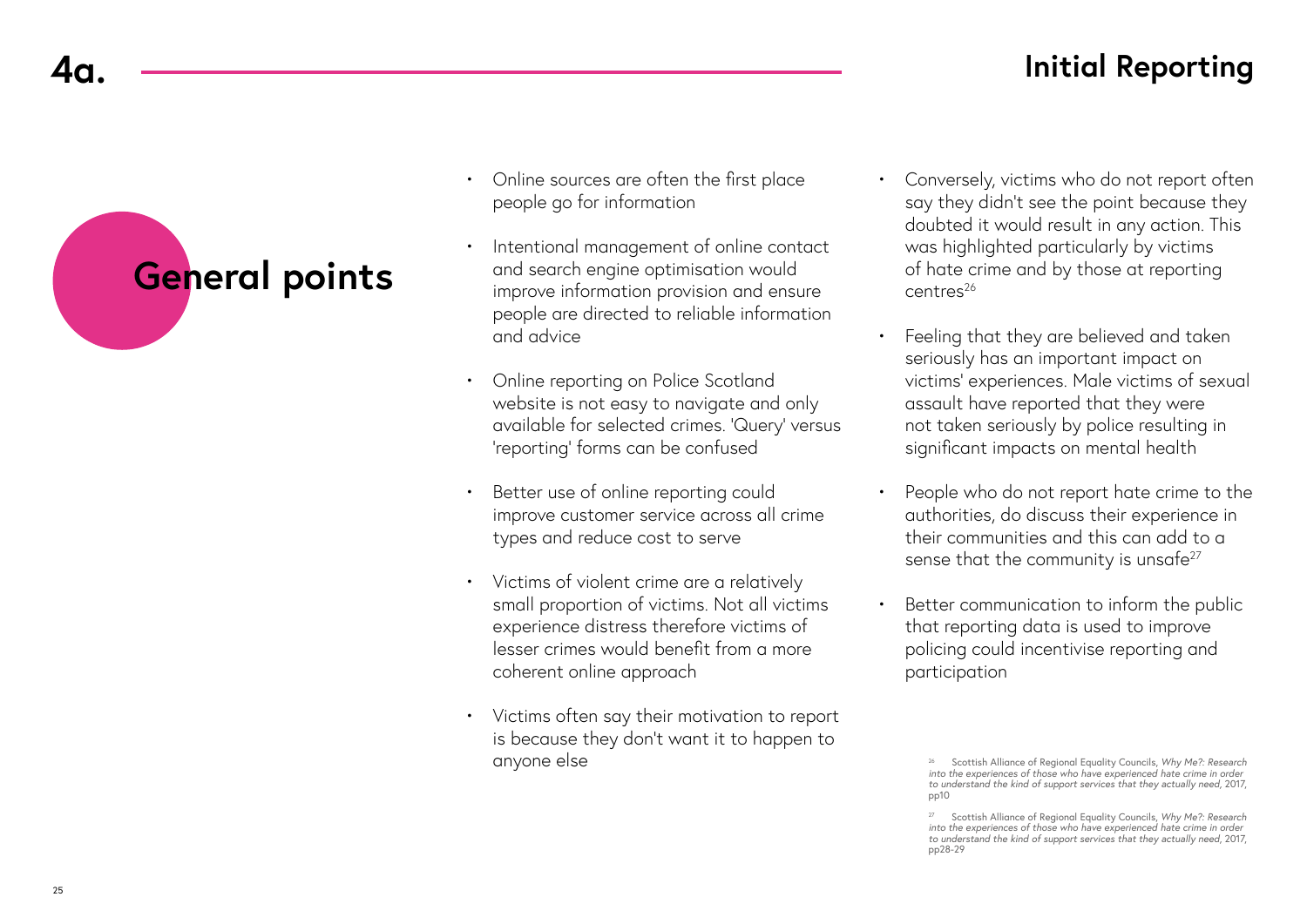# 4a. Initial Reporting

## General points

- Online sources are often the first place people go for information
- Intentional management of online contact and search engine optimisation would improve information provision and ensure people are directed to reliable information and advice
- Online reporting on Police Scotland website is not easy to navigate and only available for selected crimes. 'Query' versus 'reporting' forms can be confused
- Better use of online reporting could improve customer service across all crime types and reduce cost to serve
- Victims of violent crime are a relatively small proportion of victims. Not all victims experience distress therefore victims of lesser crimes would benefit from a more coherent online approach
- Victims often say their motivation to report is because they don't want it to happen to anyone else
- Conversely, victims who do not report often say they didn't see the point because they doubted it would result in any action. This was highlighted particularly by victims of hate crime and by those at reporting centres[26]
- Feeling that they are believed and taken seriously has an important impact on victims' experiences. Male victims of sexual assault have reported that they were not taken seriously by police resulting in significant impacts on mental health
- People who do not report hate crime to the authorities, do discuss their experience in their communities and this can add to a sense that the community is unsafe[27]
- Better communication to inform the public that reporting data is used to improve policing could incentivise reporting and participation

[26] Scottish Alliance of Regional Equality Councils, *Why Me?: Research into the experiences of those who have experienced hate crime in order to understand the kind of support services that they actually need*, 2017, pp10

[27] Scottish Alliance of Regional Equality Councils, *Why Me?: Research into the experiences of those who have experienced hate crime in order to understand the kind of support services that they actually need*, 2017, pp28-29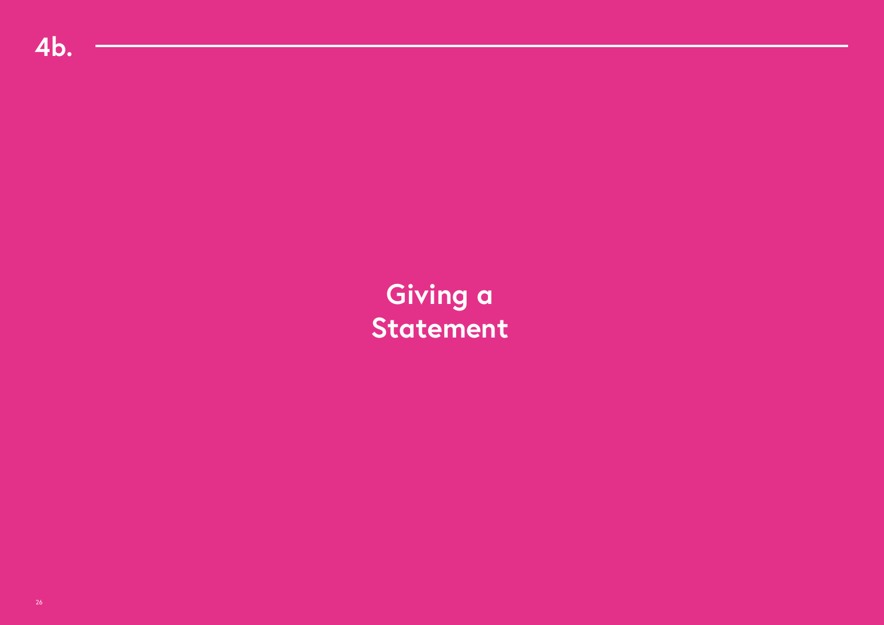# 4b. Giving a Statement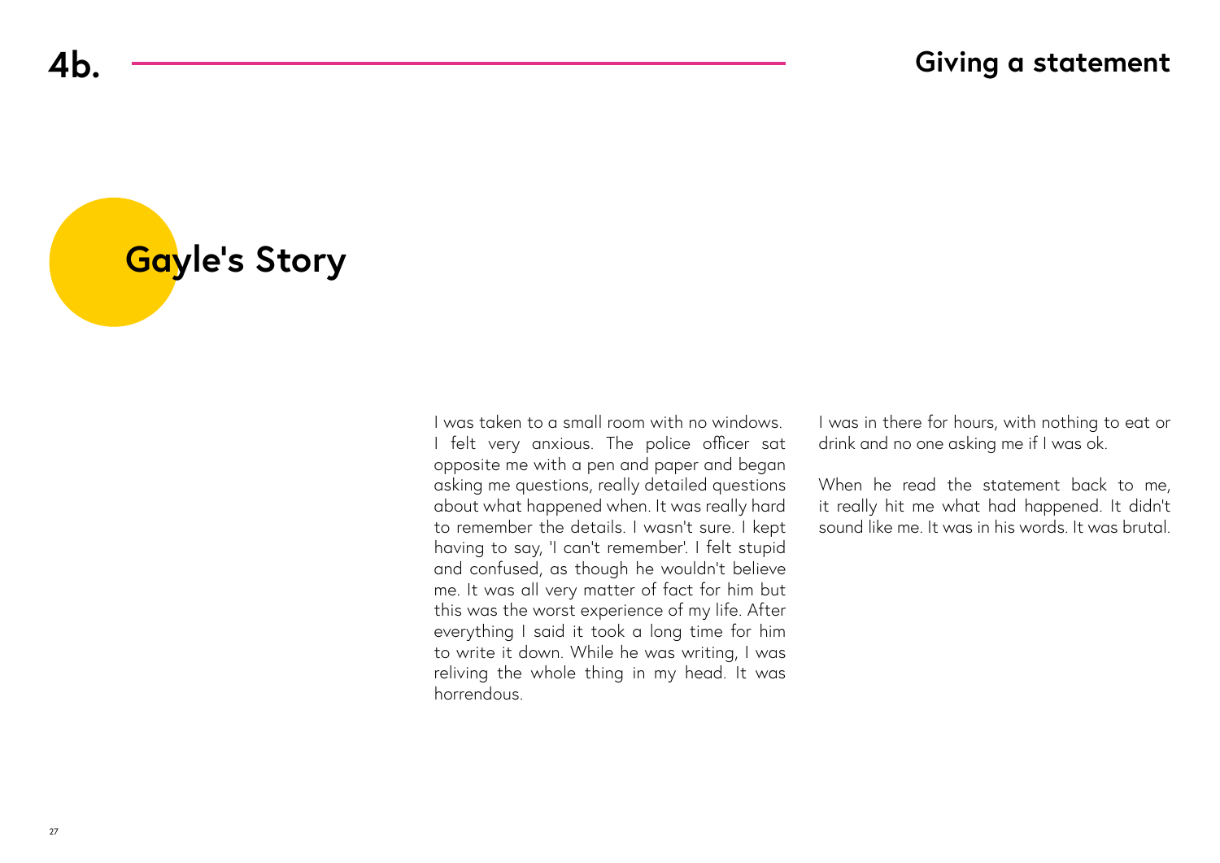# 4b. Giving a statement

## Gayle's Story

I was taken to a small room with no windows. I felt very anxious. The police officer sat opposite me with a pen and paper and began asking me questions, really detailed questions about what happened when. It was really hard to remember the details. I wasn't sure. I kept having to say, 'I can't remember'. I felt stupid and confused, as though he wouldn't believe me. It was all very matter of fact for him but this was the worst experience of my life. After everything I said it took a long time for him to write it down. While he was writing, I was reliving the whole thing in my head. It was horrendous.

I was in there for hours, with nothing to eat or drink and no one asking me if I was ok.

When he read the statement back to me, it really hit me what had happened. It didn't sound like me. It was in his words. It was brutal.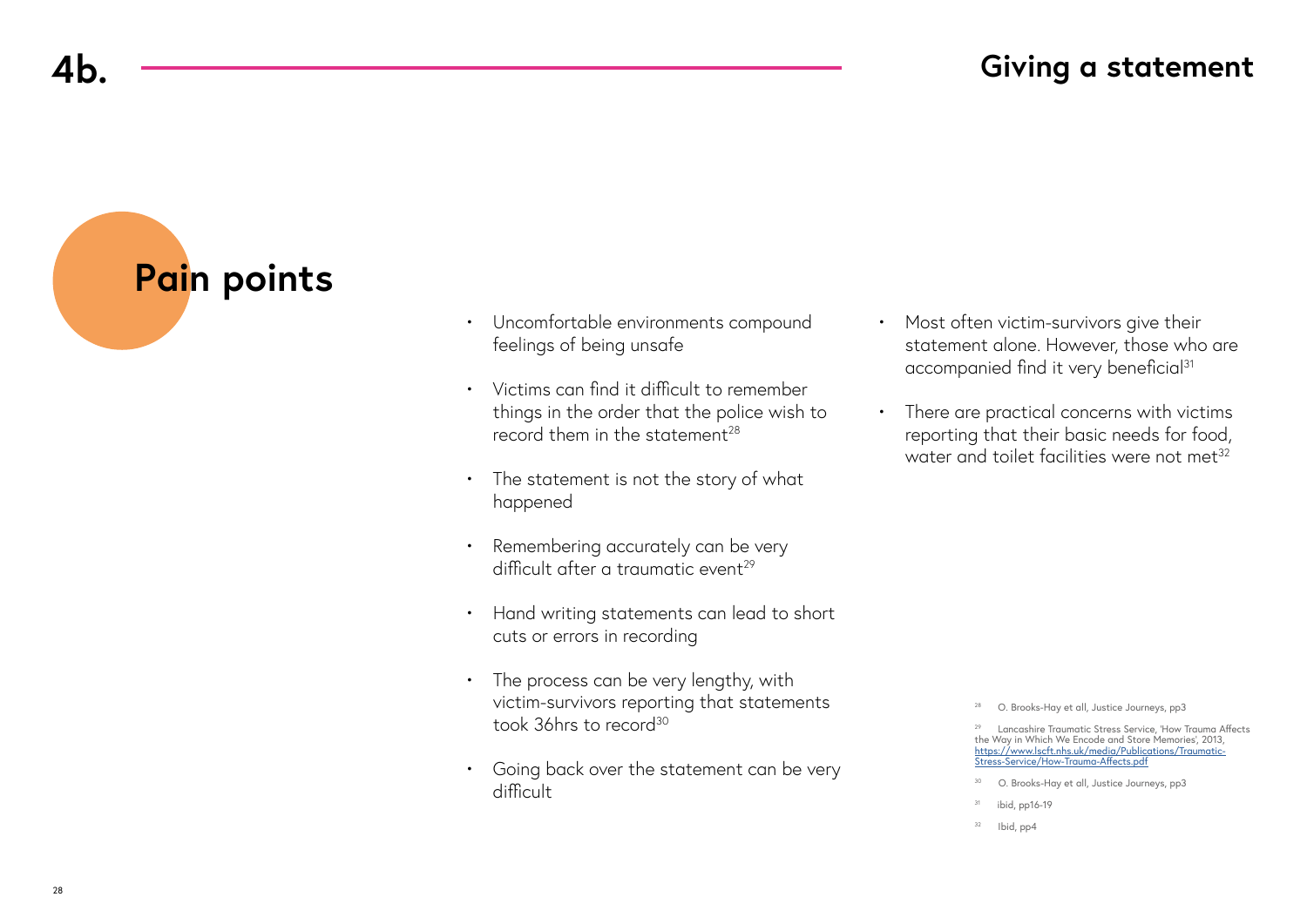# 4b. Giving a statement

## Pain points

- Uncomfortable environments compound feelings of being unsafe
- Victims can find it difficult to remember things in the order that the police wish to record them in the statement[28]
- The statement is not the story of what happened
- Remembering accurately can be very difficult after a traumatic event[29]
- Hand writing statements can lead to short cuts or errors in recording
- The process can be very lengthy, with victim-survivors reporting that statements took 36hrs to record[30]
- Going back over the statement can be very difficult
- Most often victim-survivors give their statement alone. However, those who are accompanied find it very beneficial[31]
- There are practical concerns with victims reporting that their basic needs for food, water and toilet facilities were not met[32]

---

[28] O. Brooks-Hay et all, Justice Journeys, pp3

[29] Lancashire Traumatic Stress Service, 'How Trauma Affects the Way in Which We Encode and Store Memories', 2013, https://www.lscft.nhs.uk/media/Publications/Traumatic-Stress-Service/How-Trauma-Affects.pdf

[30] O. Brooks-Hay et all, Justice Journeys, pp3

[31] ibid, pp16-19

[32] Ibid, pp4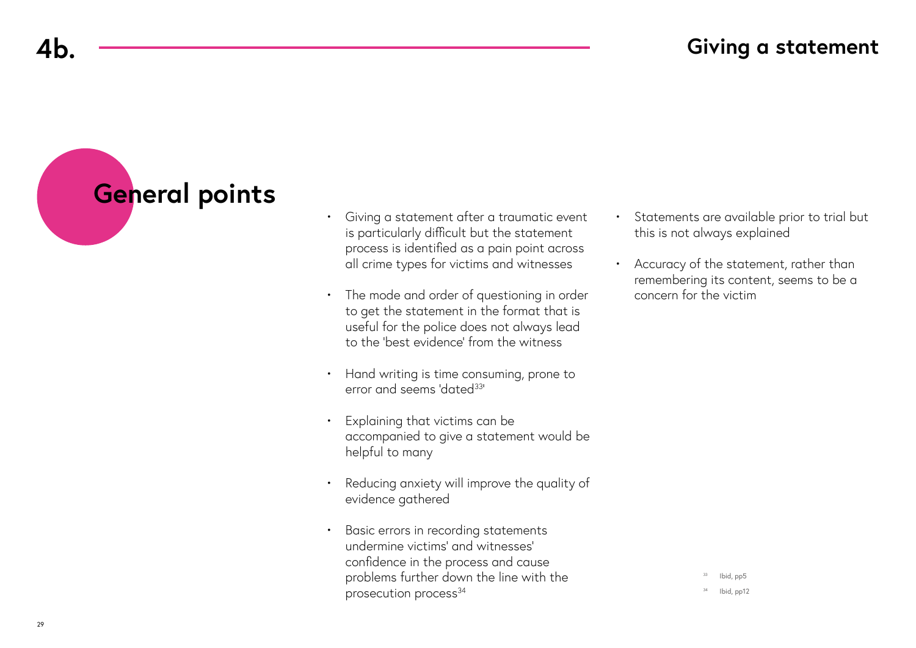# 4b. Giving a statement

## General points

- Giving a statement after a traumatic event is particularly difficult but the statement process is identified as a pain point across all crime types for victims and witnesses
- The mode and order of questioning in order to get the statement in the format that is useful for the police does not always lead to the 'best evidence' from the witness
- Hand writing is time consuming, prone to error and seems 'dated[33]'
- Explaining that victims can be accompanied to give a statement would be helpful to many
- Reducing anxiety will improve the quality of evidence gathered
- Basic errors in recording statements undermine victims' and witnesses' confidence in the process and cause problems further down the line with the prosecution process[34]
- Statements are available prior to trial but this is not always explained
- Accuracy of the statement, rather than remembering its content, seems to be a concern for the victim

[33] Ibid, pp5

[34] Ibid, pp12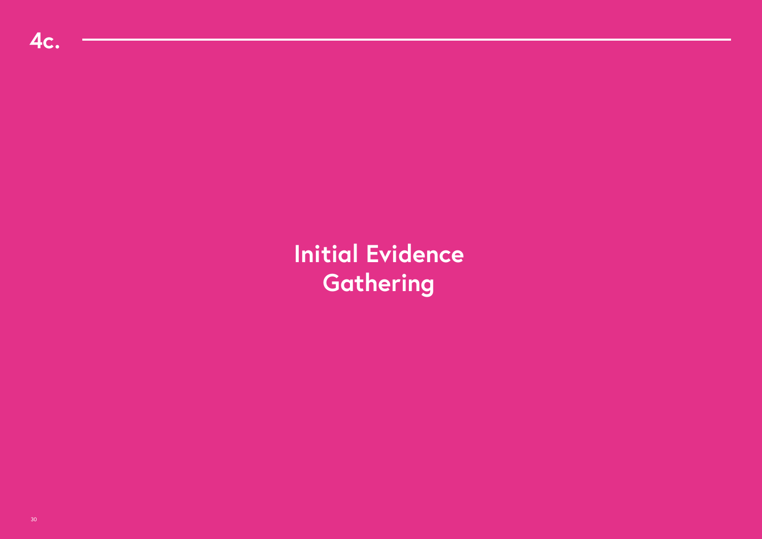4c.

# Initial Evidence Gathering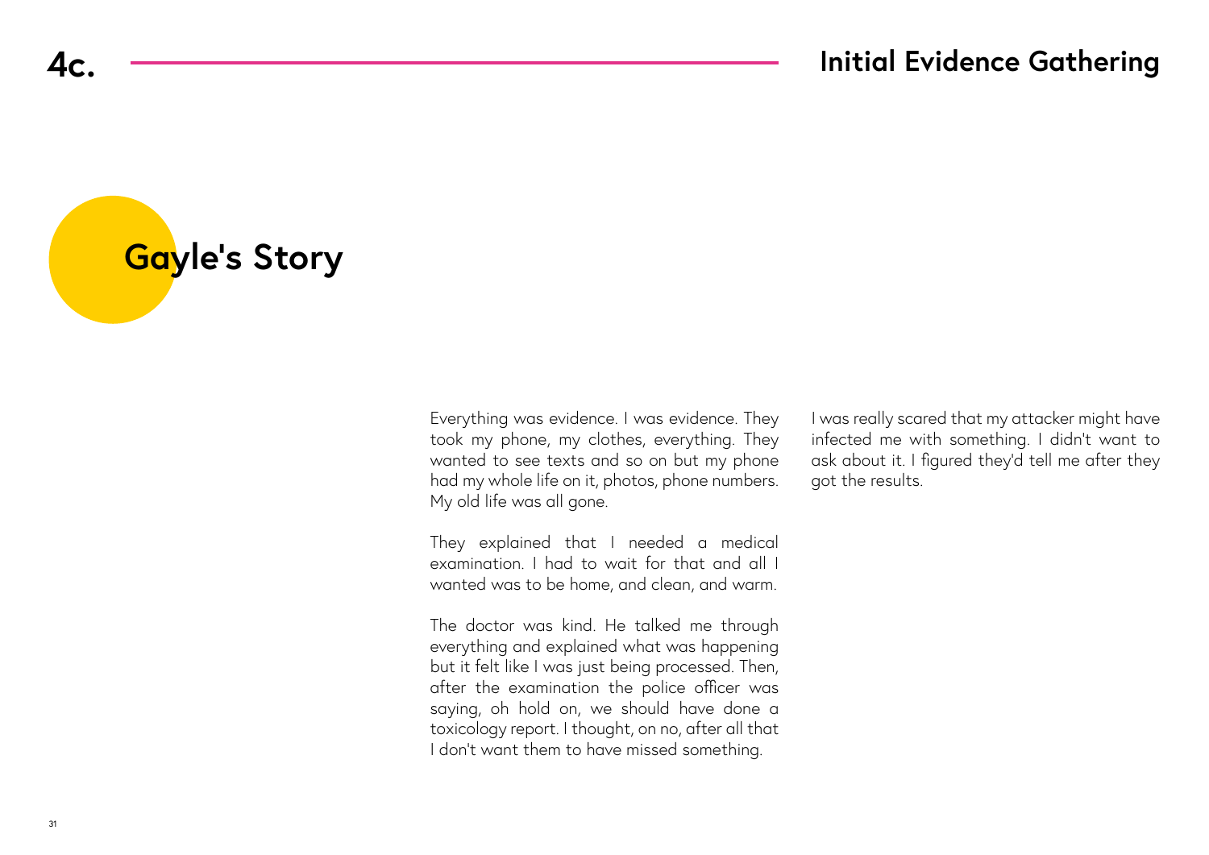# 4c. Initial Evidence Gathering

## Gayle's Story

Everything was evidence. I was evidence. They took my phone, my clothes, everything. They wanted to see texts and so on but my phone had my whole life on it, photos, phone numbers. My old life was all gone.

They explained that I needed a medical examination. I had to wait for that and all I wanted was to be home, and clean, and warm.

The doctor was kind. He talked me through everything and explained what was happening but it felt like I was just being processed. Then, after the examination the police officer was saying, oh hold on, we should have done a toxicology report. I thought, on no, after all that I don't want them to have missed something.

I was really scared that my attacker might have infected me with something. I didn't want to ask about it. I figured they'd tell me after they got the results.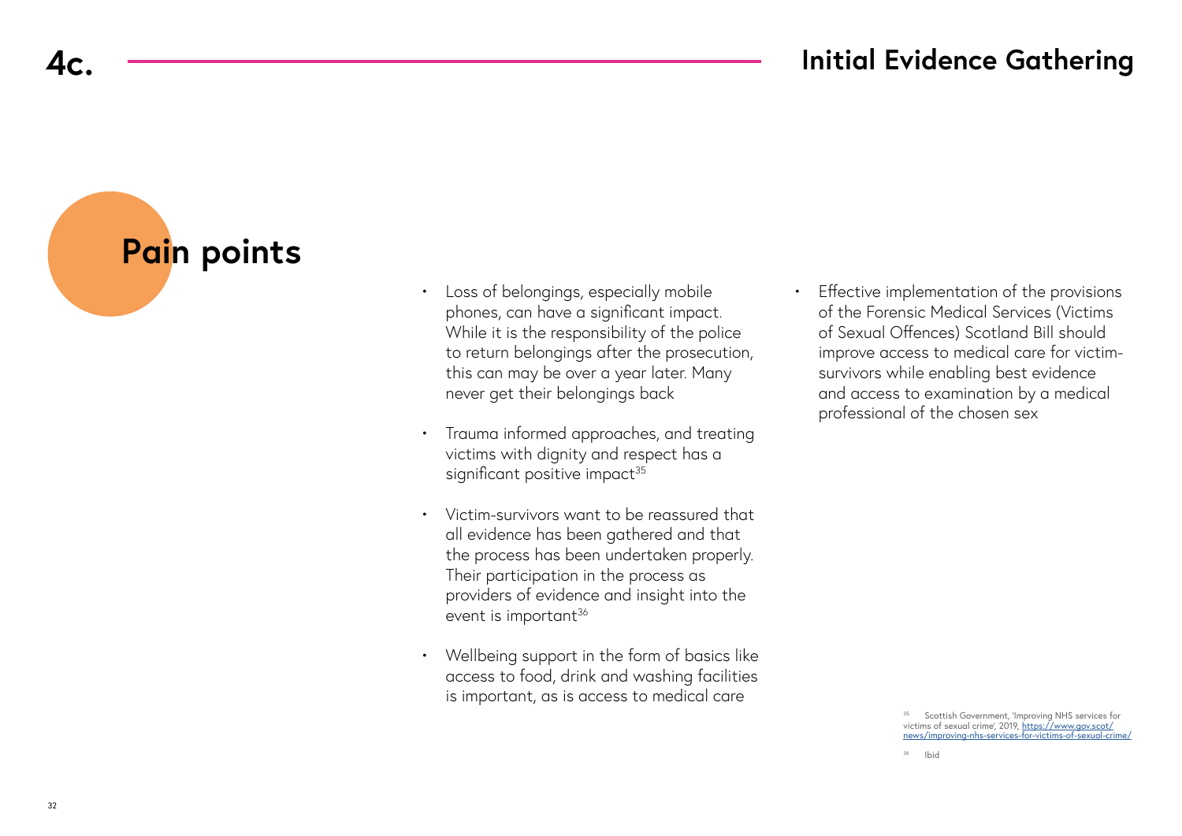## 4c. Initial Evidence Gathering

### Pain points

- Loss of belongings, especially mobile phones, can have a significant impact. While it is the responsibility of the police to return belongings after the prosecution, this can may be over a year later. Many never get their belongings back

- Trauma informed approaches, and treating victims with dignity and respect has a significant positive impact[35]

- Victim-survivors want to be reassured that all evidence has been gathered and that the process has been undertaken properly. Their participation in the process as providers of evidence and insight into the event is important[36]

- Wellbeing support in the form of basics like access to food, drink and washing facilities is important, as is access to medical care

- Effective implementation of the provisions of the Forensic Medical Services (Victims of Sexual Offences) Scotland Bill should improve access to medical care for victim-survivors while enabling best evidence and access to examination by a medical professional of the chosen sex

[35] Scottish Government, 'Improving NHS services for victims of sexual crime', 2019, https://www.gov.scot/news/improving-nhs-services-for-victims-of-sexual-crime/

[36] Ibid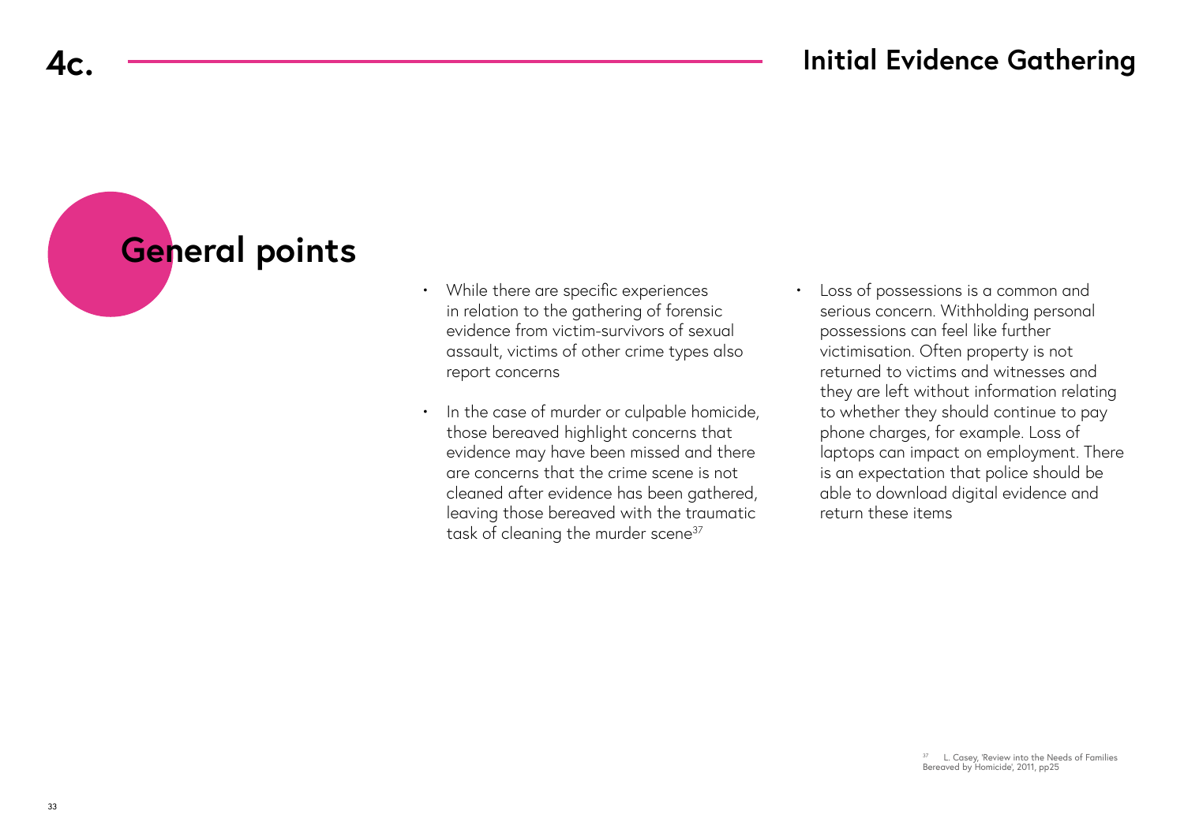# 4c. Initial Evidence Gathering

## General points

- While there are specific experiences in relation to the gathering of forensic evidence from victim-survivors of sexual assault, victims of other crime types also report concerns

- In the case of murder or culpable homicide, those bereaved highlight concerns that evidence may have been missed and there are concerns that the crime scene is not cleaned after evidence has been gathered, leaving those bereaved with the traumatic task of cleaning the murder scene[37]

- Loss of possessions is a common and serious concern. Withholding personal possessions can feel like further victimisation. Often property is not returned to victims and witnesses and they are left without information relating to whether they should continue to pay phone charges, for example. Loss of laptops can impact on employment. There is an expectation that police should be able to download digital evidence and return these items

[37] L. Casey, 'Review into the Needs of Families Bereaved by Homicide', 2011, pp25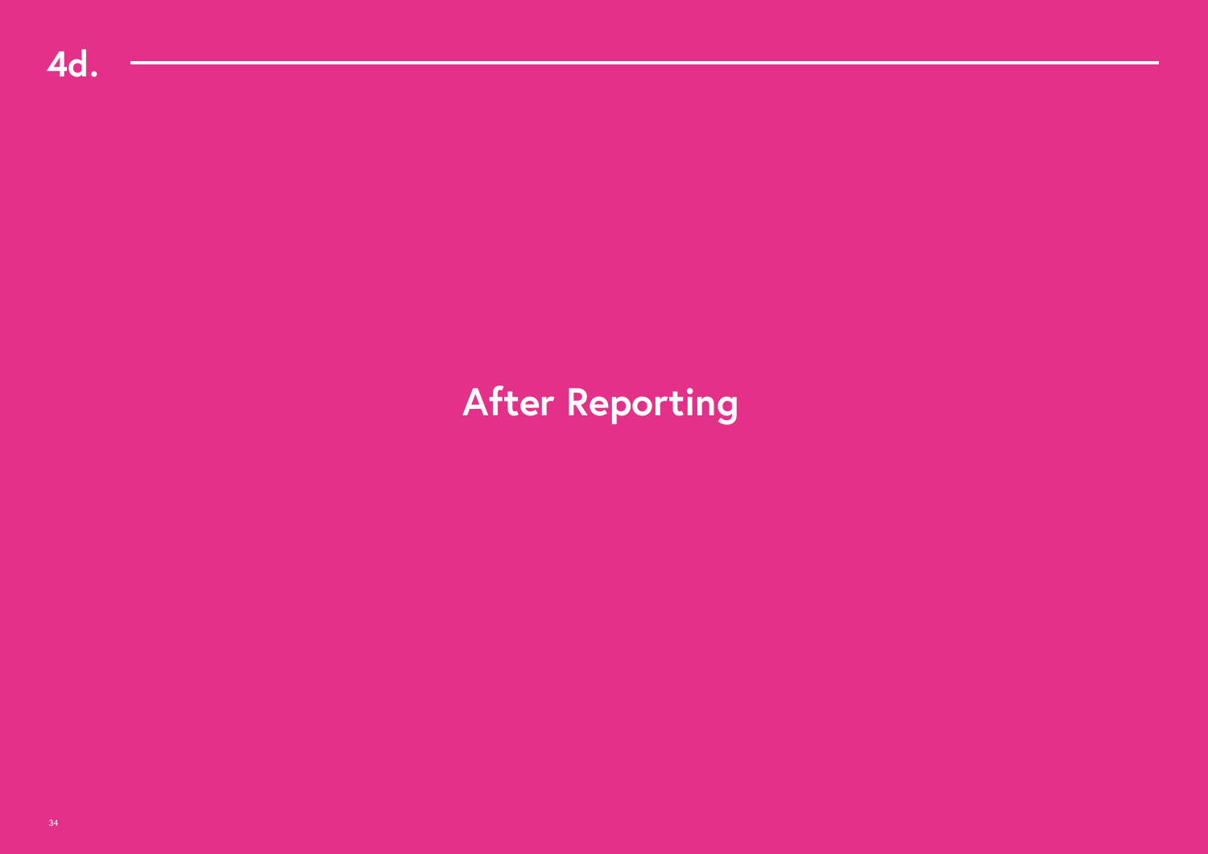# 4d.

# After Reporting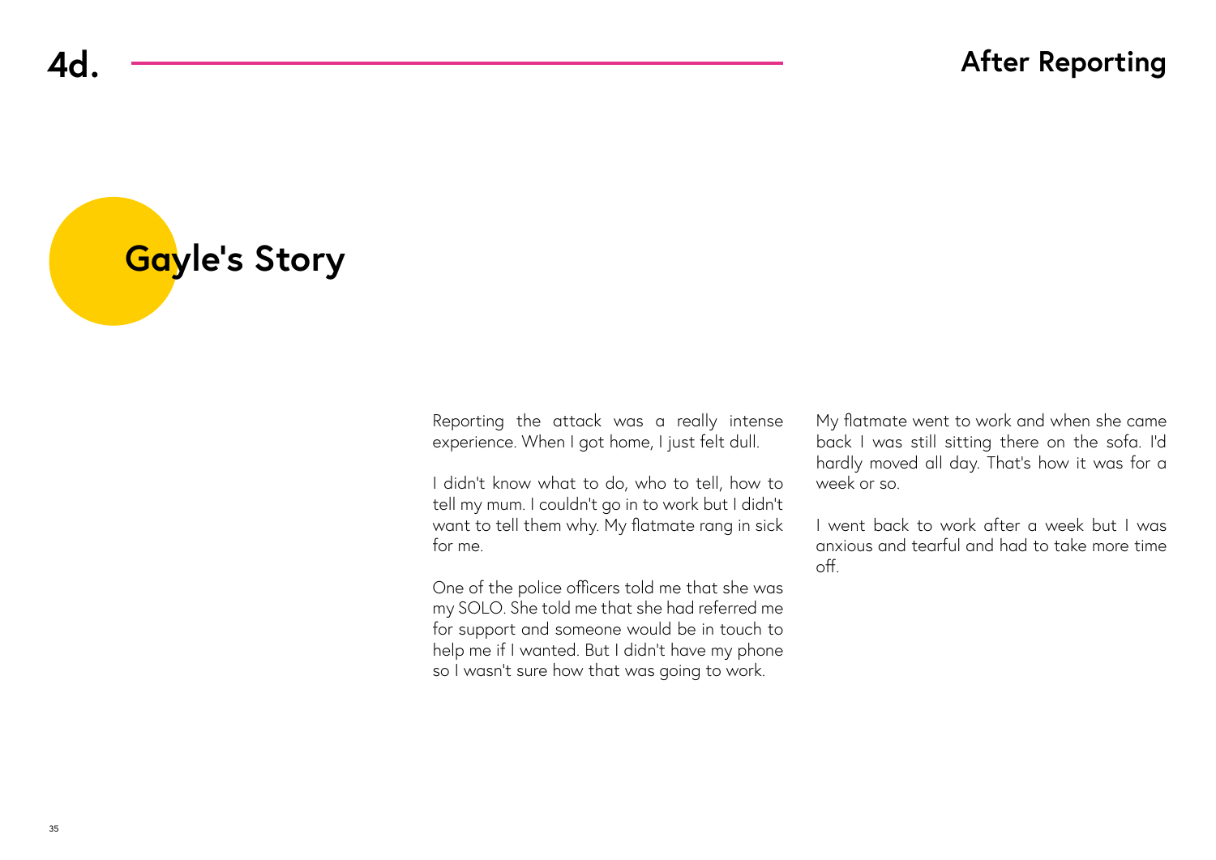# 4d. After Reporting

## Gayle's Story

Reporting the attack was a really intense experience. When I got home, I just felt dull.

I didn't know what to do, who to tell, how to tell my mum. I couldn't go in to work but I didn't want to tell them why. My flatmate rang in sick for me.

One of the police officers told me that she was my SOLO. She told me that she had referred me for support and someone would be in touch to help me if I wanted. But I didn't have my phone so I wasn't sure how that was going to work.

My flatmate went to work and when she came back I was still sitting there on the sofa. I'd hardly moved all day. That's how it was for a week or so.

I went back to work after a week but I was anxious and tearful and had to take more time off.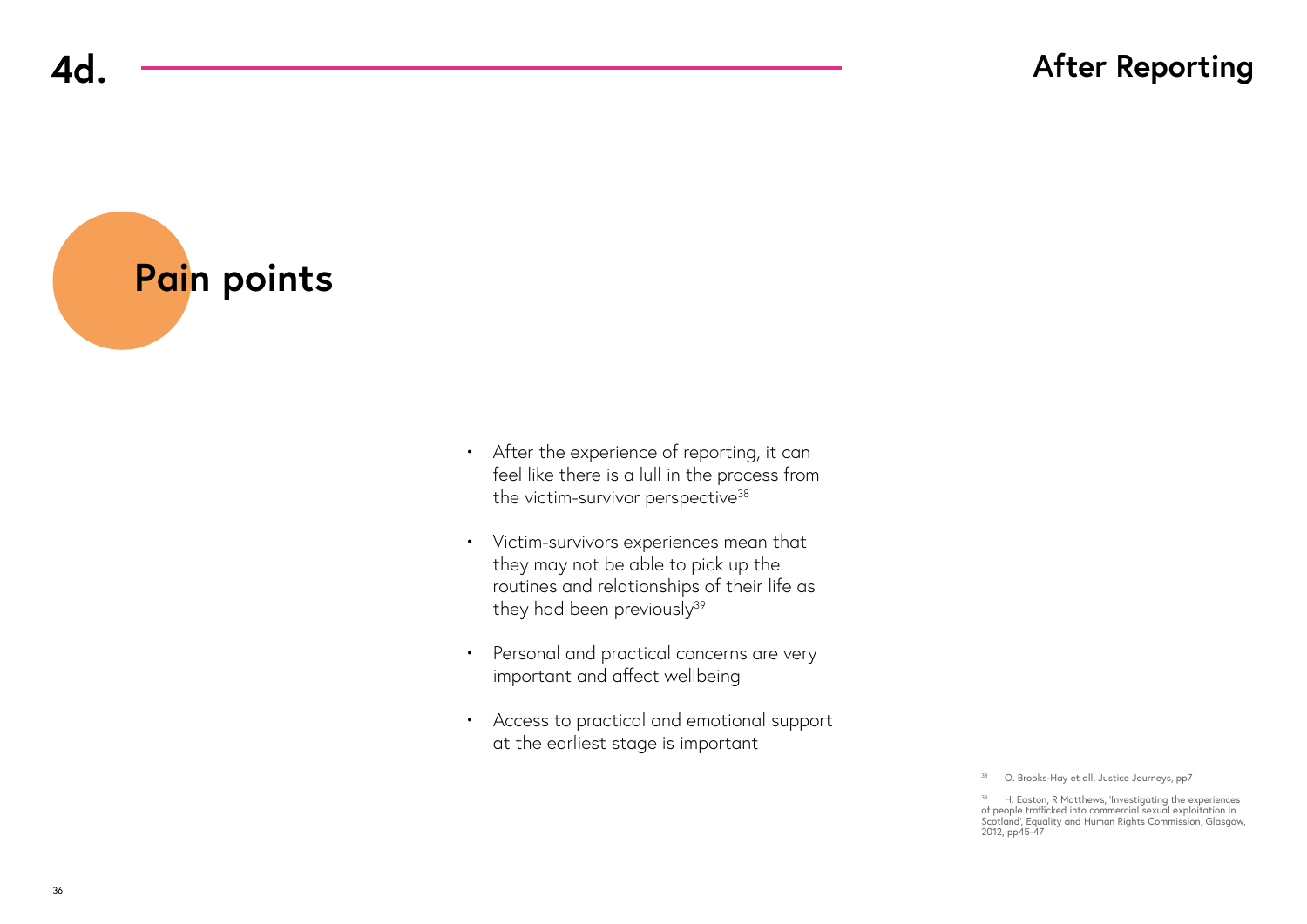# 4d. After Reporting

## Pain points

- After the experience of reporting, it can feel like there is a lull in the process from the victim-survivor perspective[38]
- Victim-survivors experiences mean that they may not be able to pick up the routines and relationships of their life as they had been previously[39]
- Personal and practical concerns are very important and affect wellbeing
- Access to practical and emotional support at the earliest stage is important

[38] O. Brooks-Hay et all, Justice Journeys, pp7

[39] H. Easton, R Matthews, 'Investigating the experiences of people trafficked into commercial sexual exploitation in Scotland', Equality and Human Rights Commission, Glasgow, 2012, pp45-47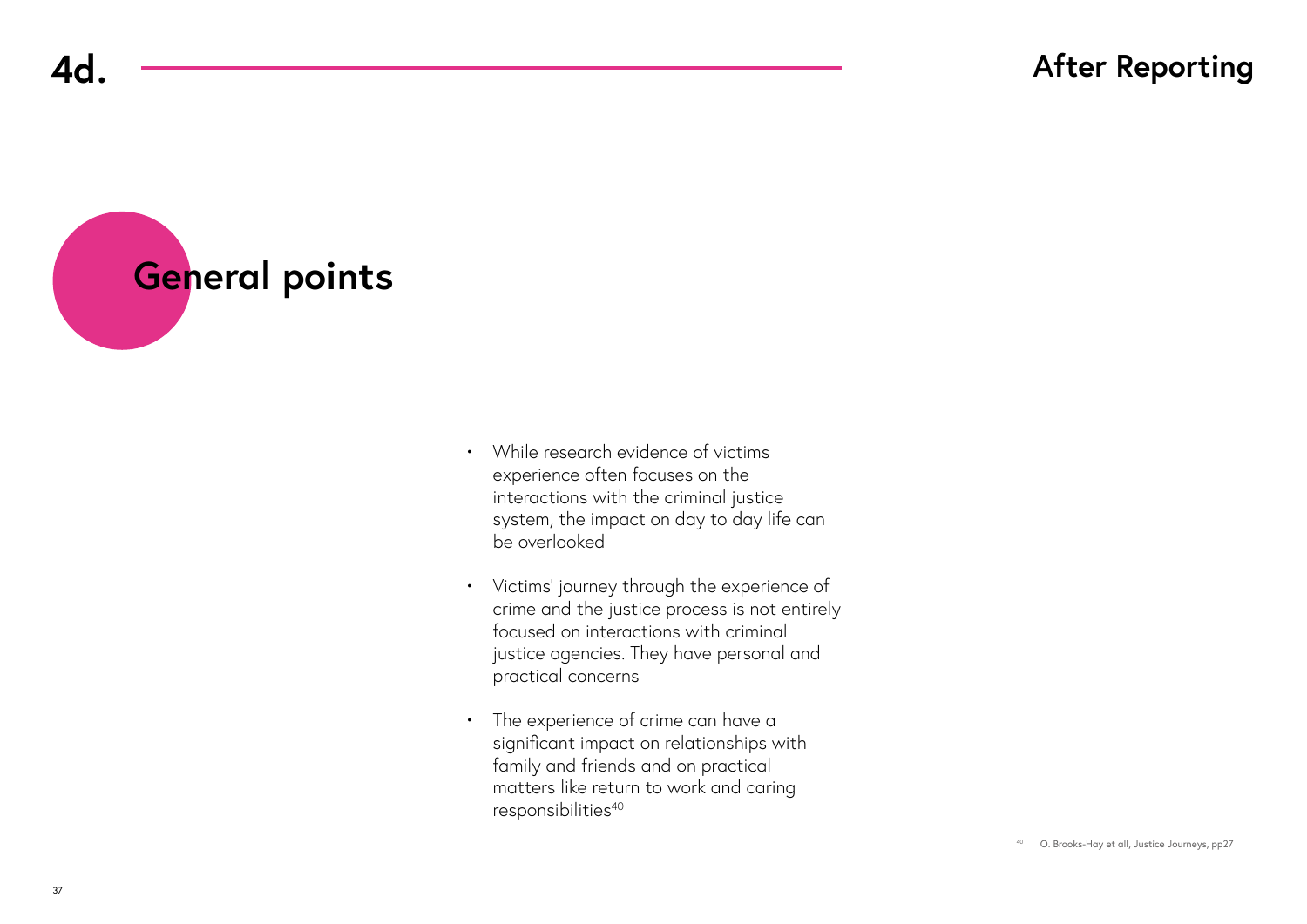# 4d. After Reporting

## General points

- While research evidence of victims experience often focuses on the interactions with the criminal justice system, the impact on day to day life can be overlooked
- Victims' journey through the experience of crime and the justice process is not entirely focused on interactions with criminal justice agencies. They have personal and practical concerns
- The experience of crime can have a significant impact on relationships with family and friends and on practical matters like return to work and caring responsibilities[40]

[40] O. Brooks-Hay et all, Justice Journeys, pp27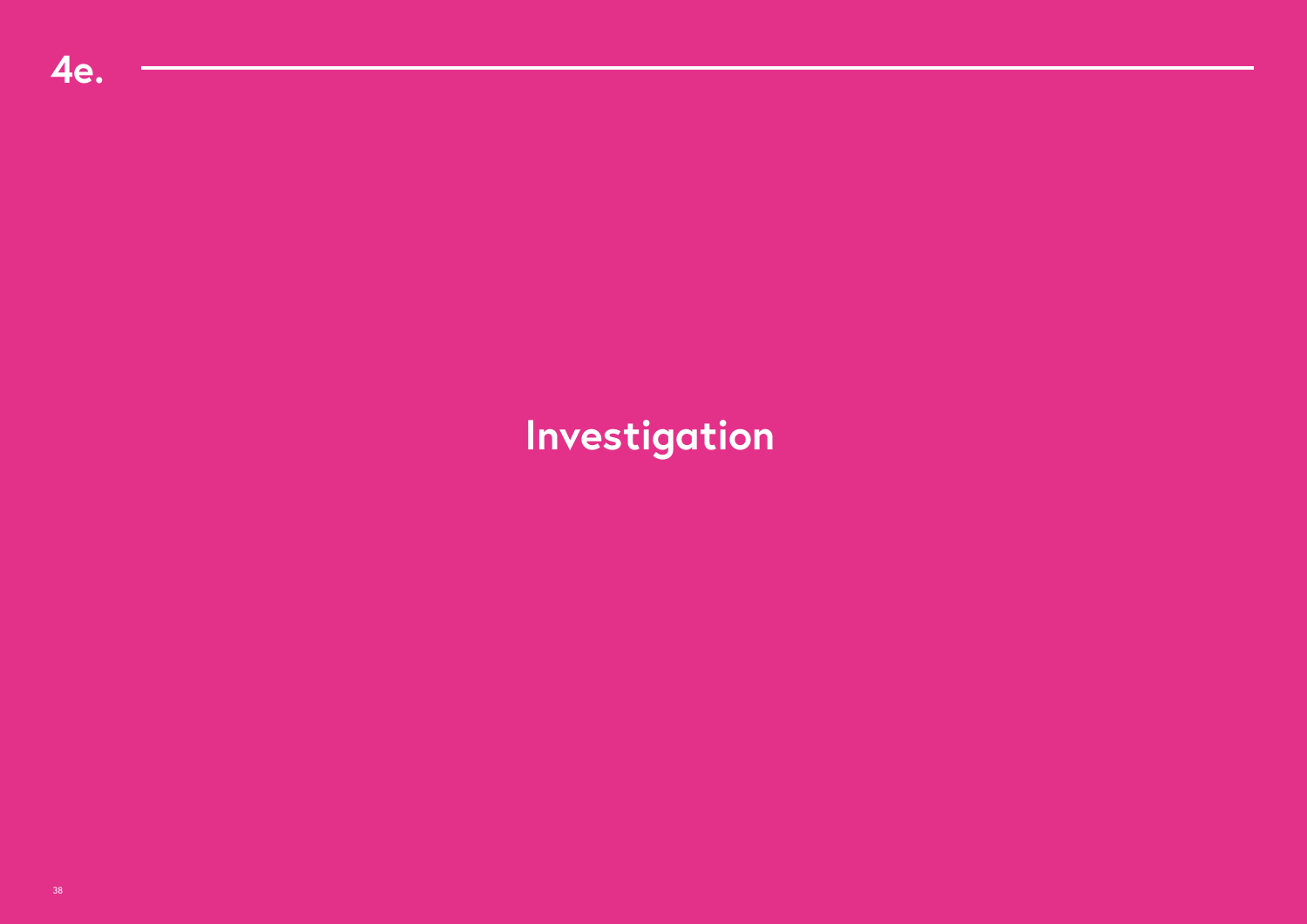# 4e. Investigation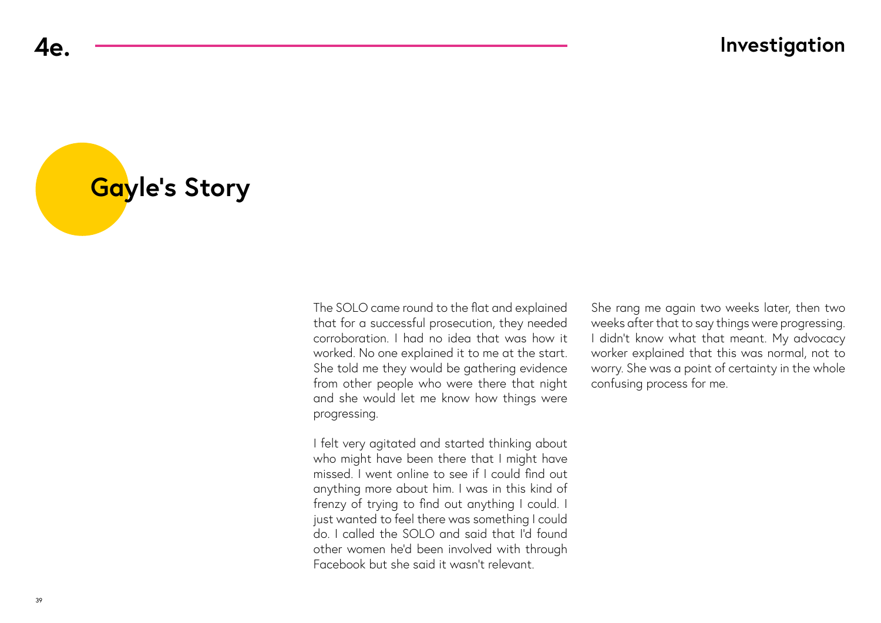## Gayle's Story

The SOLO came round to the flat and explained that for a successful prosecution, they needed corroboration. I had no idea that was how it worked. No one explained it to me at the start. She told me they would be gathering evidence from other people who were there that night and she would let me know how things were progressing.

I felt very agitated and started thinking about who might have been there that I might have missed. I went online to see if I could find out anything more about him. I was in this kind of frenzy of trying to find out anything I could. I just wanted to feel there was something I could do. I called the SOLO and said that I'd found other women he'd been involved with through Facebook but she said it wasn't relevant.

She rang me again two weeks later, then two weeks after that to say things were progressing. I didn't know what that meant. My advocacy worker explained that this was normal, not to worry. She was a point of certainty in the whole confusing process for me.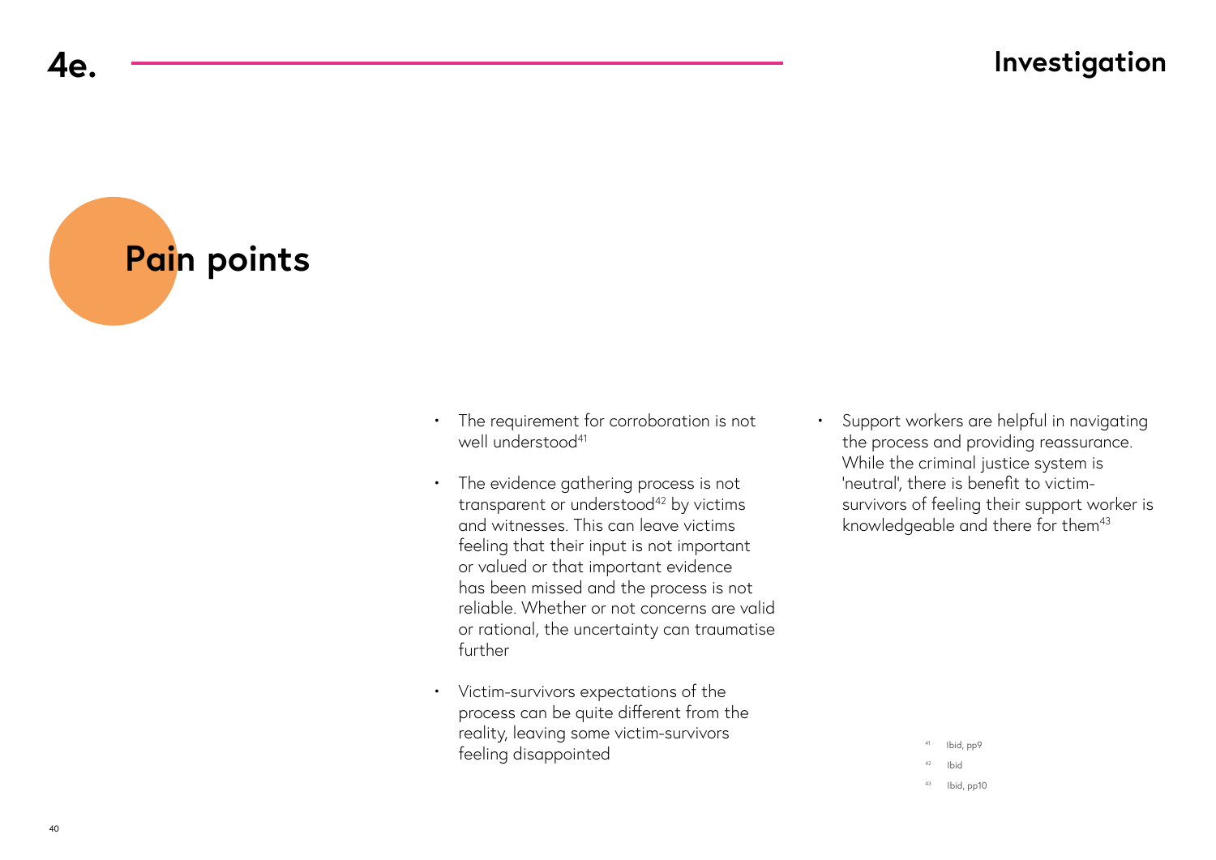# 4e. Investigation

## Pain points

- The requirement for corroboration is not well understood[41]
- The evidence gathering process is not transparent or understood[42] by victims and witnesses. This can leave victims feeling that their input is not important or valued or that important evidence has been missed and the process is not reliable. Whether or not concerns are valid or rational, the uncertainty can traumatise further
- Victim-survivors expectations of the process can be quite different from the reality, leaving some victim-survivors feeling disappointed
- Support workers are helpful in navigating the process and providing reassurance. While the criminal justice system is 'neutral', there is benefit to victim-survivors of feeling their support worker is knowledgeable and there for them[43]

[41] Ibid, pp9

[42] Ibid

[43] Ibid, pp10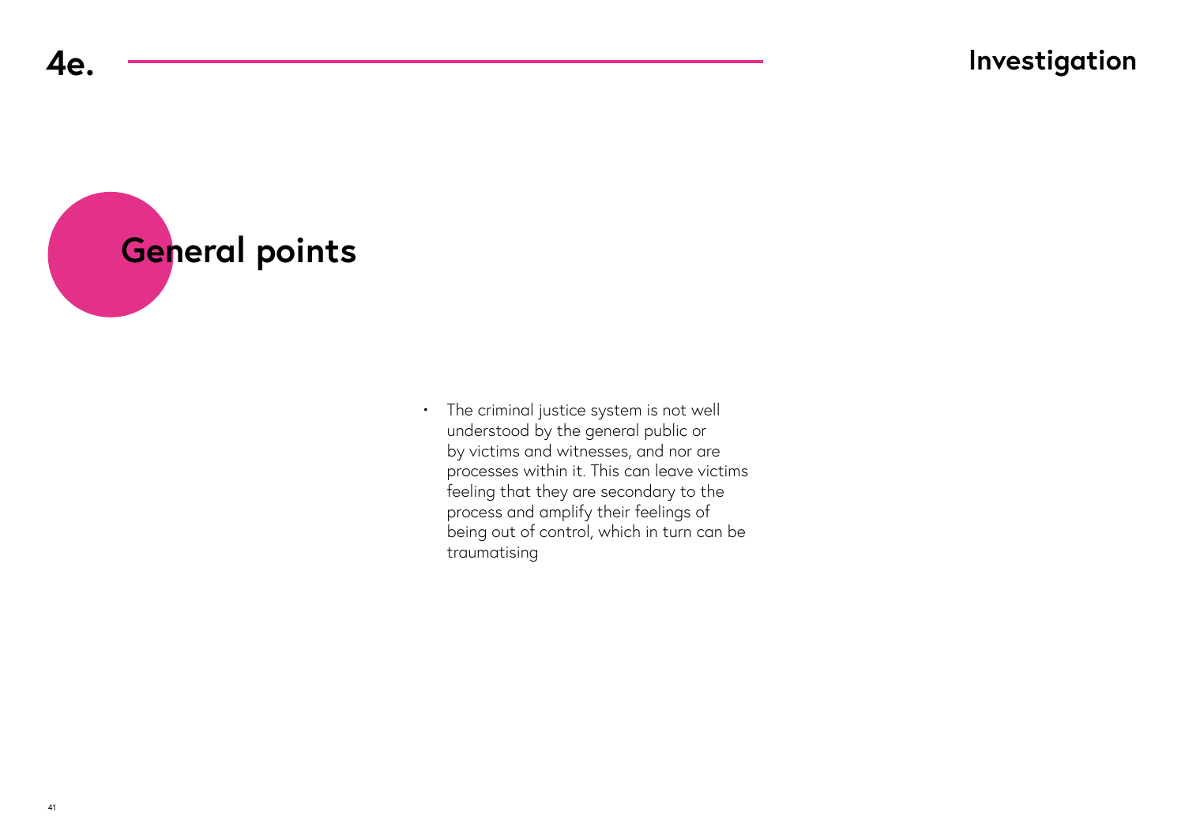# 4e. Investigation

## General points

- The criminal justice system is not well understood by the general public or by victims and witnesses, and nor are processes within it. This can leave victims feeling that they are secondary to the process and amplify their feelings of being out of control, which in turn can be traumatising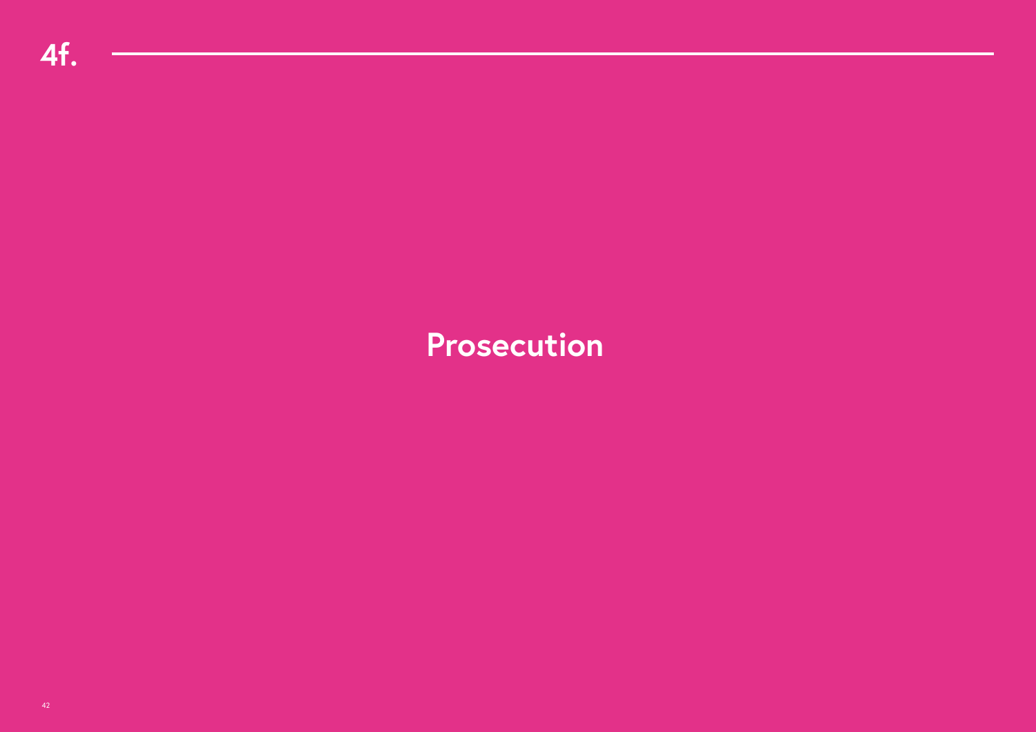# 4f.

## Prosecution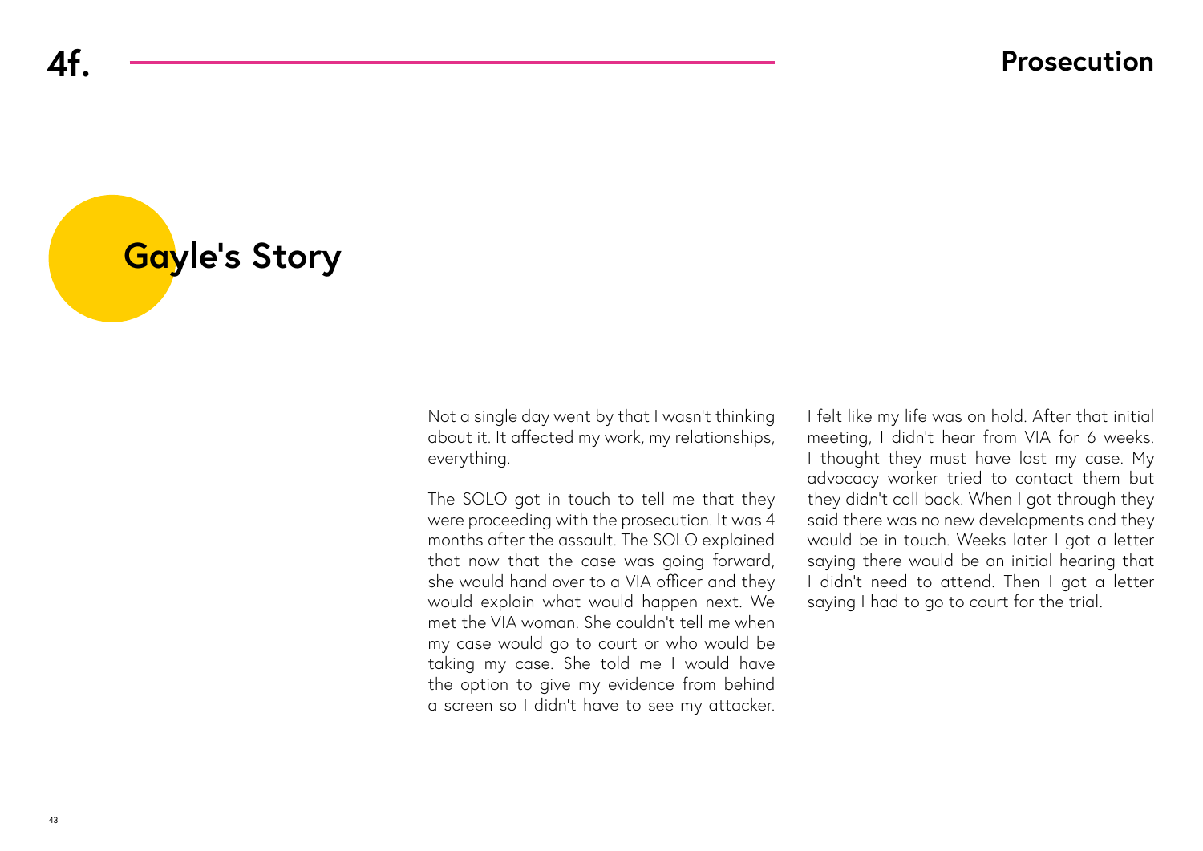# 4f. Prosecution

## Gayle's Story

Not a single day went by that I wasn't thinking about it. It affected my work, my relationships, everything.

The SOLO got in touch to tell me that they were proceeding with the prosecution. It was 4 months after the assault. The SOLO explained that now that the case was going forward, she would hand over to a VIA officer and they would explain what would happen next. We met the VIA woman. She couldn't tell me when my case would go to court or who would be taking my case. She told me I would have the option to give my evidence from behind a screen so I didn't have to see my attacker.

I felt like my life was on hold. After that initial meeting, I didn't hear from VIA for 6 weeks. I thought they must have lost my case. My advocacy worker tried to contact them but they didn't call back. When I got through they said there was no new developments and they would be in touch. Weeks later I got a letter saying there would be an initial hearing that I didn't need to attend. Then I got a letter saying I had to go to court for the trial.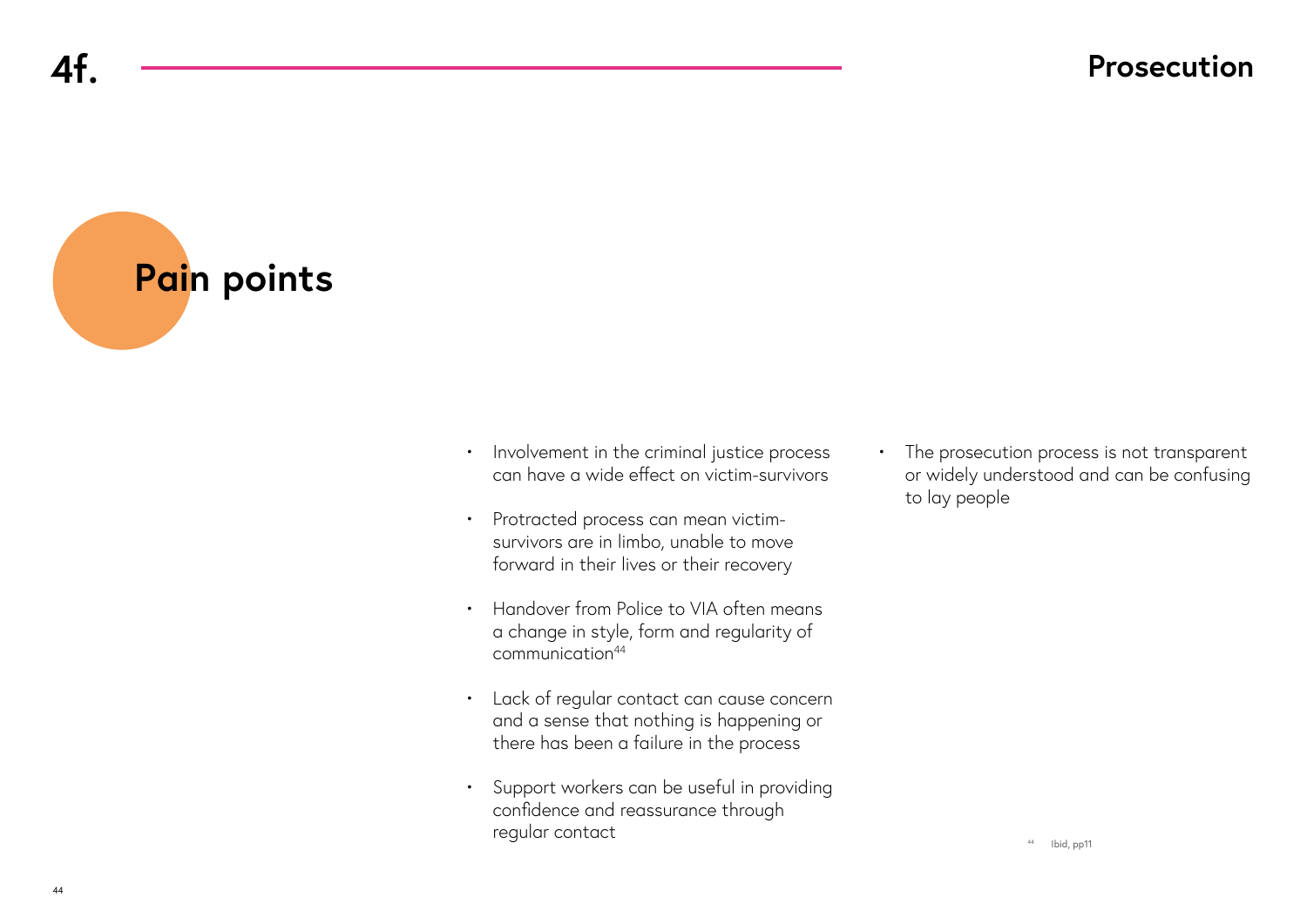# 4f. Prosecution

## Pain points

- Involvement in the criminal justice process can have a wide effect on victim-survivors
- Protracted process can mean victim-survivors are in limbo, unable to move forward in their lives or their recovery
- Handover from Police to VIA often means a change in style, form and regularity of communication[44]
- Lack of regular contact can cause concern and a sense that nothing is happening or there has been a failure in the process
- Support workers can be useful in providing confidence and reassurance through regular contact
- The prosecution process is not transparent or widely understood and can be confusing to lay people

[44] Ibid, pp11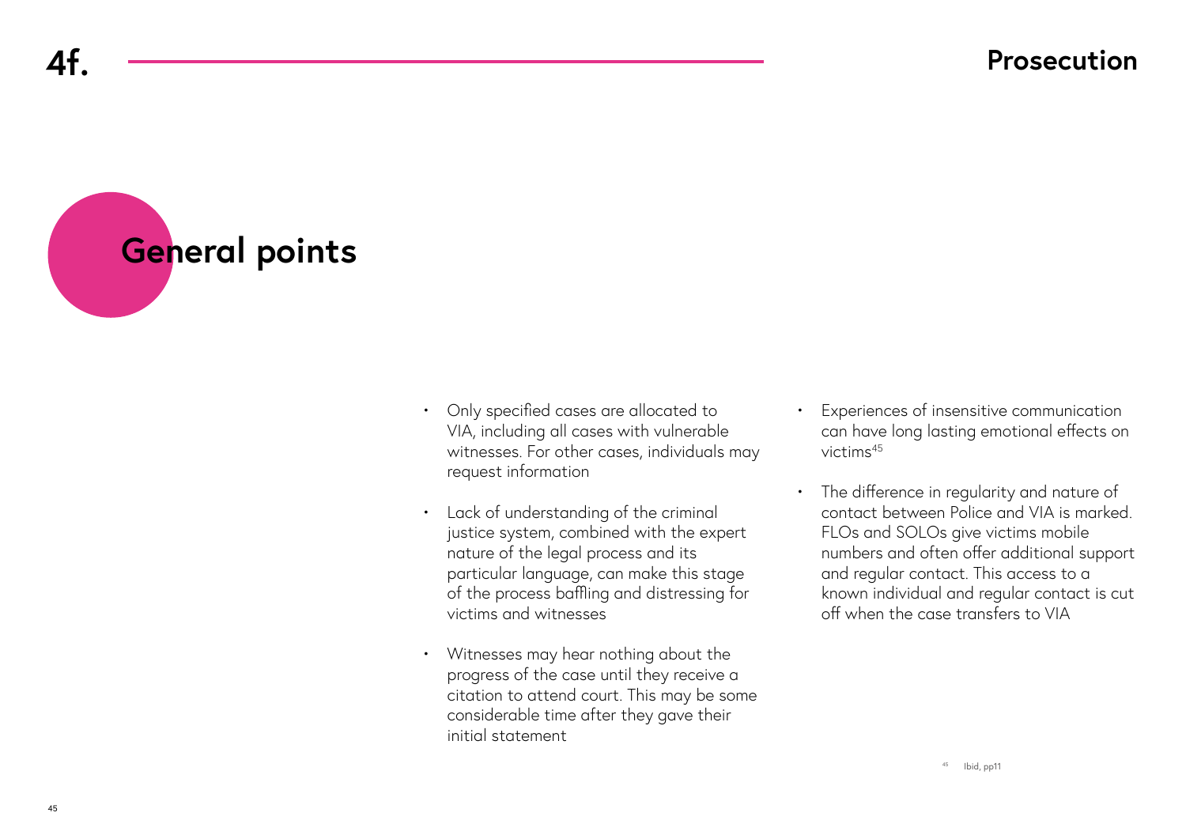# 4f. Prosecution

## General points

- Only specified cases are allocated to VIA, including all cases with vulnerable witnesses. For other cases, individuals may request information
- Lack of understanding of the criminal justice system, combined with the expert nature of the legal process and its particular language, can make this stage of the process baffling and distressing for victims and witnesses
- Witnesses may hear nothing about the progress of the case until they receive a citation to attend court. This may be some considerable time after they gave their initial statement
- Experiences of insensitive communication can have long lasting emotional effects on victims[45]
- The difference in regularity and nature of contact between Police and VIA is marked. FLOs and SOLOs give victims mobile numbers and often offer additional support and regular contact. This access to a known individual and regular contact is cut off when the case transfers to VIA

[45] Ibid, pp11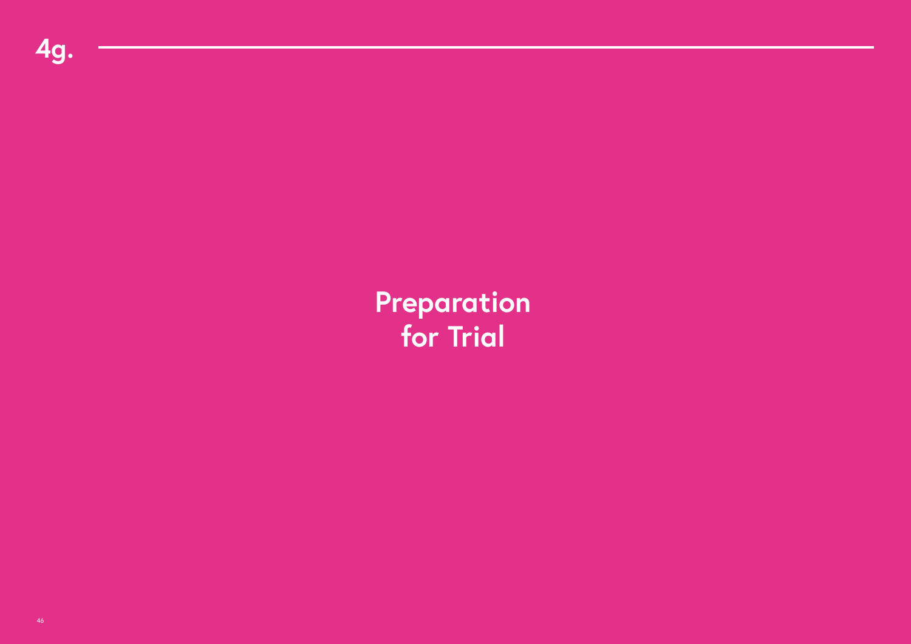# 4g.

## Preparation for Trial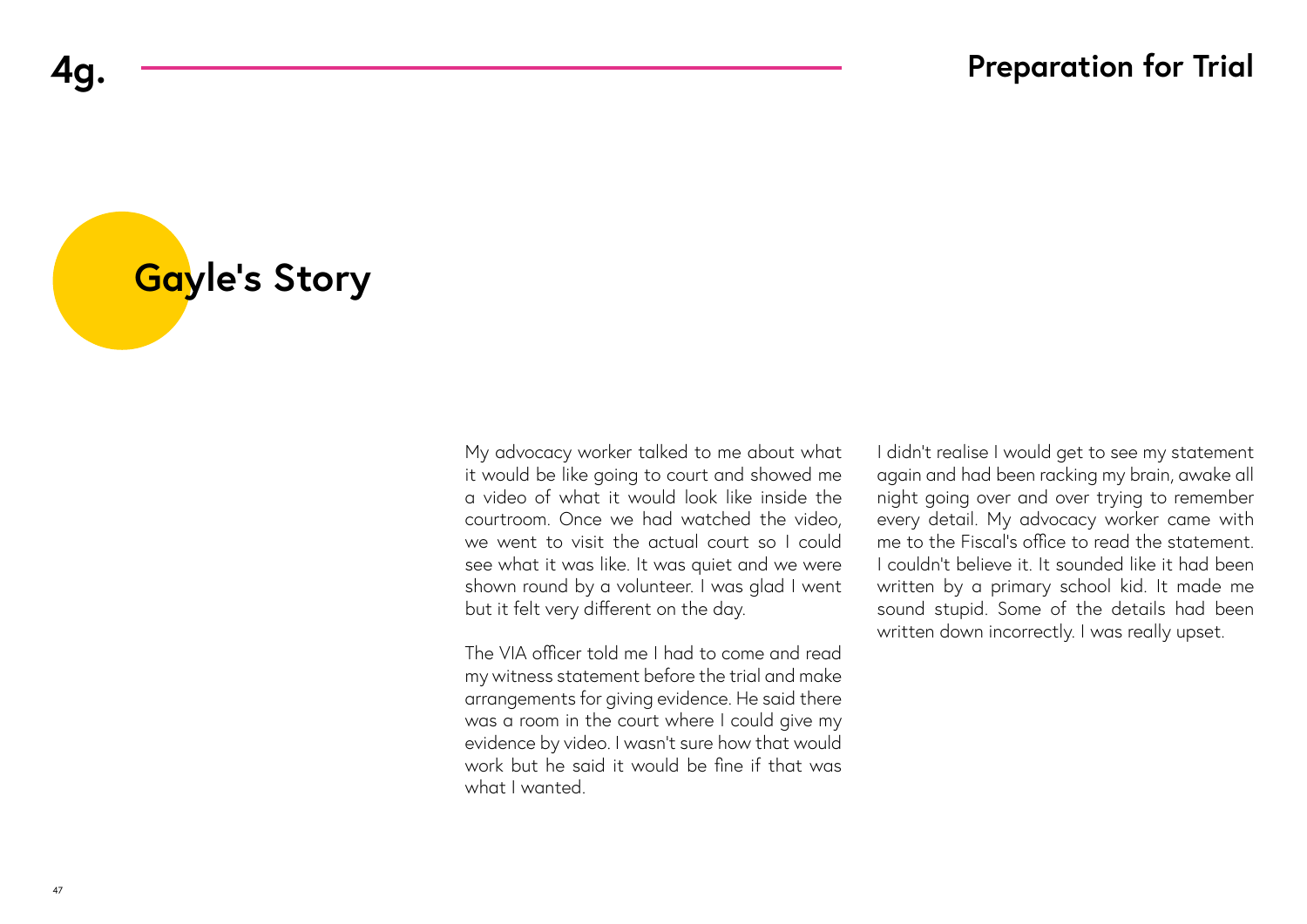# 4g. Preparation for Trial

## Gayle's Story

My advocacy worker talked to me about what it would be like going to court and showed me a video of what it would look like inside the courtroom. Once we had watched the video, we went to visit the actual court so I could see what it was like. It was quiet and we were shown round by a volunteer. I was glad I went but it felt very different on the day.

The VIA officer told me I had to come and read my witness statement before the trial and make arrangements for giving evidence. He said there was a room in the court where I could give my evidence by video. I wasn't sure how that would work but he said it would be fine if that was what I wanted.

I didn't realise I would get to see my statement again and had been racking my brain, awake all night going over and over trying to remember every detail. My advocacy worker came with me to the Fiscal's office to read the statement. I couldn't believe it. It sounded like it had been written by a primary school kid. It made me sound stupid. Some of the details had been written down incorrectly. I was really upset.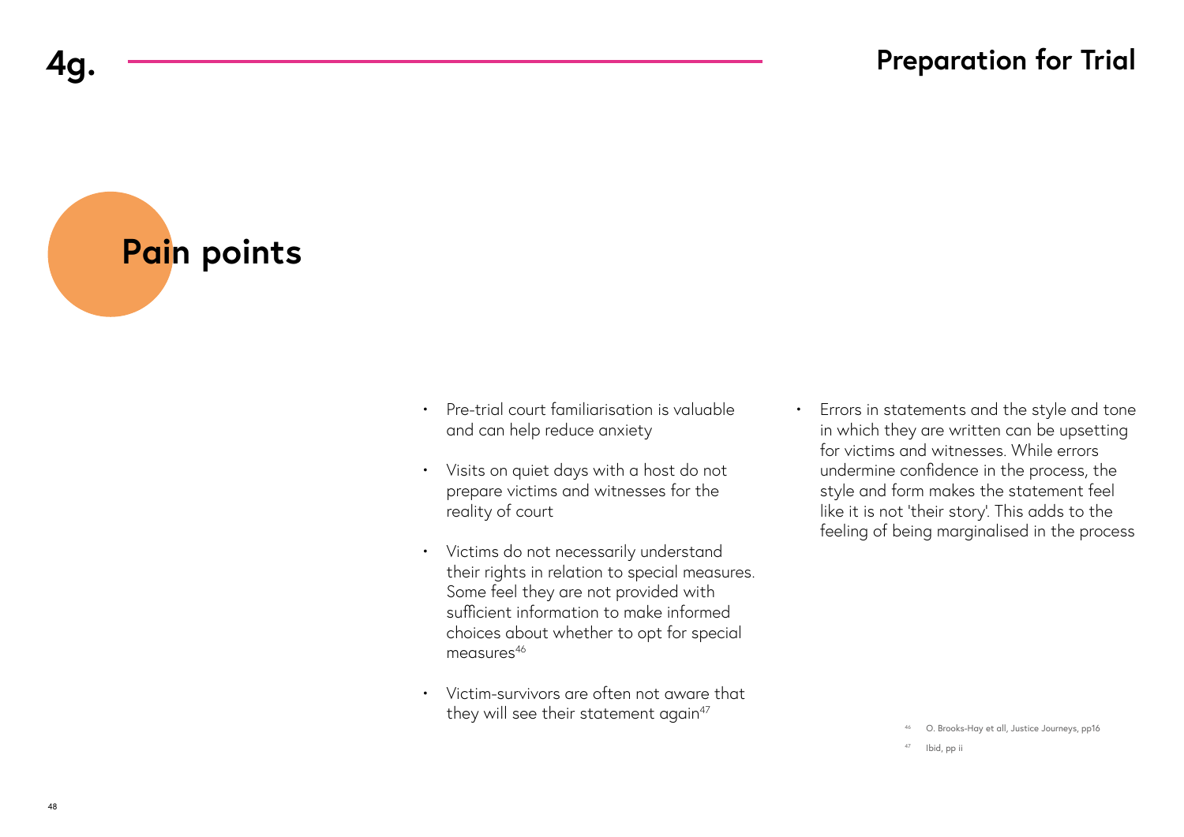# 4g. Preparation for Trial

## Pain points

- Pre-trial court familiarisation is valuable and can help reduce anxiety
- Visits on quiet days with a host do not prepare victims and witnesses for the reality of court
- Victims do not necessarily understand their rights in relation to special measures. Some feel they are not provided with sufficient information to make informed choices about whether to opt for special measures[46]
- Victim-survivors are often not aware that they will see their statement again[47]
- Errors in statements and the style and tone in which they are written can be upsetting for victims and witnesses. While errors undermine confidence in the process, the style and form makes the statement feel like it is not 'their story'. This adds to the feeling of being marginalised in the process

[46] O. Brooks-Hay et all, Justice Journeys, pp16

[47] Ibid, pp ii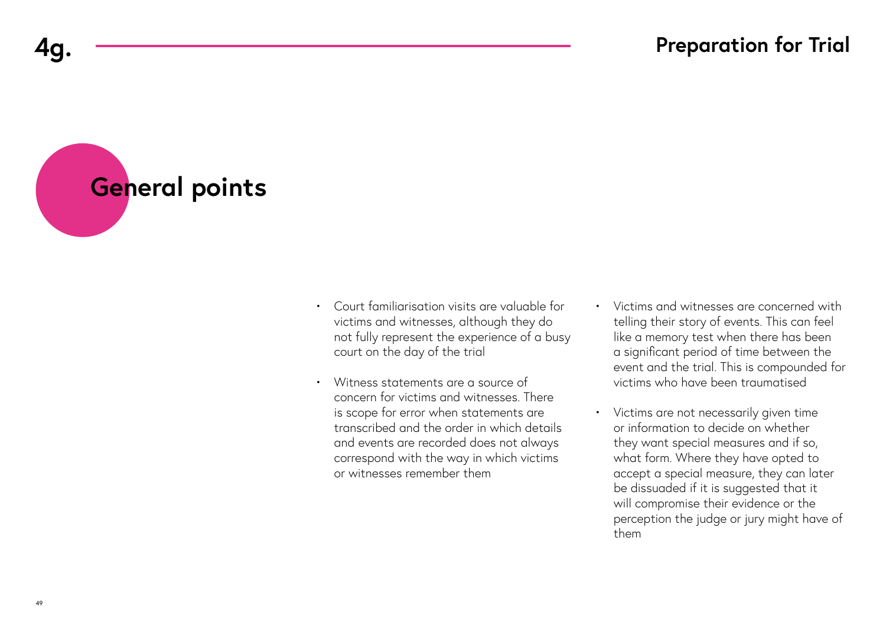# 4g. Preparation for Trial

## General points

- Court familiarisation visits are valuable for victims and witnesses, although they do not fully represent the experience of a busy court on the day of the trial
- Witness statements are a source of concern for victims and witnesses. There is scope for error when statements are transcribed and the order in which details and events are recorded does not always correspond with the way in which victims or witnesses remember them
- Victims and witnesses are concerned with telling their story of events. This can feel like a memory test when there has been a significant period of time between the event and the trial. This is compounded for victims who have been traumatised
- Victims are not necessarily given time or information to decide on whether they want special measures and if so, what form. Where they have opted to accept a special measure, they can later be dissuaded if it is suggested that it will compromise their evidence or the perception the judge or jury might have of them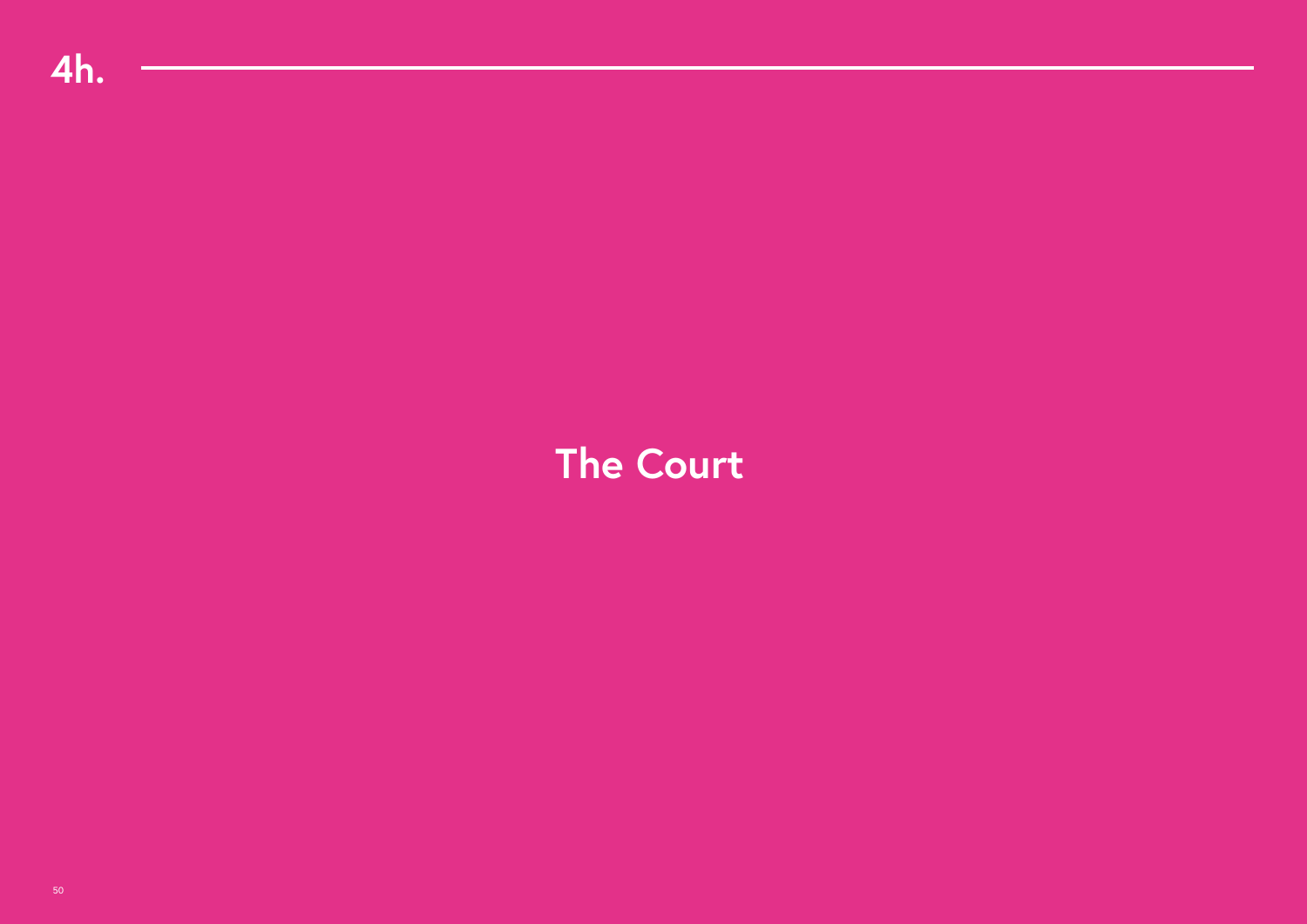# 4h.

## The Court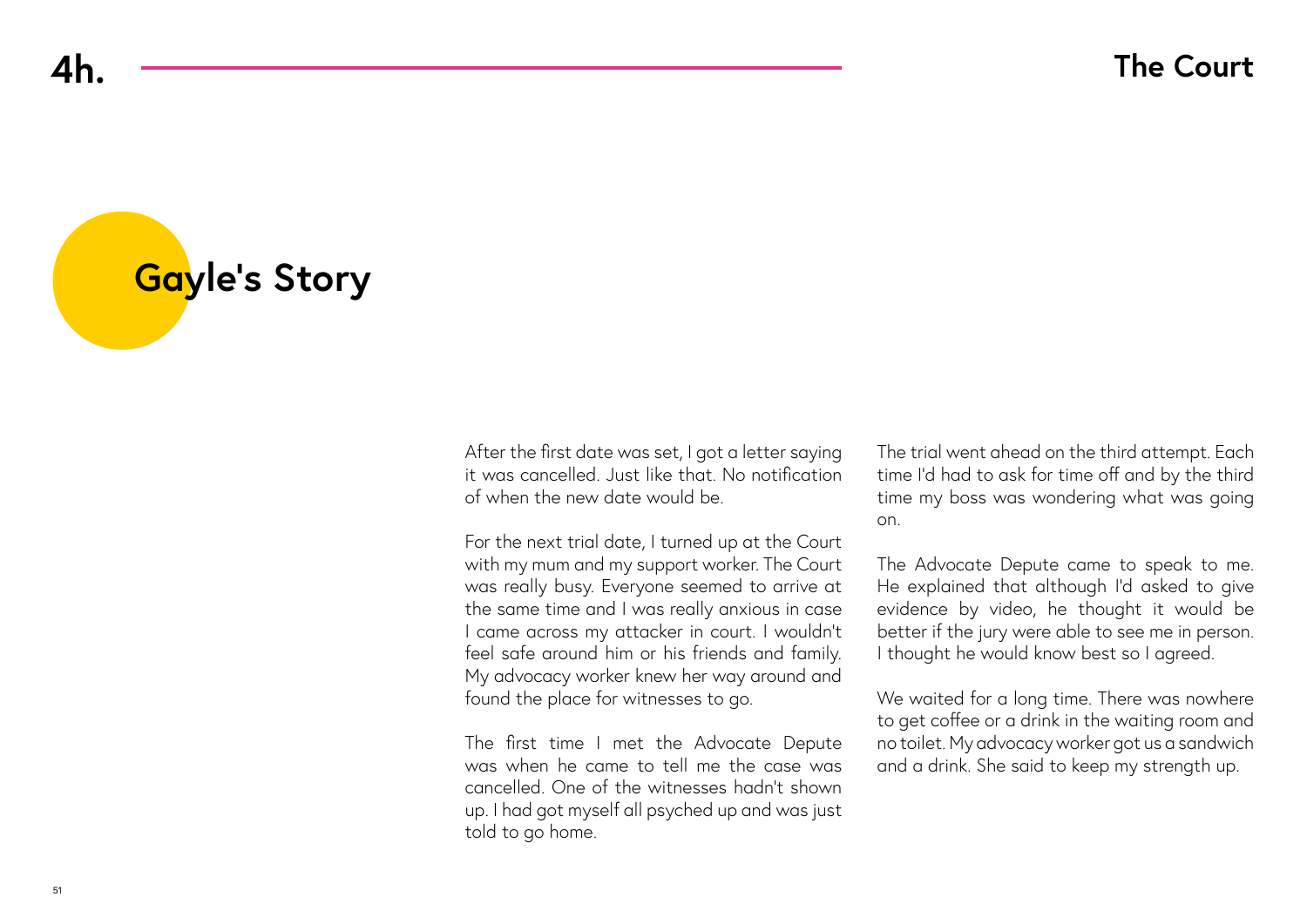# 4h. The Court

## Gayle's Story

After the first date was set, I got a letter saying it was cancelled. Just like that. No notification of when the new date would be.

For the next trial date, I turned up at the Court with my mum and my support worker. The Court was really busy. Everyone seemed to arrive at the same time and I was really anxious in case I came across my attacker in court. I wouldn't feel safe around him or his friends and family. My advocacy worker knew her way around and found the place for witnesses to go.

The first time I met the Advocate Depute was when he came to tell me the case was cancelled. One of the witnesses hadn't shown up. I had got myself all psyched up and was just told to go home.

The trial went ahead on the third attempt. Each time I'd had to ask for time off and by the third time my boss was wondering what was going on.

The Advocate Depute came to speak to me. He explained that although I'd asked to give evidence by video, he thought it would be better if the jury were able to see me in person. I thought he would know best so I agreed.

We waited for a long time. There was nowhere to get coffee or a drink in the waiting room and no toilet. My advocacy worker got us a sandwich and a drink. She said to keep my strength up.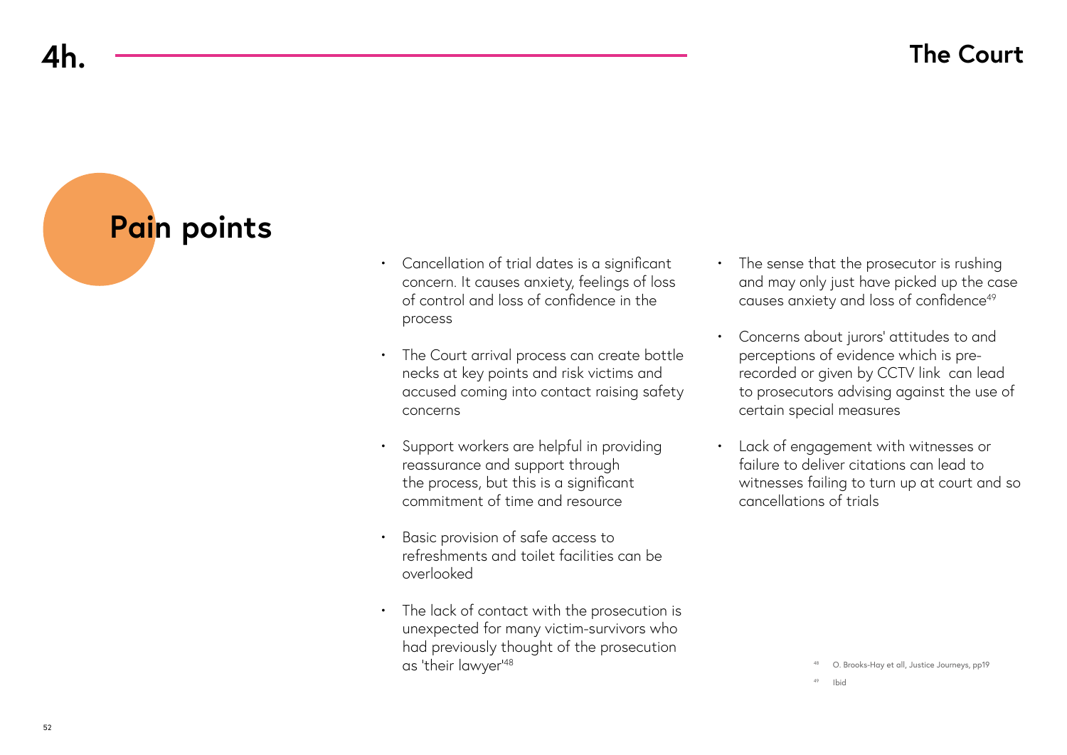# 4h. The Court

## Pain points

- Cancellation of trial dates is a significant concern. It causes anxiety, feelings of loss of control and loss of confidence in the process
- The Court arrival process can create bottle necks at key points and risk victims and accused coming into contact raising safety concerns
- Support workers are helpful in providing reassurance and support through the process, but this is a significant commitment of time and resource
- Basic provision of safe access to refreshments and toilet facilities can be overlooked
- The lack of contact with the prosecution is unexpected for many victim-survivors who had previously thought of the prosecution as 'their lawyer'[48]
- The sense that the prosecutor is rushing and may only just have picked up the case causes anxiety and loss of confidence[49]
- Concerns about jurors' attitudes to and perceptions of evidence which is pre-recorded or given by CCTV link can lead to prosecutors advising against the use of certain special measures
- Lack of engagement with witnesses or failure to deliver citations can lead to witnesses failing to turn up at court and so cancellations of trials

[48] O. Brooks-Hay et all, Justice Journeys, pp19

[49] Ibid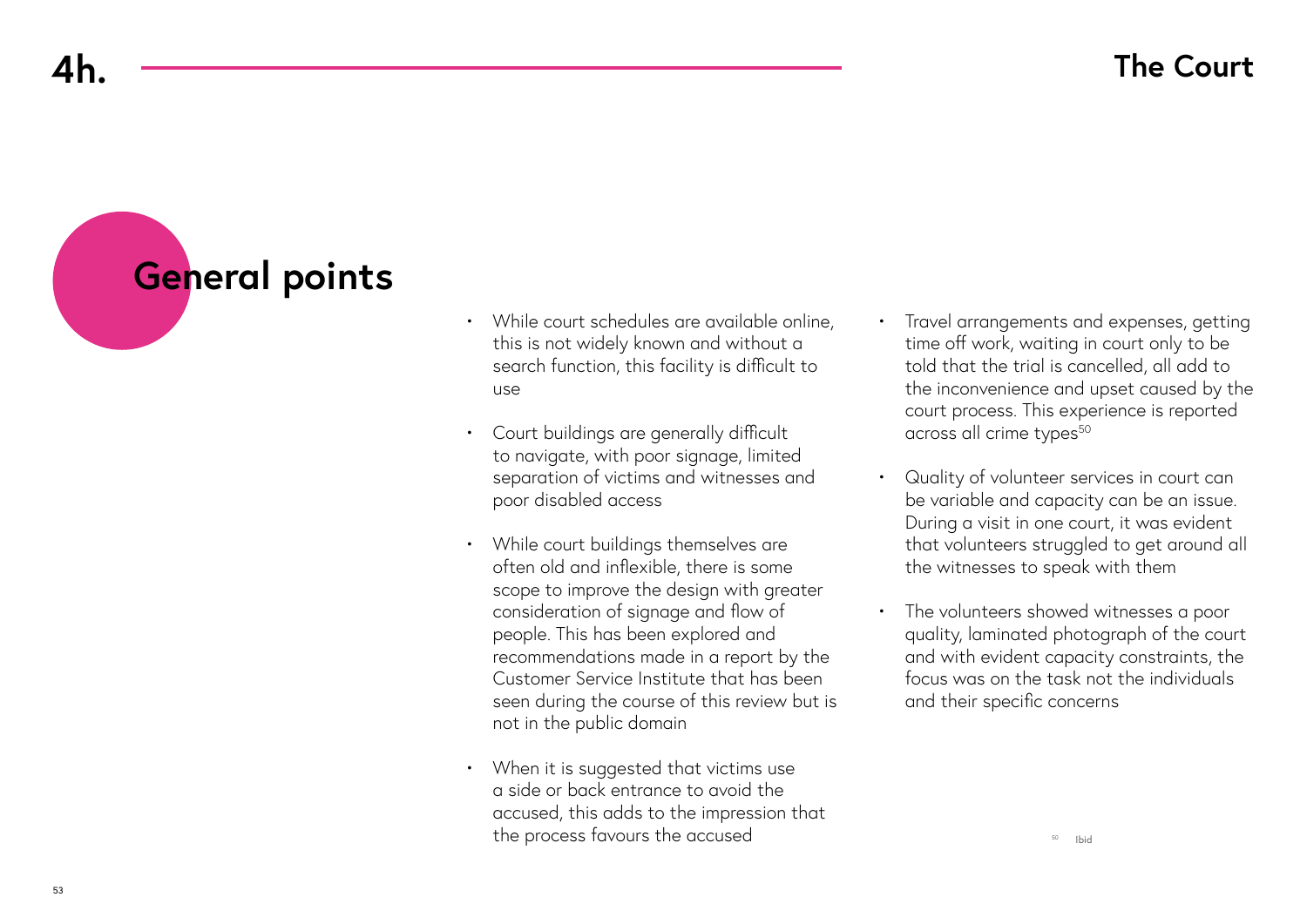## 4h. The Court

### General points

- While court schedules are available online, this is not widely known and without a search function, this facility is difficult to use
- Court buildings are generally difficult to navigate, with poor signage, limited separation of victims and witnesses and poor disabled access
- While court buildings themselves are often old and inflexible, there is some scope to improve the design with greater consideration of signage and flow of people. This has been explored and recommendations made in a report by the Customer Service Institute that has been seen during the course of this review but is not in the public domain
- When it is suggested that victims use a side or back entrance to avoid the accused, this adds to the impression that the process favours the accused
- Travel arrangements and expenses, getting time off work, waiting in court only to be told that the trial is cancelled, all add to the inconvenience and upset caused by the court process. This experience is reported across all crime types[50]
- Quality of volunteer services in court can be variable and capacity can be an issue. During a visit in one court, it was evident that volunteers struggled to get around all the witnesses to speak with them
- The volunteers showed witnesses a poor quality, laminated photograph of the court and with evident capacity constraints, the focus was on the task not the individuals and their specific concerns

[50] Ibid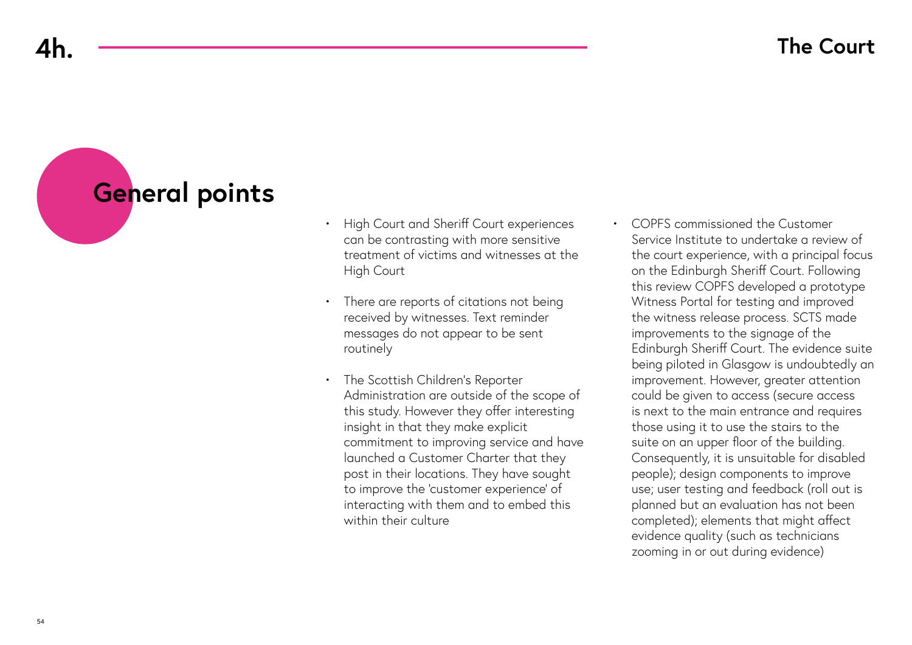# 4h. The Court

## General points

- High Court and Sheriff Court experiences can be contrasting with more sensitive treatment of victims and witnesses at the High Court
- There are reports of citations not being received by witnesses. Text reminder messages do not appear to be sent routinely
- The Scottish Children's Reporter Administration are outside of the scope of this study. However they offer interesting insight in that they make explicit commitment to improving service and have launched a Customer Charter that they post in their locations. They have sought to improve the 'customer experience' of interacting with them and to embed this within their culture
- COPFS commissioned the Customer Service Institute to undertake a review of the court experience, with a principal focus on the Edinburgh Sheriff Court. Following this review COPFS developed a prototype Witness Portal for testing and improved the witness release process. SCTS made improvements to the signage of the Edinburgh Sheriff Court. The evidence suite being piloted in Glasgow is undoubtedly an improvement. However, greater attention could be given to access (secure access is next to the main entrance and requires those using it to use the stairs to the suite on an upper floor of the building. Consequently, it is unsuitable for disabled people); design components to improve use; user testing and feedback (roll out is planned but an evaluation has not been completed); elements that might affect evidence quality (such as technicians zooming in or out during evidence)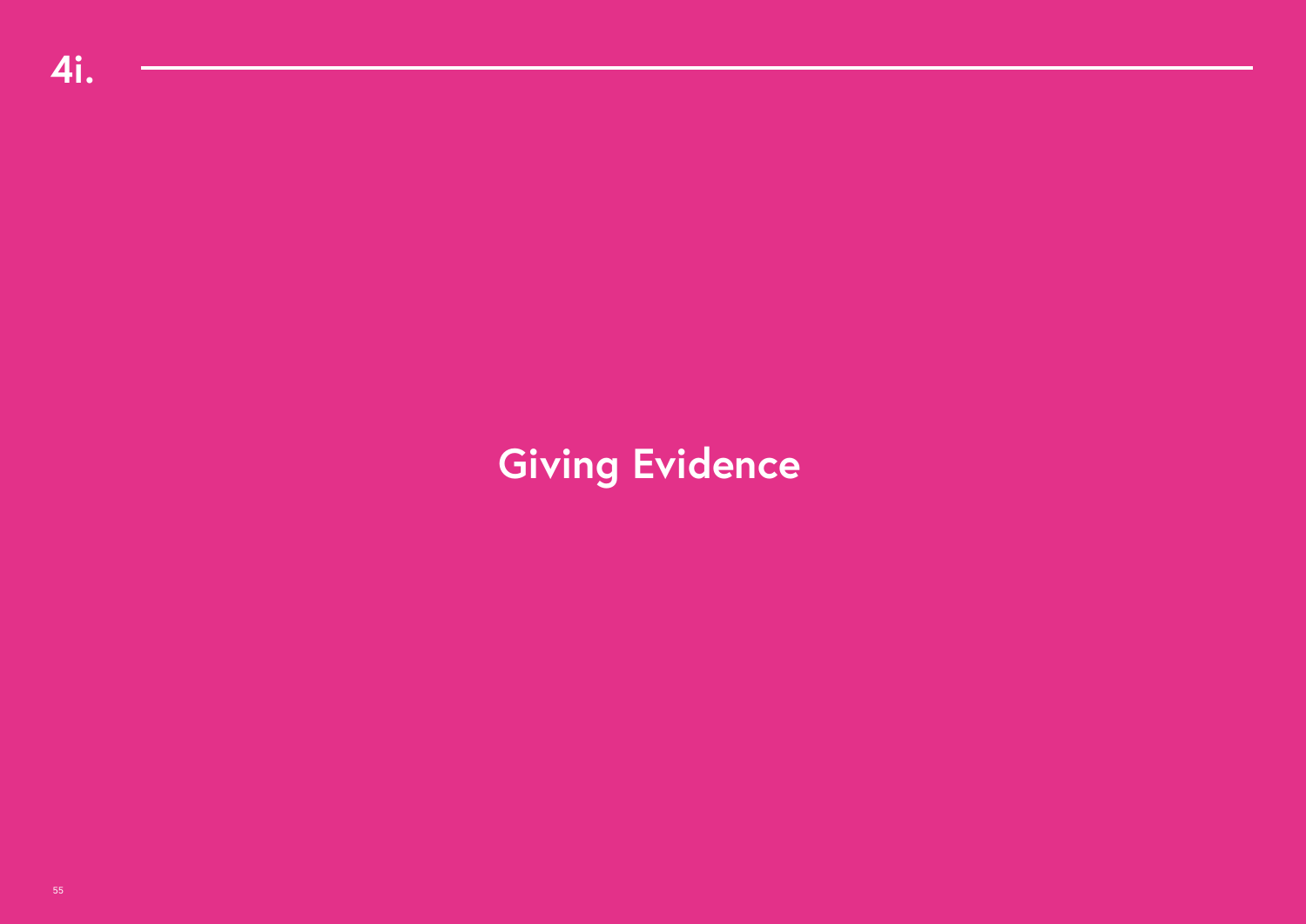# 4i.

## Giving Evidence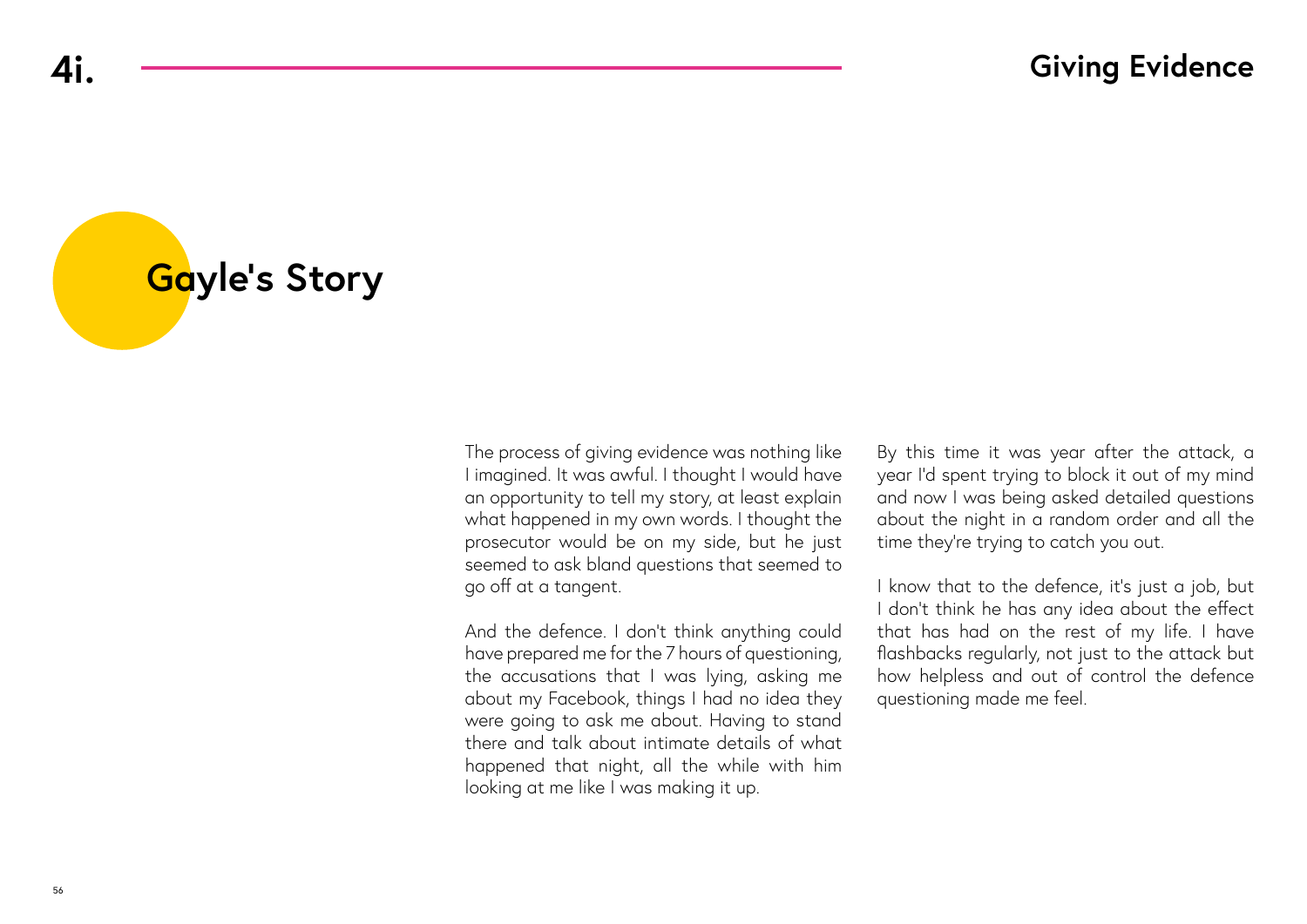# 4i. Giving Evidence

## Gayle's Story

The process of giving evidence was nothing like I imagined. It was awful. I thought I would have an opportunity to tell my story, at least explain what happened in my own words. I thought the prosecutor would be on my side, but he just seemed to ask bland questions that seemed to go off at a tangent.

And the defence. I don't think anything could have prepared me for the 7 hours of questioning, the accusations that I was lying, asking me about my Facebook, things I had no idea they were going to ask me about. Having to stand there and talk about intimate details of what happened that night, all the while with him looking at me like I was making it up.

By this time it was year after the attack, a year I'd spent trying to block it out of my mind and now I was being asked detailed questions about the night in a random order and all the time they're trying to catch you out.

I know that to the defence, it's just a job, but I don't think he has any idea about the effect that has had on the rest of my life. I have flashbacks regularly, not just to the attack but how helpless and out of control the defence questioning made me feel.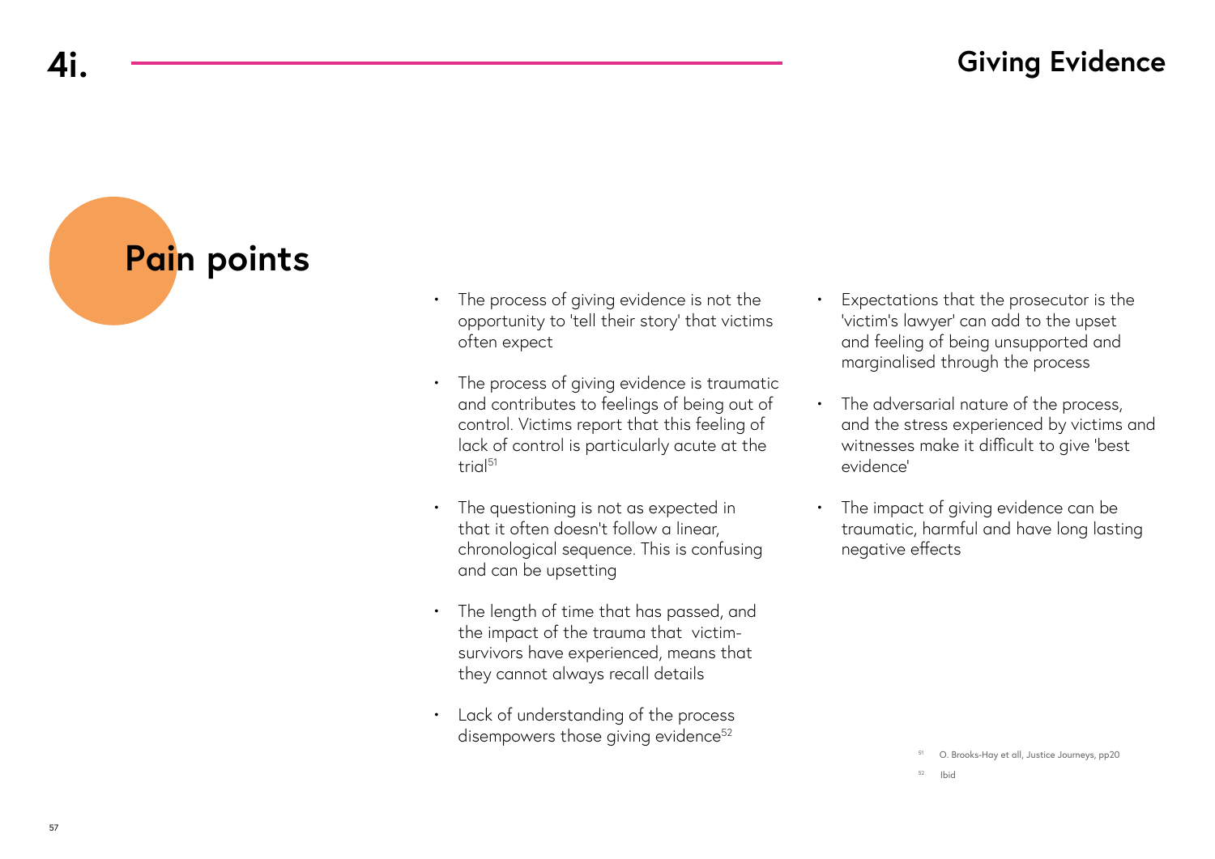# 4i. Giving Evidence

## Pain points

- The process of giving evidence is not the opportunity to 'tell their story' that victims often expect
- The process of giving evidence is traumatic and contributes to feelings of being out of control. Victims report that this feeling of lack of control is particularly acute at the trial[51]
- The questioning is not as expected in that it often doesn't follow a linear, chronological sequence. This is confusing and can be upsetting
- The length of time that has passed, and the impact of the trauma that victim-survivors have experienced, means that they cannot always recall details
- Lack of understanding of the process disempowers those giving evidence[52]
- Expectations that the prosecutor is the 'victim's lawyer' can add to the upset and feeling of being unsupported and marginalised through the process
- The adversarial nature of the process, and the stress experienced by victims and witnesses make it difficult to give 'best evidence'
- The impact of giving evidence can be traumatic, harmful and have long lasting negative effects

[51] O. Brooks-Hay et all, Justice Journeys, pp20

[52] Ibid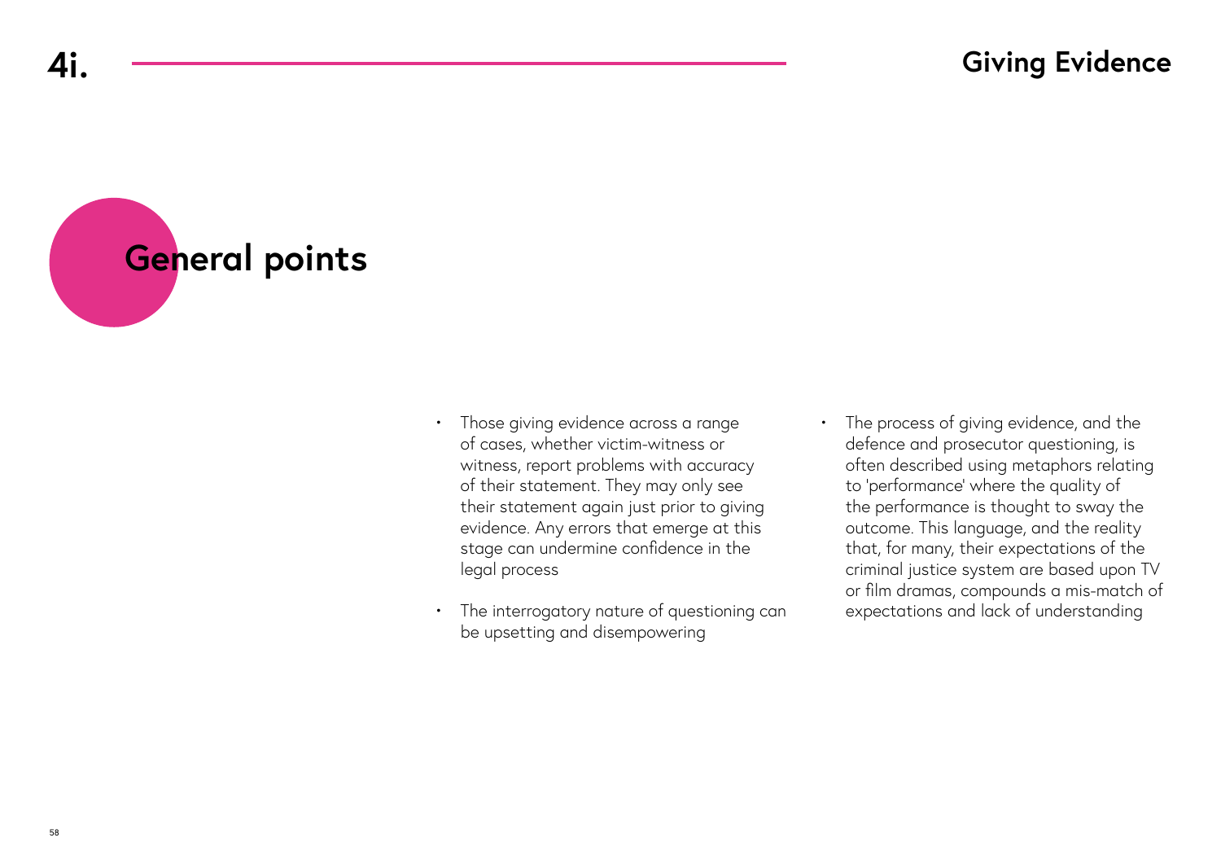# 4i. Giving Evidence

## General points

- Those giving evidence across a range of cases, whether victim-witness or witness, report problems with accuracy of their statement. They may only see their statement again just prior to giving evidence. Any errors that emerge at this stage can undermine confidence in the legal process
- The interrogatory nature of questioning can be upsetting and disempowering
- The process of giving evidence, and the defence and prosecutor questioning, is often described using metaphors relating to 'performance' where the quality of the performance is thought to sway the outcome. This language, and the reality that, for many, their expectations of the criminal justice system are based upon TV or film dramas, compounds a mis-match of expectations and lack of understanding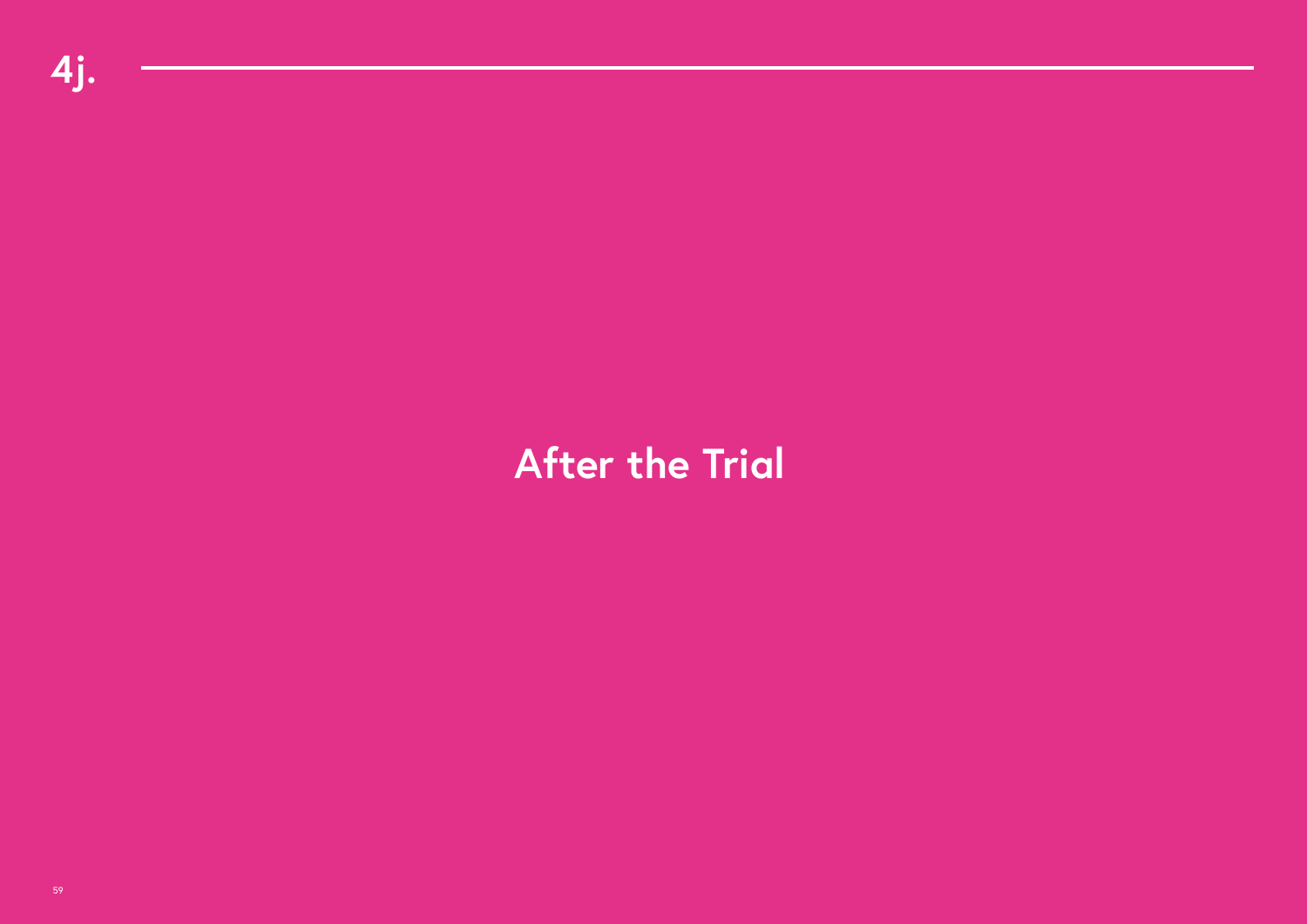# 4j.

## After the Trial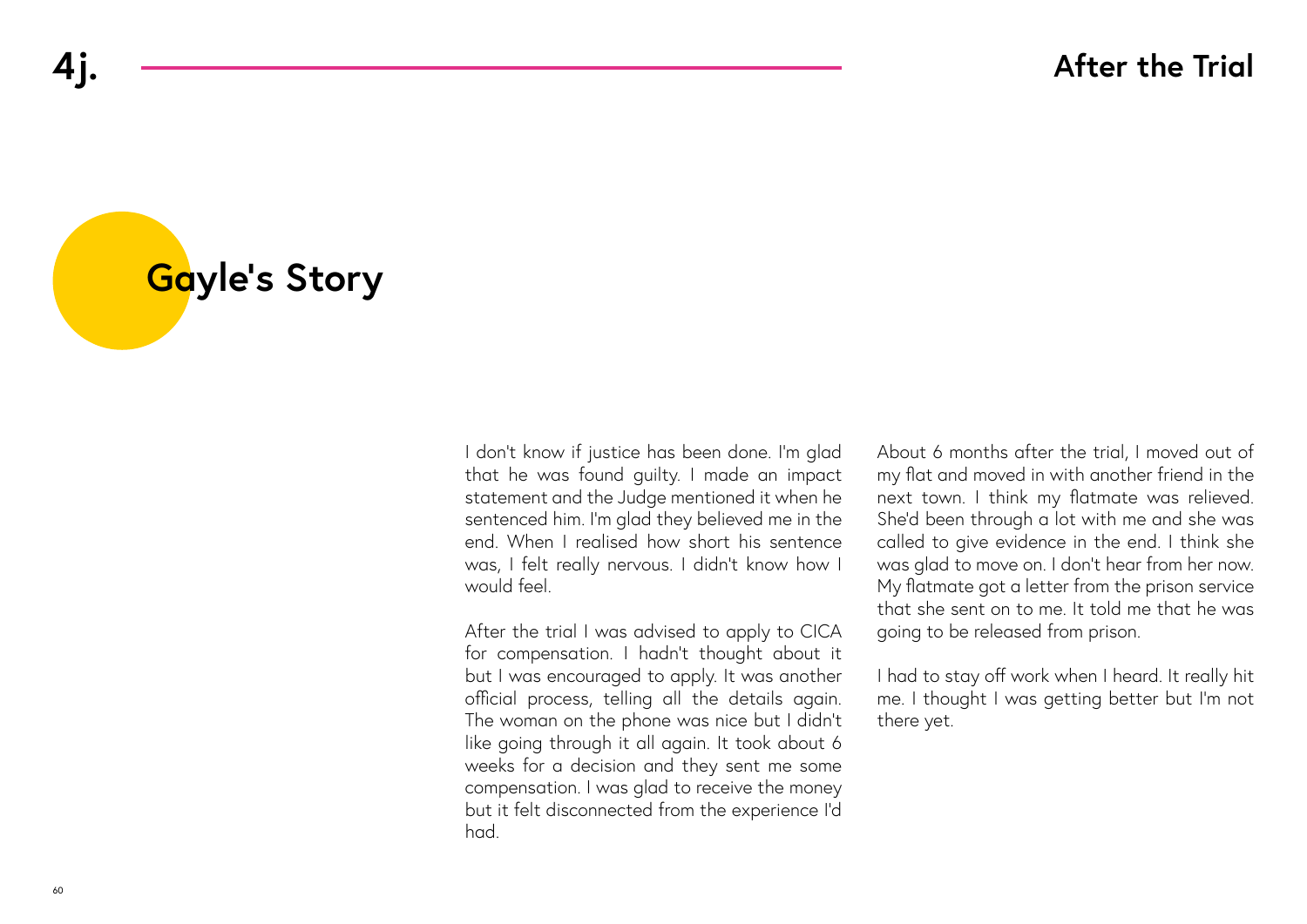# 4j. After the Trial

## Gayle's Story

I don't know if justice has been done. I'm glad that he was found guilty. I made an impact statement and the Judge mentioned it when he sentenced him. I'm glad they believed me in the end. When I realised how short his sentence was, I felt really nervous. I didn't know how I would feel.

After the trial I was advised to apply to CICA for compensation. I hadn't thought about it but I was encouraged to apply. It was another official process, telling all the details again. The woman on the phone was nice but I didn't like going through it all again. It took about 6 weeks for a decision and they sent me some compensation. I was glad to receive the money but it felt disconnected from the experience I'd had.

About 6 months after the trial, I moved out of my flat and moved in with another friend in the next town. I think my flatmate was relieved. She'd been through a lot with me and she was called to give evidence in the end. I think she was glad to move on. I don't hear from her now. My flatmate got a letter from the prison service that she sent on to me. It told me that he was going to be released from prison.

I had to stay off work when I heard. It really hit me. I thought I was getting better but I'm not there yet.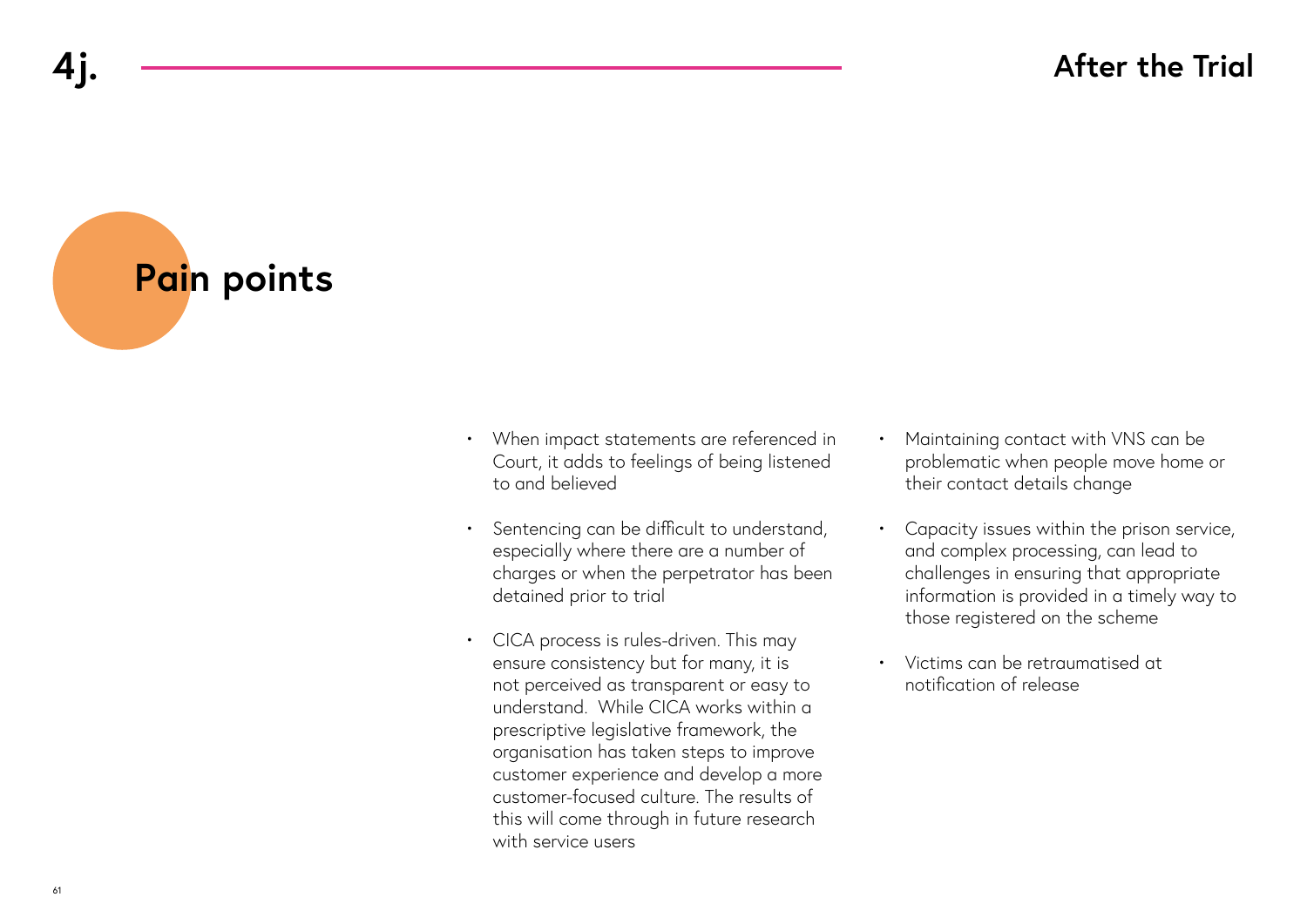# 4j. After the Trial

## Pain points

- When impact statements are referenced in Court, it adds to feelings of being listened to and believed
- Sentencing can be difficult to understand, especially where there are a number of charges or when the perpetrator has been detained prior to trial
- CICA process is rules-driven. This may ensure consistency but for many, it is not perceived as transparent or easy to understand. While CICA works within a prescriptive legislative framework, the organisation has taken steps to improve customer experience and develop a more customer-focused culture. The results of this will come through in future research with service users
- Maintaining contact with VNS can be problematic when people move home or their contact details change
- Capacity issues within the prison service, and complex processing, can lead to challenges in ensuring that appropriate information is provided in a timely way to those registered on the scheme
- Victims can be retraumatised at notification of release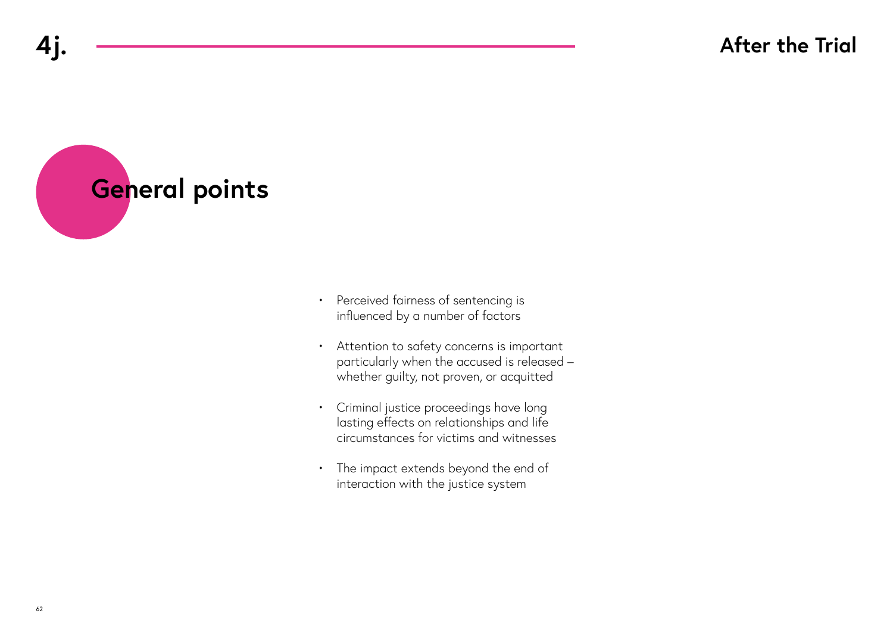# 4j. After the Trial

## General points

- Perceived fairness of sentencing is influenced by a number of factors
- Attention to safety concerns is important particularly when the accused is released – whether guilty, not proven, or acquitted
- Criminal justice proceedings have long lasting effects on relationships and life circumstances for victims and witnesses
- The impact extends beyond the end of interaction with the justice system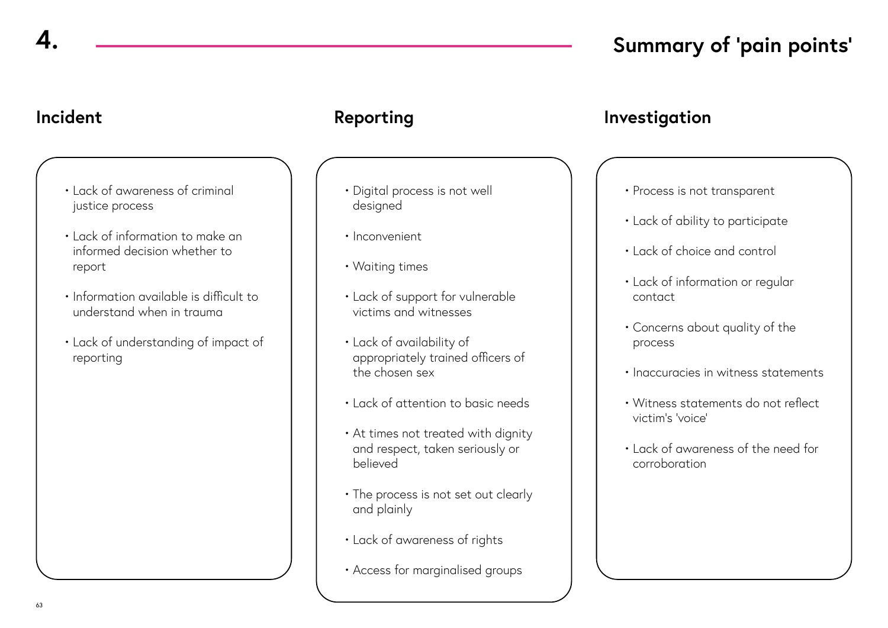# 4. Summary of 'pain points'

## Incident

- Lack of awareness of criminal justice process
- Lack of information to make an informed decision whether to report
- Information available is difficult to understand when in trauma
- Lack of understanding of impact of reporting

## Reporting

- Digital process is not well designed
- Inconvenient
- Waiting times
- Lack of support for vulnerable victims and witnesses
- Lack of availability of appropriately trained officers of the chosen sex
- Lack of attention to basic needs
- At times not treated with dignity and respect, taken seriously or believed
- The process is not set out clearly and plainly
- Lack of awareness of rights
- Access for marginalised groups

## Investigation

- Process is not transparent
- Lack of ability to participate
- Lack of choice and control
- Lack of information or regular contact
- Concerns about quality of the process
- Inaccuracies in witness statements
- Witness statements do not reflect victim's 'voice'
- Lack of awareness of the need for corroboration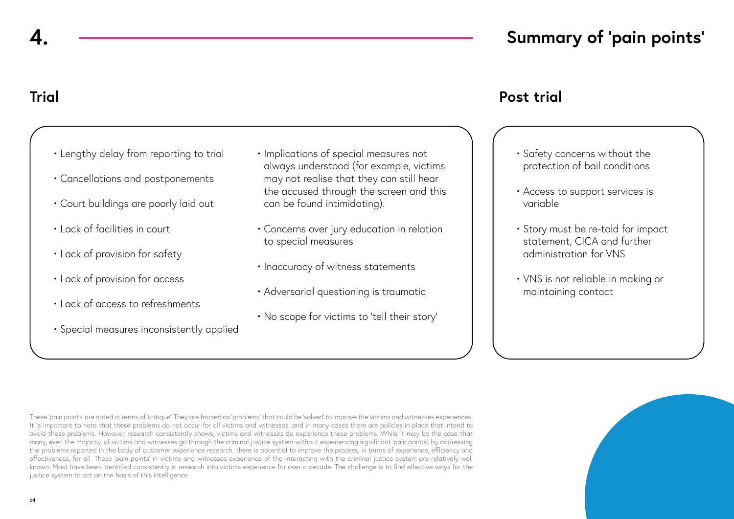# 4. Summary of 'pain points'

## Trial

- Lengthy delay from reporting to trial
- Cancellations and postponements
- Court buildings are poorly laid out
- Lack of facilities in court
- Lack of provision for safety
- Lack of provision for access
- Lack of access to refreshments
- Special measures inconsistently applied
- Implications of special measures not always understood (for example, victims may not realise that they can still hear the accused through the screen and this can be found intimidating).
- Concerns over jury education in relation to special measures
- Inaccuracy of witness statements
- Adversarial questioning is traumatic
- No scope for victims to 'tell their story'

## Post trial

- Safety concerns without the protection of bail conditions
- Access to support services is variable
- Story must be re-told for impact statement, CICA and further administration for VNS
- VNS is not reliable in making or maintaining contact

These 'pain points' are noted in terms of 'critique'. They are framed as 'problems' that could be 'solved' to improve the victims and witnesses experiences. It is important to note that these problems do not occur for all victims and witnesses, and in many cases there are policies in place that intend to avoid these problems. However, research consistently shows, victims and witnesses do experience these problems. While it may be the case that many, even the majority, of victims and witnesses go through the criminal justice system without experiencing significant 'pain points', by addressing the problems reported in the body of customer experience research, there is potential to improve the process, in terms of experience, efficiency and effectiveness, for all. These 'pain points' in victims and witnesses experience of the interacting with the criminal justice system are relatively well known. Most have been identified consistently in research into victims experience for over a decade. The challenge is to find effective ways for the justice system to act on the basis of this intelligence.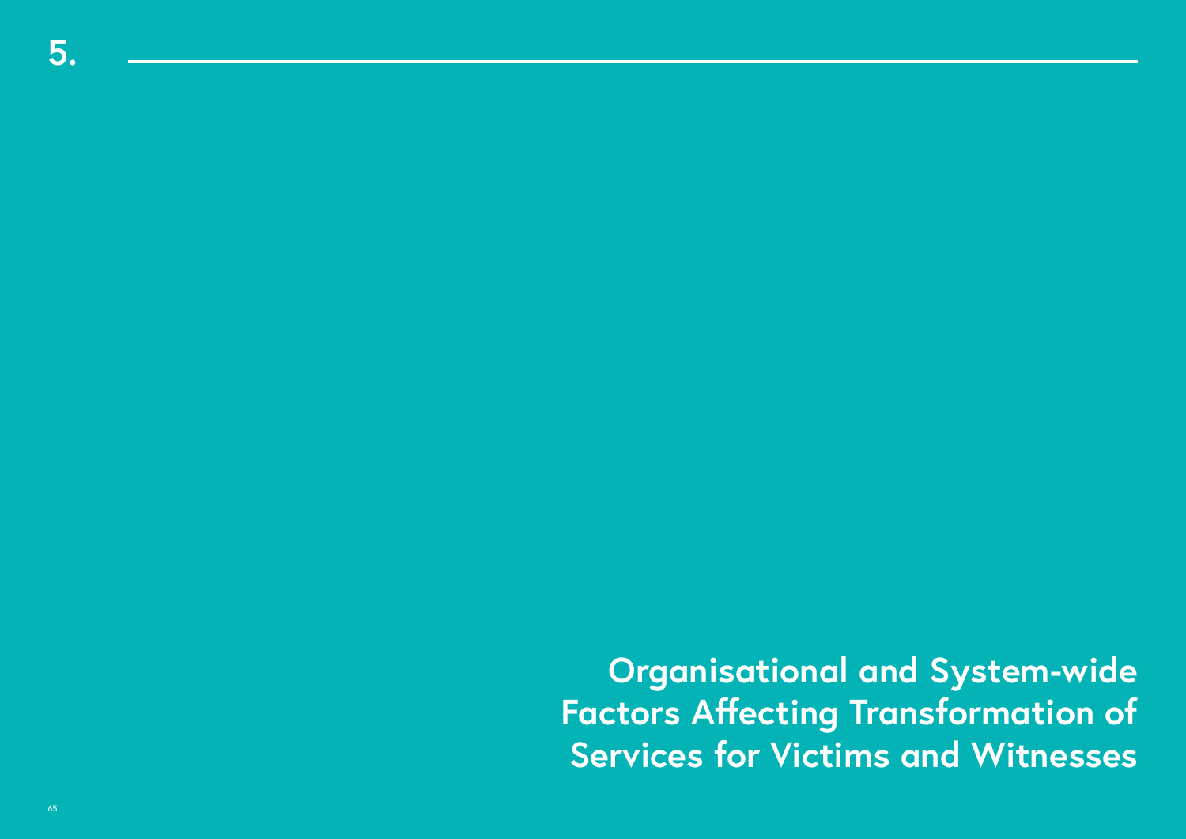# 5. Organisational and System-wide Factors Affecting Transformation of Services for Victims and Witnesses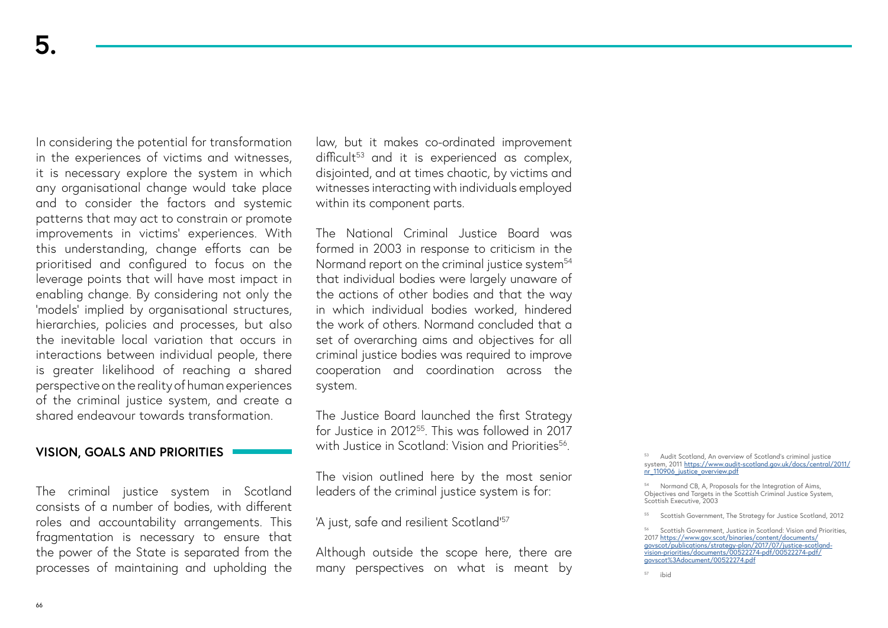# 5.

In considering the potential for transformation in the experiences of victims and witnesses, it is necessary explore the system in which any organisational change would take place and to consider the factors and systemic patterns that may act to constrain or promote improvements in victims' experiences. With this understanding, change efforts can be prioritised and configured to focus on the leverage points that will have most impact in enabling change. By considering not only the 'models' implied by organisational structures, hierarchies, policies and processes, but also the inevitable local variation that occurs in interactions between individual people, there is greater likelihood of reaching a shared perspective on the reality of human experiences of the criminal justice system, and create a shared endeavour towards transformation.

## VISION, GOALS AND PRIORITIES

The criminal justice system in Scotland consists of a number of bodies, with different roles and accountability arrangements. This fragmentation is necessary to ensure that the power of the State is separated from the processes of maintaining and upholding the law, but it makes co-ordinated improvement difficult[53] and it is experienced as complex, disjointed, and at times chaotic, by victims and witnesses interacting with individuals employed within its component parts.

The National Criminal Justice Board was formed in 2003 in response to criticism in the Normand report on the criminal justice system[54] that individual bodies were largely unaware of the actions of other bodies and that the way in which individual bodies worked, hindered the work of others. Normand concluded that a set of overarching aims and objectives for all criminal justice bodies was required to improve cooperation and coordination across the system.

The Justice Board launched the first Strategy for Justice in 2012[55]. This was followed in 2017 with Justice in Scotland: Vision and Priorities[56].

The vision outlined here by the most senior leaders of the criminal justice system is for:

'A just, safe and resilient Scotland'[57]

Although outside the scope here, there are many perspectives on what is meant by

[53] Audit Scotland, An overview of Scotland's criminal justice system, 2011 https://www.audit-scotland.gov.uk/docs/central/2011/nr_110906_justice_overview.pdf

[54] Normand CB, A, Proposals for the Integration of Aims, Objectives and Targets in the Scottish Criminal Justice System, Scottish Executive, 2003

[55] Scottish Government, The Strategy for Justice Scotland, 2012

[56] Scottish Government, Justice in Scotland: Vision and Priorities, 2017 https://www.gov.scot/binaries/content/documents/govscot/publications/strategy-plan/2017/07/justice-scotland-vision-priorities/documents/00522274-pdf/00522274-pdf/govscot%3Adocument/00522274.pdf

[57] ibid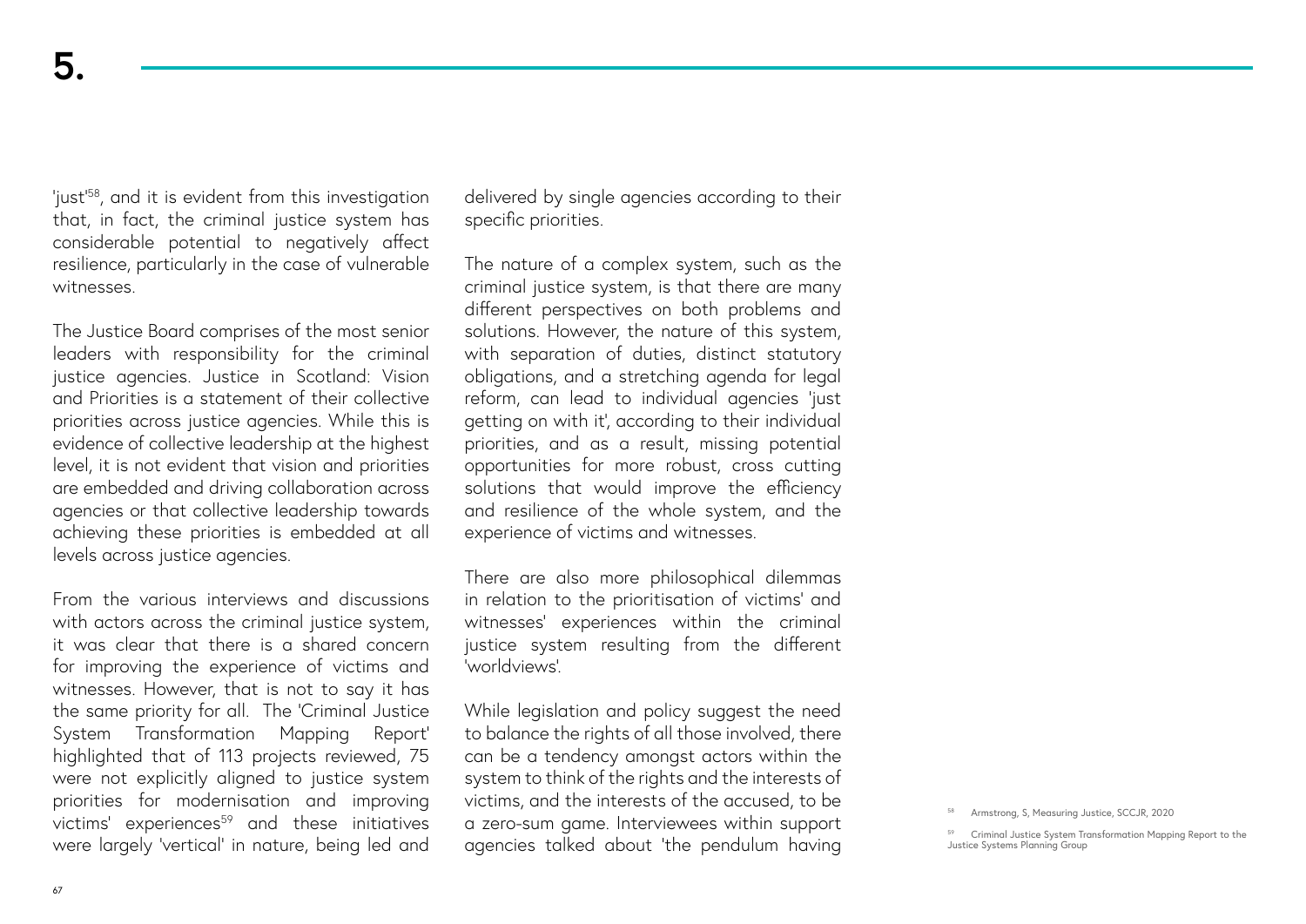'just'[58], and it is evident from this investigation that, in fact, the criminal justice system has considerable potential to negatively affect resilience, particularly in the case of vulnerable witnesses.

The Justice Board comprises of the most senior leaders with responsibility for the criminal justice agencies. Justice in Scotland: Vision and Priorities is a statement of their collective priorities across justice agencies. While this is evidence of collective leadership at the highest level, it is not evident that vision and priorities are embedded and driving collaboration across agencies or that collective leadership towards achieving these priorities is embedded at all levels across justice agencies.

From the various interviews and discussions with actors across the criminal justice system, it was clear that there is a shared concern for improving the experience of victims and witnesses. However, that is not to say it has the same priority for all. The 'Criminal Justice System Transformation Mapping Report' highlighted that of 113 projects reviewed, 75 were not explicitly aligned to justice system priorities for modernisation and improving victims' experiences[59] and these initiatives were largely 'vertical' in nature, being led and delivered by single agencies according to their specific priorities.

The nature of a complex system, such as the criminal justice system, is that there are many different perspectives on both problems and solutions. However, the nature of this system, with separation of duties, distinct statutory obligations, and a stretching agenda for legal reform, can lead to individual agencies 'just getting on with it', according to their individual priorities, and as a result, missing potential opportunities for more robust, cross cutting solutions that would improve the efficiency and resilience of the whole system, and the experience of victims and witnesses.

There are also more philosophical dilemmas in relation to the prioritisation of victims' and witnesses' experiences within the criminal justice system resulting from the different 'worldviews'.

While legislation and policy suggest the need to balance the rights of all those involved, there can be a tendency amongst actors within the system to think of the rights and the interests of victims, and the interests of the accused, to be a zero-sum game. Interviewees within support agencies talked about 'the pendulum having

[58] Armstrong, S, Measuring Justice, SCCJR, 2020

[59] Criminal Justice System Transformation Mapping Report to the Justice Systems Planning Group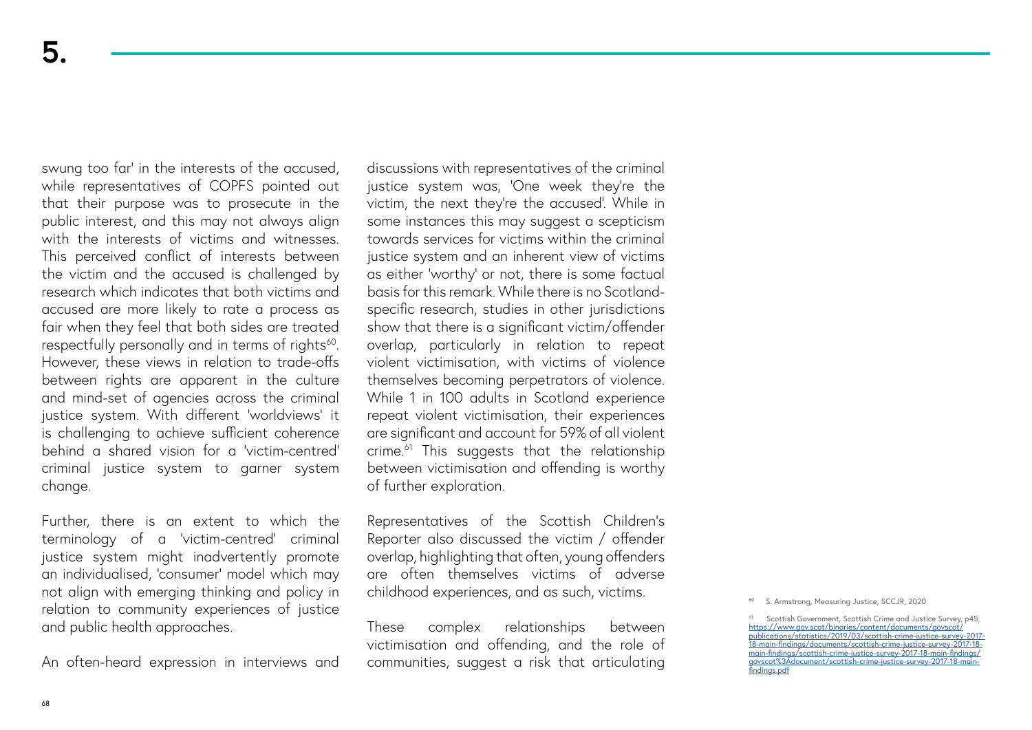swung too far' in the interests of the accused, while representatives of COPFS pointed out that their purpose was to prosecute in the public interest, and this may not always align with the interests of victims and witnesses. This perceived conflict of interests between the victim and the accused is challenged by research which indicates that both victims and accused are more likely to rate a process as fair when they feel that both sides are treated respectfully personally and in terms of rights[60]. However, these views in relation to trade-offs between rights are apparent in the culture and mind-set of agencies across the criminal justice system. With different 'worldviews' it is challenging to achieve sufficient coherence behind a shared vision for a 'victim-centred' criminal justice system to garner system change.

Further, there is an extent to which the terminology of a 'victim-centred' criminal justice system might inadvertently promote an individualised, 'consumer' model which may not align with emerging thinking and policy in relation to community experiences of justice and public health approaches.

An often-heard expression in interviews and discussions with representatives of the criminal justice system was, 'One week they're the victim, the next they're the accused'. While in some instances this may suggest a scepticism towards services for victims within the criminal justice system and an inherent view of victims as either 'worthy' or not, there is some factual basis for this remark. While there is no Scotland-specific research, studies in other jurisdictions show that there is a significant victim/offender overlap, particularly in relation to repeat violent victimisation, with victims of violence themselves becoming perpetrators of violence. While 1 in 100 adults in Scotland experience repeat violent victimisation, their experiences are significant and account for 59% of all violent crime.[61] This suggests that the relationship between victimisation and offending is worthy of further exploration.

Representatives of the Scottish Children's Reporter also discussed the victim / offender overlap, highlighting that often, young offenders are often themselves victims of adverse childhood experiences, and as such, victims.

These complex relationships between victimisation and offending, and the role of communities, suggest a risk that articulating

[60] S. Armstrong, Measuring Justice, SCCJR, 2020

[61] Scottish Government, Scottish Crime and Justice Survey, p45, https://www.gov.scot/binaries/content/documents/govscot/publications/statistics/2019/03/scottish-crime-justice-survey-2017-18-main-findings/documents/scottish-crime-justice-survey-2017-18-main-findings/scottish-crime-justice-survey-2017-18-main-findings/govscot%3Adocument/scottish-crime-justice-survey-2017-18-main-findings.pdf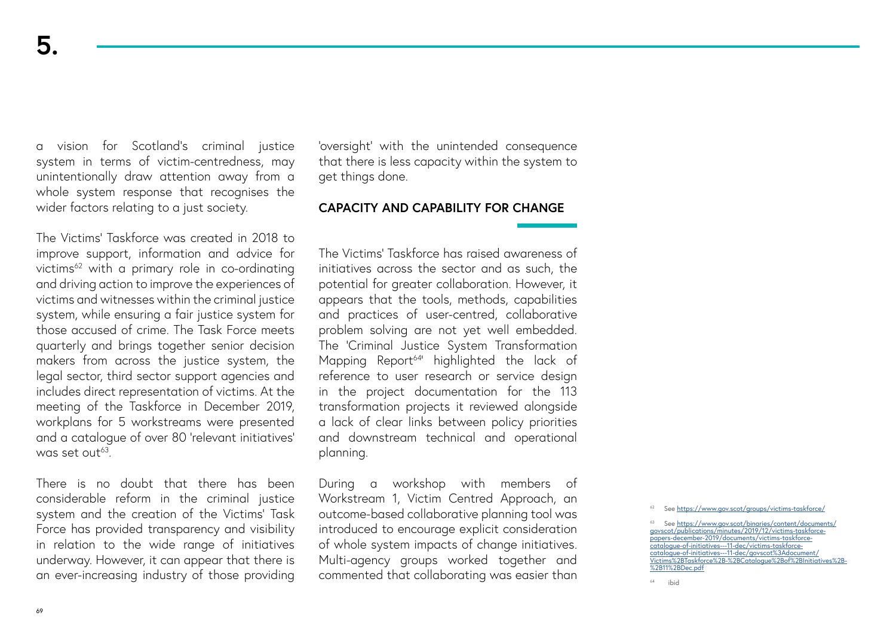a vision for Scotland's criminal justice system in terms of victim-centredness, may unintentionally draw attention away from a whole system response that recognises the wider factors relating to a just society.

The Victims' Taskforce was created in 2018 to improve support, information and advice for victims[62] with a primary role in co-ordinating and driving action to improve the experiences of victims and witnesses within the criminal justice system, while ensuring a fair justice system for those accused of crime. The Task Force meets quarterly and brings together senior decision makers from across the justice system, the legal sector, third sector support agencies and includes direct representation of victims. At the meeting of the Taskforce in December 2019, workplans for 5 workstreams were presented and a catalogue of over 80 'relevant initiatives' was set out[63].

There is no doubt that there has been considerable reform in the criminal justice system and the creation of the Victims' Task Force has provided transparency and visibility in relation to the wide range of initiatives underway. However, it can appear that there is an ever-increasing industry of those providing 'oversight' with the unintended consequence that there is less capacity within the system to get things done.

## CAPACITY AND CAPABILITY FOR CHANGE

The Victims' Taskforce has raised awareness of initiatives across the sector and as such, the potential for greater collaboration. However, it appears that the tools, methods, capabilities and practices of user-centred, collaborative problem solving are not yet well embedded. The 'Criminal Justice System Transformation Mapping Report[64]' highlighted the lack of reference to user research or service design in the project documentation for the 113 transformation projects it reviewed alongside a lack of clear links between policy priorities and downstream technical and operational planning.

During a workshop with members of Workstream 1, Victim Centred Approach, an outcome-based collaborative planning tool was introduced to encourage explicit consideration of whole system impacts of change initiatives. Multi-agency groups worked together and commented that collaborating was easier than

[62] See https://www.gov.scot/groups/victims-taskforce/

[63] See https://www.gov.scot/binaries/content/documents/govscot/publications/minutes/2019/12/victims-taskforce-papers-december-2019/documents/victims-taskforce-catalogue-of-initiatives---11-dec/victims-taskforce-catalogue-of-initiatives---11-dec/govscot%3Adocument/Victims%2BTaskforce%2B-%2BCatalogue%2Bof%2BInitiatives%2B-%2B11%2BDec.pdf

[64] ibid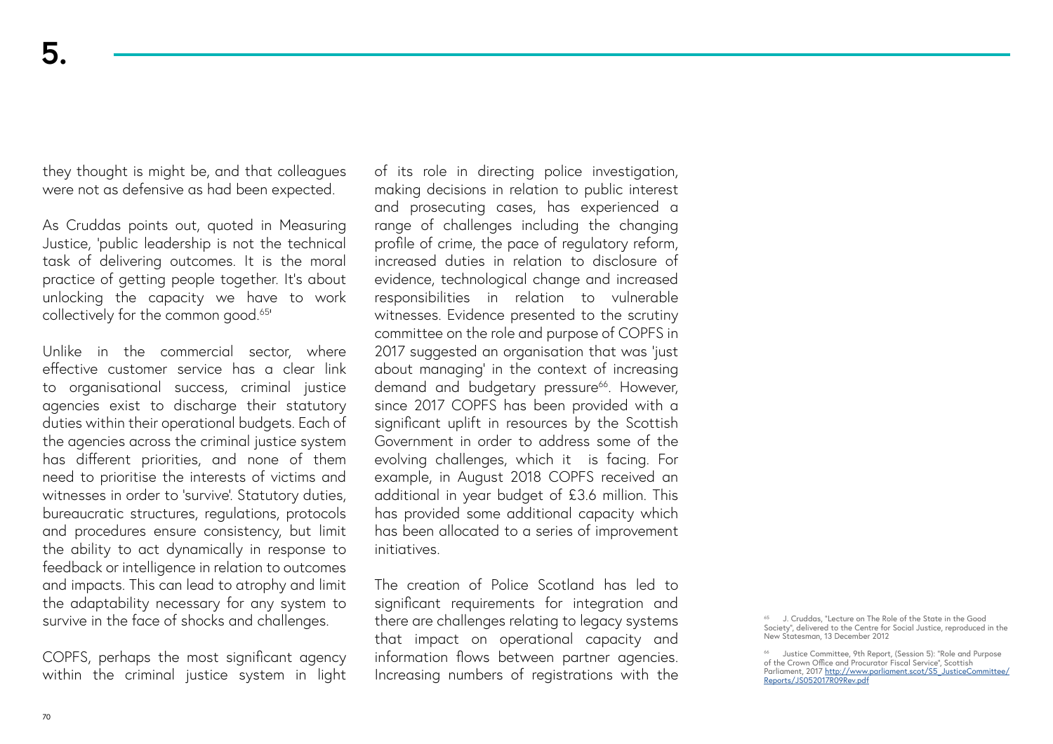# 5.

they thought is might be, and that colleagues were not as defensive as had been expected.

As Cruddas points out, quoted in Measuring Justice, 'public leadership is not the technical task of delivering outcomes. It is the moral practice of getting people together. It's about unlocking the capacity we have to work collectively for the common good.[65]'

Unlike in the commercial sector, where effective customer service has a clear link to organisational success, criminal justice agencies exist to discharge their statutory duties within their operational budgets. Each of the agencies across the criminal justice system has different priorities, and none of them need to prioritise the interests of victims and witnesses in order to 'survive'. Statutory duties, bureaucratic structures, regulations, protocols and procedures ensure consistency, but limit the ability to act dynamically in response to feedback or intelligence in relation to outcomes and impacts. This can lead to atrophy and limit the adaptability necessary for any system to survive in the face of shocks and challenges.

COPFS, perhaps the most significant agency within the criminal justice system in light of its role in directing police investigation, making decisions in relation to public interest and prosecuting cases, has experienced a range of challenges including the changing profile of crime, the pace of regulatory reform, increased duties in relation to disclosure of evidence, technological change and increased responsibilities in relation to vulnerable witnesses. Evidence presented to the scrutiny committee on the role and purpose of COPFS in 2017 suggested an organisation that was 'just about managing' in the context of increasing demand and budgetary pressure[66]. However, since 2017 COPFS has been provided with a significant uplift in resources by the Scottish Government in order to address some of the evolving challenges, which it is facing. For example, in August 2018 COPFS received an additional in year budget of £3.6 million. This has provided some additional capacity which has been allocated to a series of improvement initiatives.

The creation of Police Scotland has led to significant requirements for integration and there are challenges relating to legacy systems that impact on operational capacity and information flows between partner agencies. Increasing numbers of registrations with the

[65] J. Cruddas, "Lecture on The Role of the State in the Good Society", delivered to the Centre for Social Justice, reproduced in the New Statesman, 13 December 2012

[66] Justice Committee, 9th Report, (Session 5): "Role and Purpose of the Crown Office and Procurator Fiscal Service", Scottish Parliament, 2017 http://www.parliament.scot/S5_JusticeCommittee/Reports/JS052017R09Rev.pdf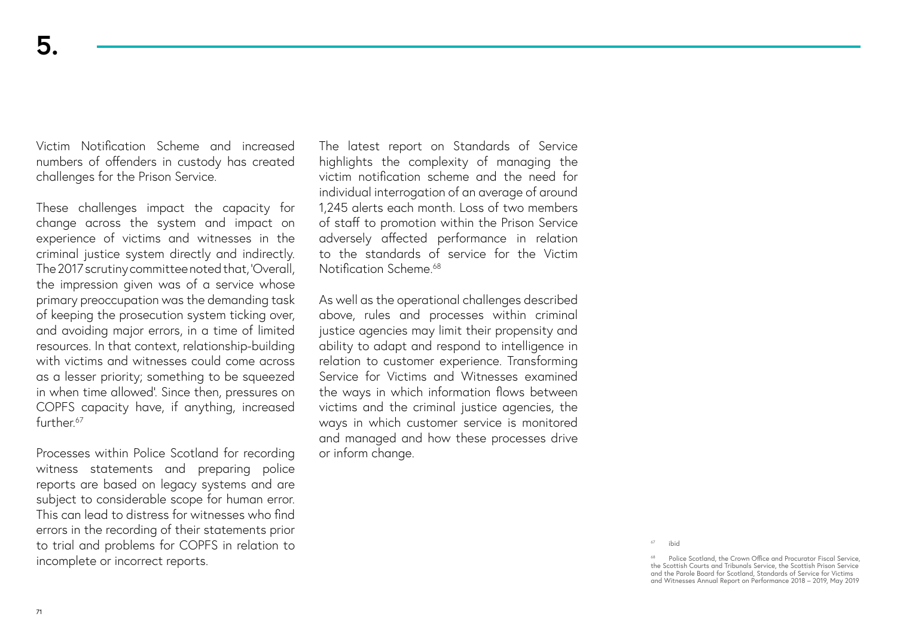# 5.

Victim Notification Scheme and increased numbers of offenders in custody has created challenges for the Prison Service.

These challenges impact the capacity for change across the system and impact on experience of victims and witnesses in the criminal justice system directly and indirectly. The 2017 scrutiny committee noted that, 'Overall, the impression given was of a service whose primary preoccupation was the demanding task of keeping the prosecution system ticking over, and avoiding major errors, in a time of limited resources. In that context, relationship-building with victims and witnesses could come across as a lesser priority; something to be squeezed in when time allowed'. Since then, pressures on COPFS capacity have, if anything, increased further.[67]

Processes within Police Scotland for recording witness statements and preparing police reports are based on legacy systems and are subject to considerable scope for human error. This can lead to distress for witnesses who find errors in the recording of their statements prior to trial and problems for COPFS in relation to incomplete or incorrect reports.

The latest report on Standards of Service highlights the complexity of managing the victim notification scheme and the need for individual interrogation of an average of around 1,245 alerts each month. Loss of two members of staff to promotion within the Prison Service adversely affected performance in relation to the standards of service for the Victim Notification Scheme.[68]

As well as the operational challenges described above, rules and processes within criminal justice agencies may limit their propensity and ability to adapt and respond to intelligence in relation to customer experience. Transforming Service for Victims and Witnesses examined the ways in which information flows between victims and the criminal justice agencies, the ways in which customer service is monitored and managed and how these processes drive or inform change.

[67] ibid

[68] Police Scotland, the Crown Office and Procurator Fiscal Service, the Scottish Courts and Tribunals Service, the Scottish Prison Service and the Parole Board for Scotland, Standards of Service for Victims and Witnesses Annual Report on Performance 2018 – 2019, May 2019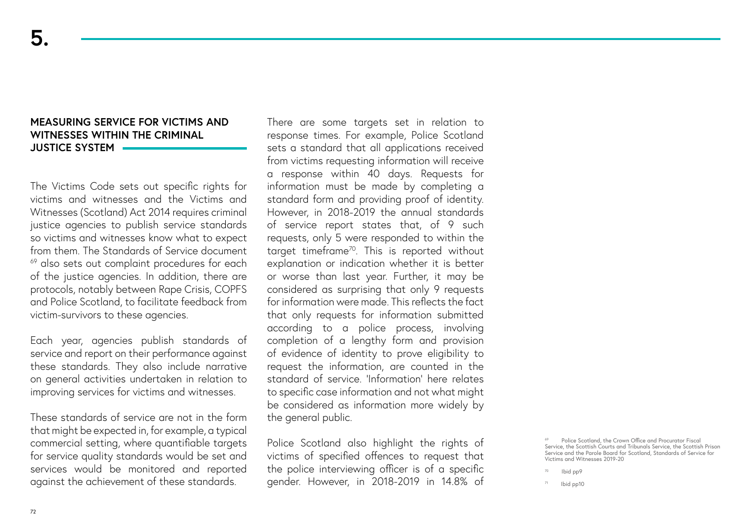# 5.

## MEASURING SERVICE FOR VICTIMS AND WITNESSES WITHIN THE CRIMINAL JUSTICE SYSTEM

The Victims Code sets out specific rights for victims and witnesses and the Victims and Witnesses (Scotland) Act 2014 requires criminal justice agencies to publish service standards so victims and witnesses know what to expect from them. The Standards of Service document [69] also sets out complaint procedures for each of the justice agencies. In addition, there are protocols, notably between Rape Crisis, COPFS and Police Scotland, to facilitate feedback from victim-survivors to these agencies.

Each year, agencies publish standards of service and report on their performance against these standards. They also include narrative on general activities undertaken in relation to improving services for victims and witnesses.

These standards of service are not in the form that might be expected in, for example, a typical commercial setting, where quantifiable targets for service quality standards would be set and services would be monitored and reported against the achievement of these standards.

There are some targets set in relation to response times. For example, Police Scotland sets a standard that all applications received from victims requesting information will receive a response within 40 days. Requests for information must be made by completing a standard form and providing proof of identity. However, in 2018-2019 the annual standards of service report states that, of 9 such requests, only 5 were responded to within the target timeframe[70]. This is reported without explanation or indication whether it is better or worse than last year. Further, it may be considered as surprising that only 9 requests for information were made. This reflects the fact that only requests for information submitted according to a police process, involving completion of a lengthy form and provision of evidence of identity to prove eligibility to request the information, are counted in the standard of service. 'Information' here relates to specific case information and not what might be considered as information more widely by the general public.

Police Scotland also highlight the rights of victims of specified offences to request that the police interviewing officer is of a specific gender. However, in 2018-2019 in 14.8% of

[69] Police Scotland, the Crown Office and Procurator Fiscal Service, the Scottish Courts and Tribunals Service, the Scottish Prison Service and the Parole Board for Scotland, Standards of Service for Victims and Witnesses 2019-20

[70] Ibid pp9

[71] Ibid pp10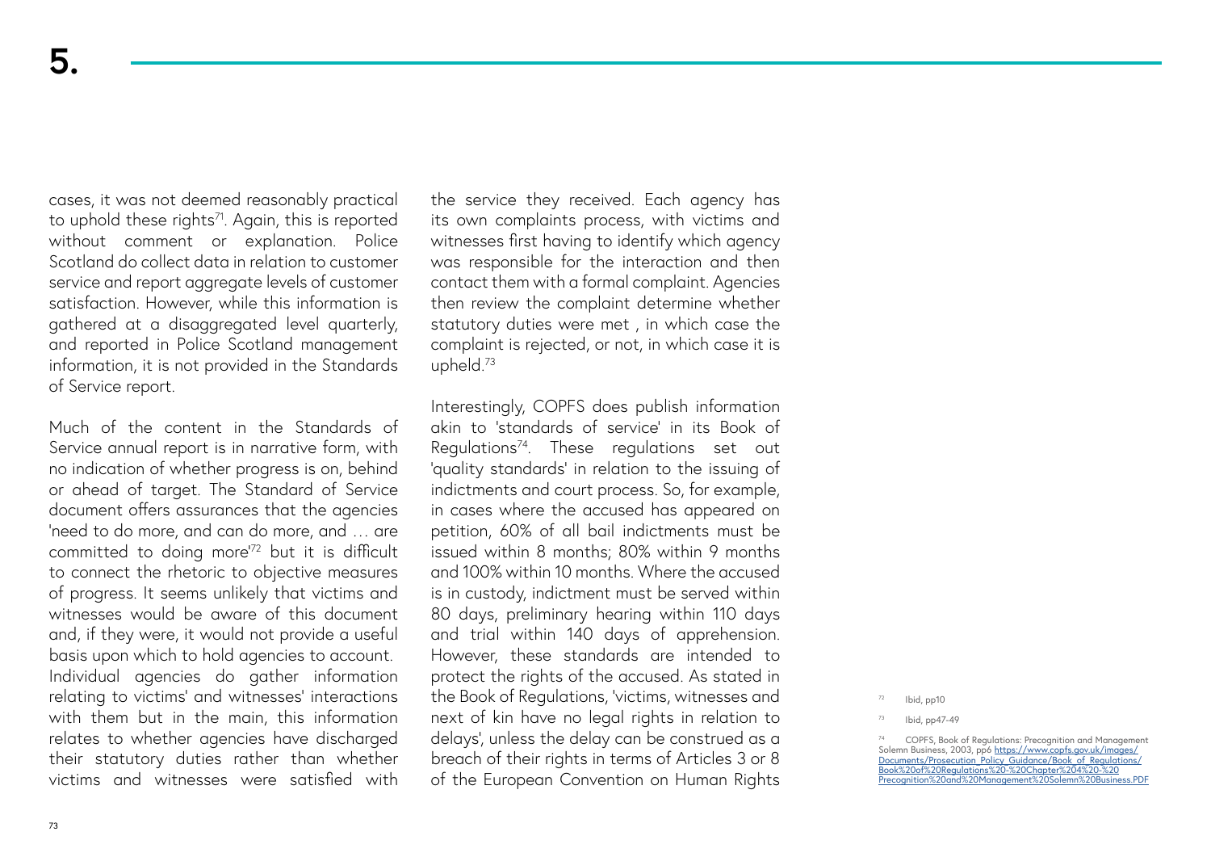cases, it was not deemed reasonably practical to uphold these rights[71]. Again, this is reported without comment or explanation. Police Scotland do collect data in relation to customer service and report aggregate levels of customer satisfaction. However, while this information is gathered at a disaggregated level quarterly, and reported in Police Scotland management information, it is not provided in the Standards of Service report.

Much of the content in the Standards of Service annual report is in narrative form, with no indication of whether progress is on, behind or ahead of target. The Standard of Service document offers assurances that the agencies 'need to do more, and can do more, and … are committed to doing more'[72] but it is difficult to connect the rhetoric to objective measures of progress. It seems unlikely that victims and witnesses would be aware of this document and, if they were, it would not provide a useful basis upon which to hold agencies to account. Individual agencies do gather information relating to victims' and witnesses' interactions with them but in the main, this information relates to whether agencies have discharged their statutory duties rather than whether victims and witnesses were satisfied with the service they received. Each agency has its own complaints process, with victims and witnesses first having to identify which agency was responsible for the interaction and then contact them with a formal complaint. Agencies then review the complaint determine whether statutory duties were met , in which case the complaint is rejected, or not, in which case it is upheld.[73]

Interestingly, COPFS does publish information akin to 'standards of service' in its Book of Regulations[74]. These regulations set out 'quality standards' in relation to the issuing of indictments and court process. So, for example, in cases where the accused has appeared on petition, 60% of all bail indictments must be issued within 8 months; 80% within 9 months and 100% within 10 months. Where the accused is in custody, indictment must be served within 80 days, preliminary hearing within 110 days and trial within 140 days of apprehension. However, these standards are intended to protect the rights of the accused. As stated in the Book of Regulations, 'victims, witnesses and next of kin have no legal rights in relation to delays', unless the delay can be construed as a breach of their rights in terms of Articles 3 or 8 of the European Convention on Human Rights

[72] Ibid, pp10

[73] Ibid, pp47-49

[74] COPFS, Book of Regulations: Precognition and Management Solemn Business, 2003, pp6 https://www.copfs.gov.uk/images/Documents/Prosecution_Policy_Guidance/Book_of_Regulations/Book%20of%20Regulations%20-%20Chapter%204%20-%20Precognition%20and%20Management%20Solemn%20Business.PDF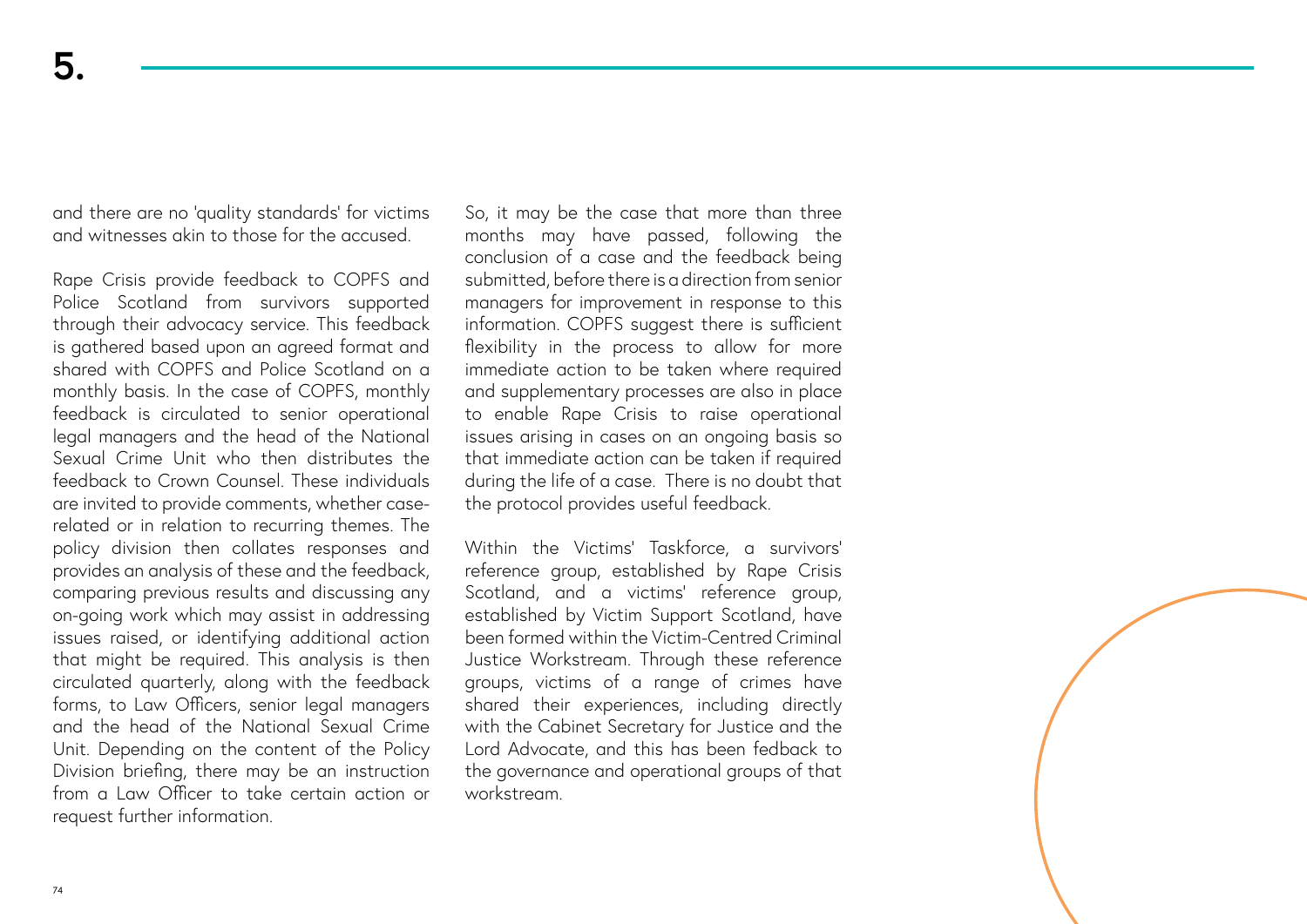and there are no 'quality standards' for victims and witnesses akin to those for the accused.

Rape Crisis provide feedback to COPFS and Police Scotland from survivors supported through their advocacy service. This feedback is gathered based upon an agreed format and shared with COPFS and Police Scotland on a monthly basis. In the case of COPFS, monthly feedback is circulated to senior operational legal managers and the head of the National Sexual Crime Unit who then distributes the feedback to Crown Counsel. These individuals are invited to provide comments, whether case-related or in relation to recurring themes. The policy division then collates responses and provides an analysis of these and the feedback, comparing previous results and discussing any on-going work which may assist in addressing issues raised, or identifying additional action that might be required. This analysis is then circulated quarterly, along with the feedback forms, to Law Officers, senior legal managers and the head of the National Sexual Crime Unit. Depending on the content of the Policy Division briefing, there may be an instruction from a Law Officer to take certain action or request further information.

So, it may be the case that more than three months may have passed, following the conclusion of a case and the feedback being submitted, before there is a direction from senior managers for improvement in response to this information. COPFS suggest there is sufficient flexibility in the process to allow for more immediate action to be taken where required and supplementary processes are also in place to enable Rape Crisis to raise operational issues arising in cases on an ongoing basis so that immediate action can be taken if required during the life of a case. There is no doubt that the protocol provides useful feedback.

Within the Victims' Taskforce, a survivors' reference group, established by Rape Crisis Scotland, and a victims' reference group, established by Victim Support Scotland, have been formed within the Victim-Centred Criminal Justice Workstream. Through these reference groups, victims of a range of crimes have shared their experiences, including directly with the Cabinet Secretary for Justice and the Lord Advocate, and this has been fedback to the governance and operational groups of that workstream.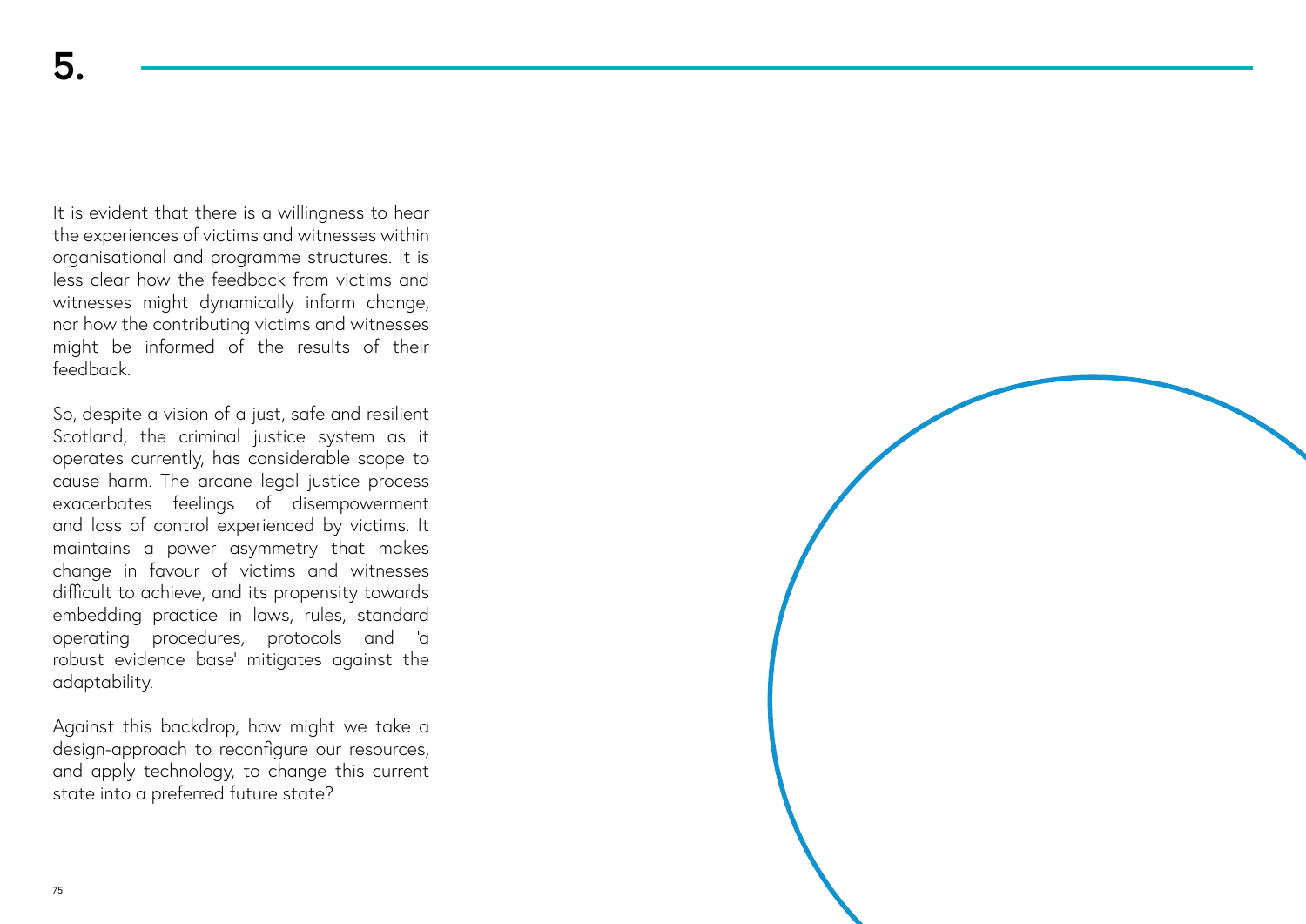# 5.

It is evident that there is a willingness to hear the experiences of victims and witnesses within organisational and programme structures. It is less clear how the feedback from victims and witnesses might dynamically inform change, nor how the contributing victims and witnesses might be informed of the results of their feedback.

So, despite a vision of a just, safe and resilient Scotland, the criminal justice system as it operates currently, has considerable scope to cause harm. The arcane legal justice process exacerbates feelings of disempowerment and loss of control experienced by victims. It maintains a power asymmetry that makes change in favour of victims and witnesses difficult to achieve, and its propensity towards embedding practice in laws, rules, standard operating procedures, protocols and 'a robust evidence base' mitigates against the adaptability.

Against this backdrop, how might we take a design-approach to reconfigure our resources, and apply technology, to change this current state into a preferred future state?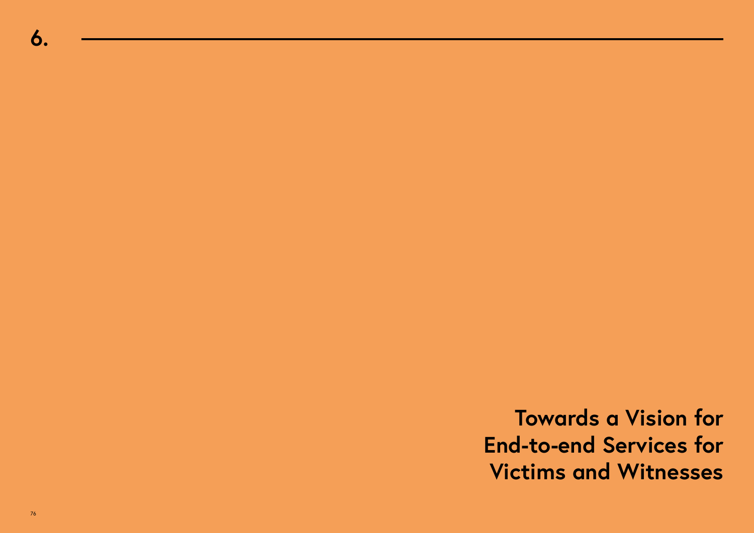# 6. Towards a Vision for End-to-end Services for Victims and Witnesses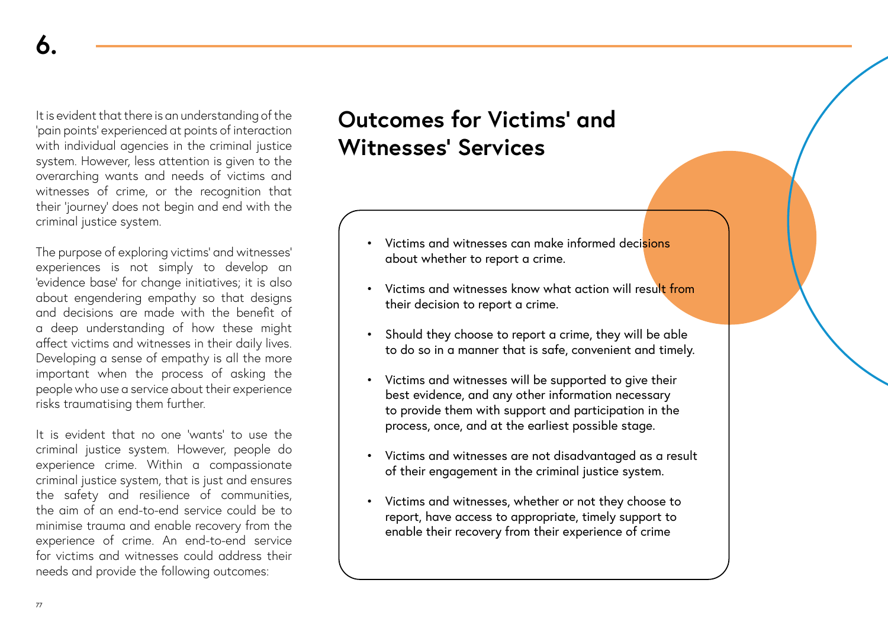6.

It is evident that there is an understanding of the 'pain points' experienced at points of interaction with individual agencies in the criminal justice system. However, less attention is given to the overarching wants and needs of victims and witnesses of crime, or the recognition that their 'journey' does not begin and end with the criminal justice system.

The purpose of exploring victims' and witnesses' experiences is not simply to develop an 'evidence base' for change initiatives; it is also about engendering empathy so that designs and decisions are made with the benefit of a deep understanding of how these might affect victims and witnesses in their daily lives. Developing a sense of empathy is all the more important when the process of asking the people who use a service about their experience risks traumatising them further.

It is evident that no one 'wants' to use the criminal justice system. However, people do experience crime. Within a compassionate criminal justice system, that is just and ensures the safety and resilience of communities, the aim of an end-to-end service could be to minimise trauma and enable recovery from the experience of crime. An end-to-end service for victims and witnesses could address their needs and provide the following outcomes:

## Outcomes for Victims' and Witnesses' Services

- Victims and witnesses can make informed decisions about whether to report a crime.
- Victims and witnesses know what action will result from their decision to report a crime.
- Should they choose to report a crime, they will be able to do so in a manner that is safe, convenient and timely.
- Victims and witnesses will be supported to give their best evidence, and any other information necessary to provide them with support and participation in the process, once, and at the earliest possible stage.
- Victims and witnesses are not disadvantaged as a result of their engagement in the criminal justice system.
- Victims and witnesses, whether or not they choose to report, have access to appropriate, timely support to enable their recovery from their experience of crime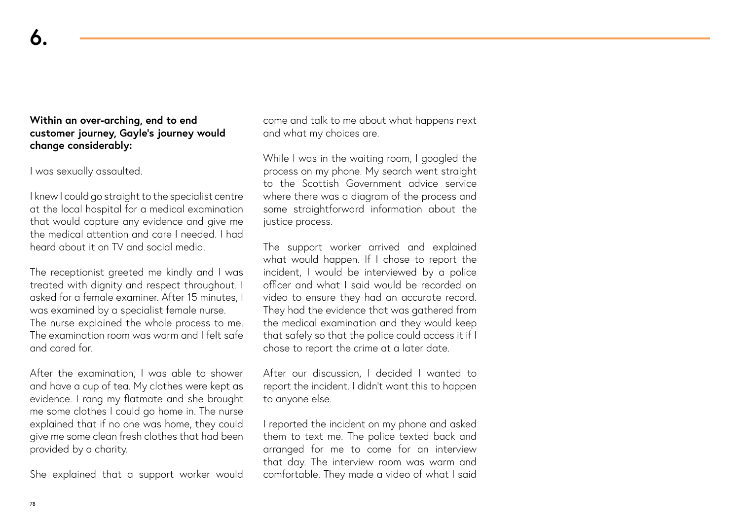# 6.

**Within an over-arching, end to end customer journey, Gayle's journey would change considerably:**

I was sexually assaulted.

I knew I could go straight to the specialist centre at the local hospital for a medical examination that would capture any evidence and give me the medical attention and care I needed. I had heard about it on TV and social media.

The receptionist greeted me kindly and I was treated with dignity and respect throughout. I asked for a female examiner. After 15 minutes, I was examined by a specialist female nurse. The nurse explained the whole process to me. The examination room was warm and I felt safe and cared for.

After the examination, I was able to shower and have a cup of tea. My clothes were kept as evidence. I rang my flatmate and she brought me some clothes I could go home in. The nurse explained that if no one was home, they could give me some clean fresh clothes that had been provided by a charity.

She explained that a support worker would come and talk to me about what happens next and what my choices are.

While I was in the waiting room, I googled the process on my phone. My search went straight to the Scottish Government advice service where there was a diagram of the process and some straightforward information about the justice process.

The support worker arrived and explained what would happen. If I chose to report the incident, I would be interviewed by a police officer and what I said would be recorded on video to ensure they had an accurate record. They had the evidence that was gathered from the medical examination and they would keep that safely so that the police could access it if I chose to report the crime at a later date.

After our discussion, I decided I wanted to report the incident. I didn't want this to happen to anyone else.

I reported the incident on my phone and asked them to text me. The police texted back and arranged for me to come for an interview that day. The interview room was warm and comfortable. They made a video of what I said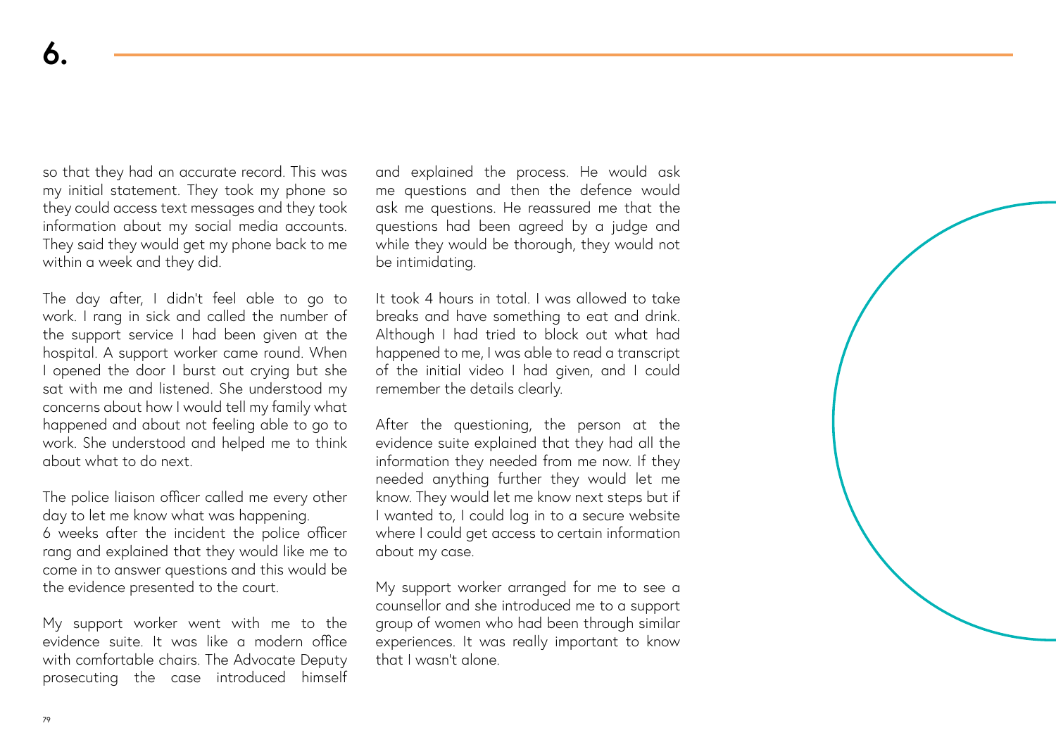# 6.

so that they had an accurate record. This was my initial statement. They took my phone so they could access text messages and they took information about my social media accounts. They said they would get my phone back to me within a week and they did.

The day after, I didn't feel able to go to work. I rang in sick and called the number of the support service I had been given at the hospital. A support worker came round. When I opened the door I burst out crying but she sat with me and listened. She understood my concerns about how I would tell my family what happened and about not feeling able to go to work. She understood and helped me to think about what to do next.

The police liaison officer called me every other day to let me know what was happening.
6 weeks after the incident the police officer rang and explained that they would like me to come in to answer questions and this would be the evidence presented to the court.

My support worker went with me to the evidence suite. It was like a modern office with comfortable chairs. The Advocate Deputy prosecuting the case introduced himself and explained the process. He would ask me questions and then the defence would ask me questions. He reassured me that the questions had been agreed by a judge and while they would be thorough, they would not be intimidating.

It took 4 hours in total. I was allowed to take breaks and have something to eat and drink. Although I had tried to block out what had happened to me, I was able to read a transcript of the initial video I had given, and I could remember the details clearly.

After the questioning, the person at the evidence suite explained that they had all the information they needed from me now. If they needed anything further they would let me know. They would let me know next steps but if I wanted to, I could log in to a secure website where I could get access to certain information about my case.

My support worker arranged for me to see a counsellor and she introduced me to a support group of women who had been through similar experiences. It was really important to know that I wasn't alone.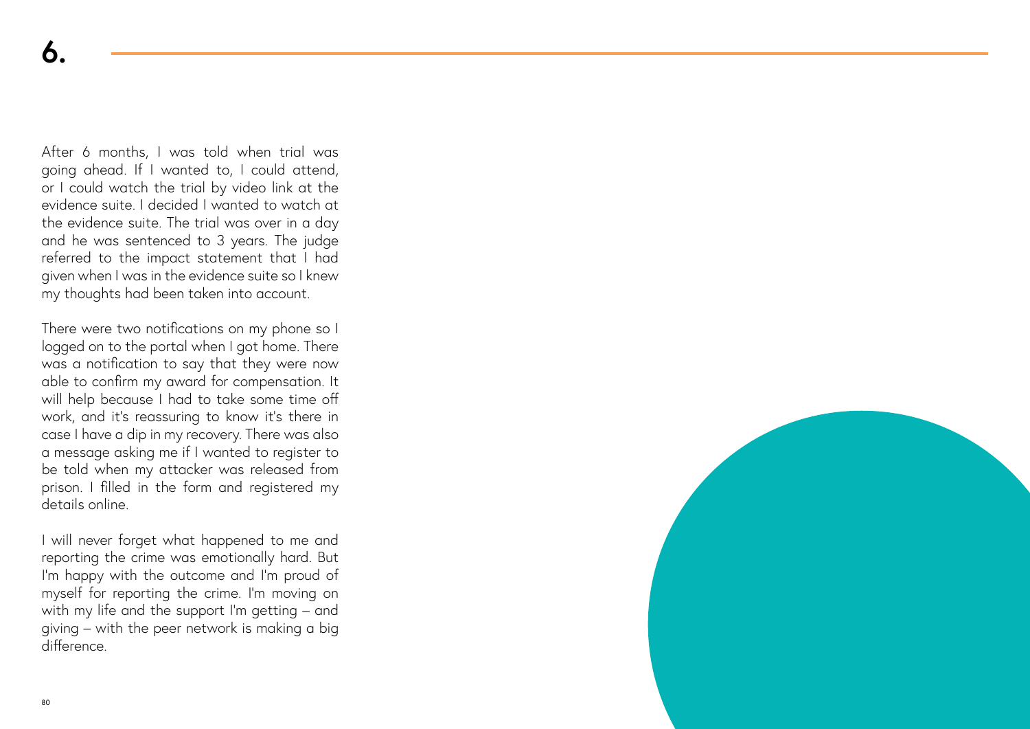# 6.

After 6 months, I was told when trial was going ahead. If I wanted to, I could attend, or I could watch the trial by video link at the evidence suite. I decided I wanted to watch at the evidence suite. The trial was over in a day and he was sentenced to 3 years. The judge referred to the impact statement that I had given when I was in the evidence suite so I knew my thoughts had been taken into account.

There were two notifications on my phone so I logged on to the portal when I got home. There was a notification to say that they were now able to confirm my award for compensation. It will help because I had to take some time off work, and it's reassuring to know it's there in case I have a dip in my recovery. There was also a message asking me if I wanted to register to be told when my attacker was released from prison. I filled in the form and registered my details online.

I will never forget what happened to me and reporting the crime was emotionally hard. But I'm happy with the outcome and I'm proud of myself for reporting the crime. I'm moving on with my life and the support I'm getting – and giving – with the peer network is making a big difference.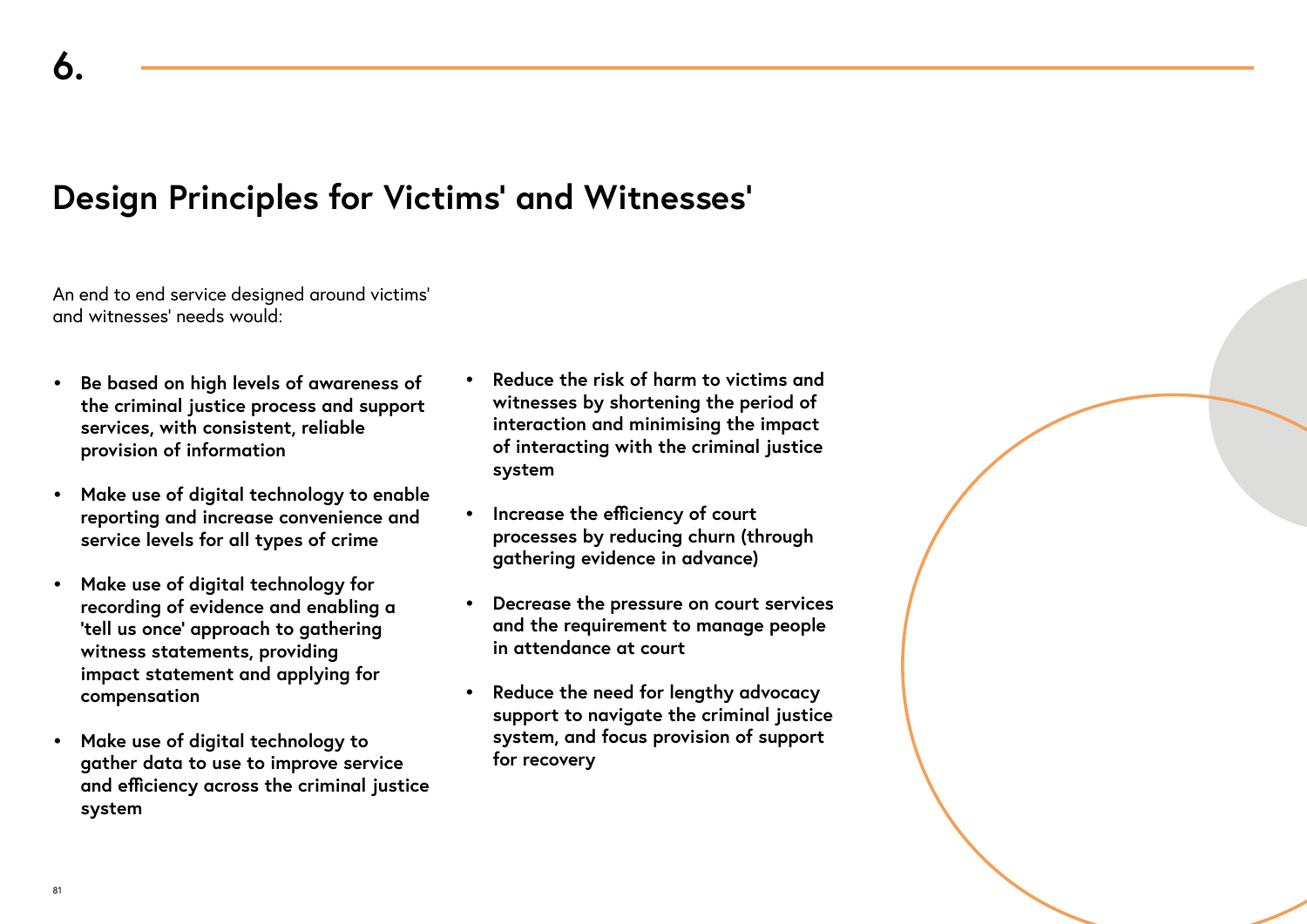# 6.

## Design Principles for Victims' and Witnesses'

An end to end service designed around victims' and witnesses' needs would:

- **Be based on high levels of awareness of the criminal justice process and support services, with consistent, reliable provision of information**
- **Make use of digital technology to enable reporting and increase convenience and service levels for all types of crime**
- **Make use of digital technology for recording of evidence and enabling a 'tell us once' approach to gathering witness statements, providing impact statement and applying for compensation**
- **Make use of digital technology to gather data to use to improve service and efficiency across the criminal justice system**
- **Reduce the risk of harm to victims and witnesses by shortening the period of interaction and minimising the impact of interacting with the criminal justice system**
- **Increase the efficiency of court processes by reducing churn (through gathering evidence in advance)**
- **Decrease the pressure on court services and the requirement to manage people in attendance at court**
- **Reduce the need for lengthy advocacy support to navigate the criminal justice system, and focus provision of support for recovery**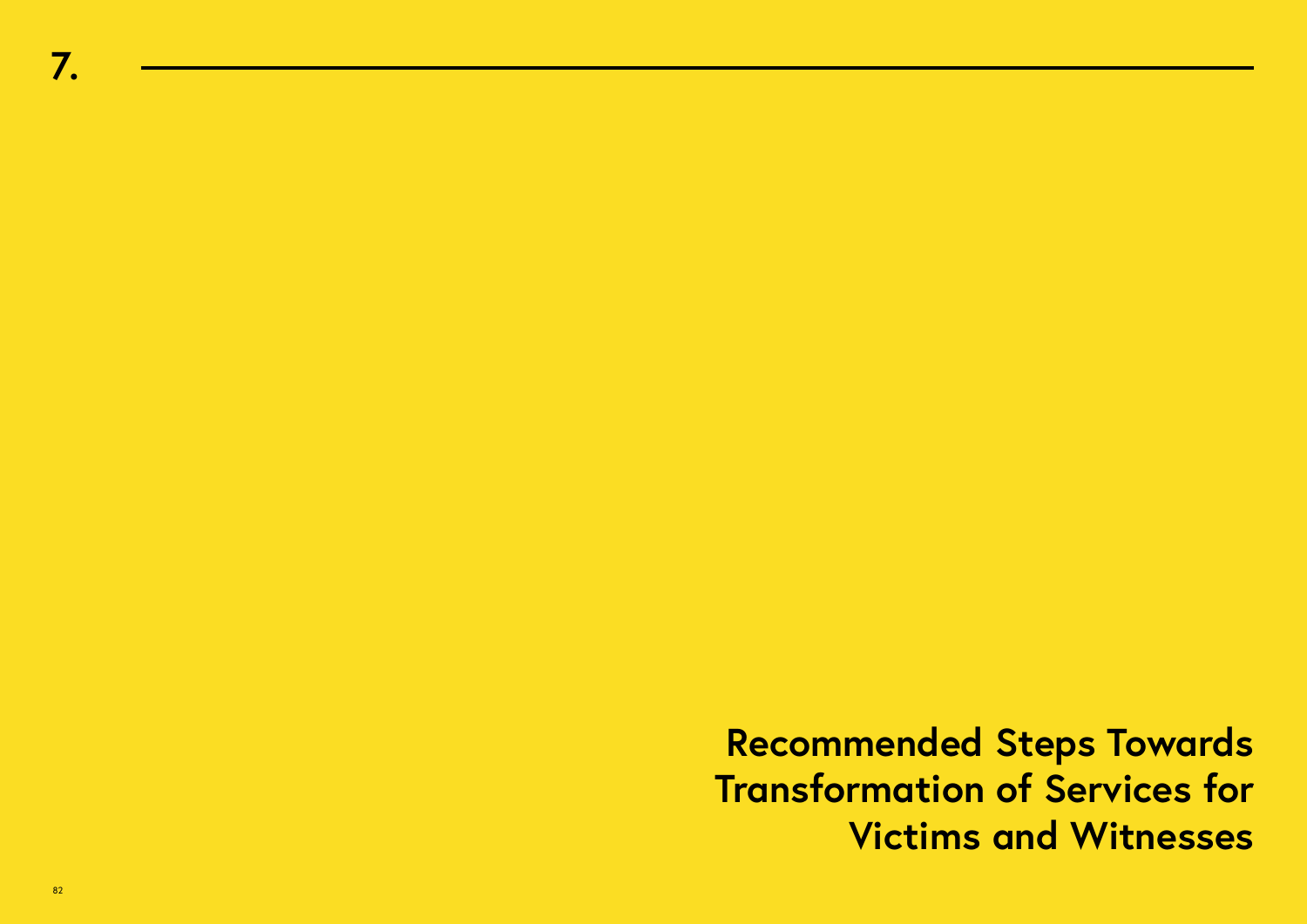# 7. Recommended Steps Towards Transformation of Services for Victims and Witnesses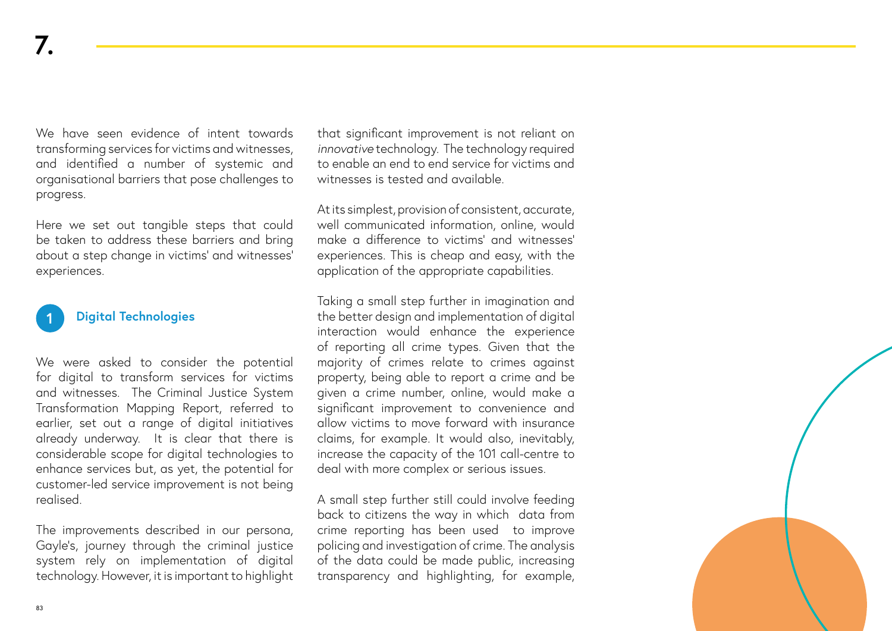# 7.

We have seen evidence of intent towards transforming services for victims and witnesses, and identified a number of systemic and organisational barriers that pose challenges to progress.

Here we set out tangible steps that could be taken to address these barriers and bring about a step change in victims' and witnesses' experiences.

## 1 Digital Technologies

We were asked to consider the potential for digital to transform services for victims and witnesses. The Criminal Justice System Transformation Mapping Report, referred to earlier, set out a range of digital initiatives already underway. It is clear that there is considerable scope for digital technologies to enhance services but, as yet, the potential for customer-led service improvement is not being realised.

The improvements described in our persona, Gayle's, journey through the criminal justice system rely on implementation of digital technology. However, it is important to highlight that significant improvement is not reliant on *innovative* technology. The technology required to enable an end to end service for victims and witnesses is tested and available.

At its simplest, provision of consistent, accurate, well communicated information, online, would make a difference to victims' and witnesses' experiences. This is cheap and easy, with the application of the appropriate capabilities.

Taking a small step further in imagination and the better design and implementation of digital interaction would enhance the experience of reporting all crime types. Given that the majority of crimes relate to crimes against property, being able to report a crime and be given a crime number, online, would make a significant improvement to convenience and allow victims to move forward with insurance claims, for example. It would also, inevitably, increase the capacity of the 101 call-centre to deal with more complex or serious issues.

A small step further still could involve feeding back to citizens the way in which data from crime reporting has been used to improve policing and investigation of crime. The analysis of the data could be made public, increasing transparency and highlighting, for example,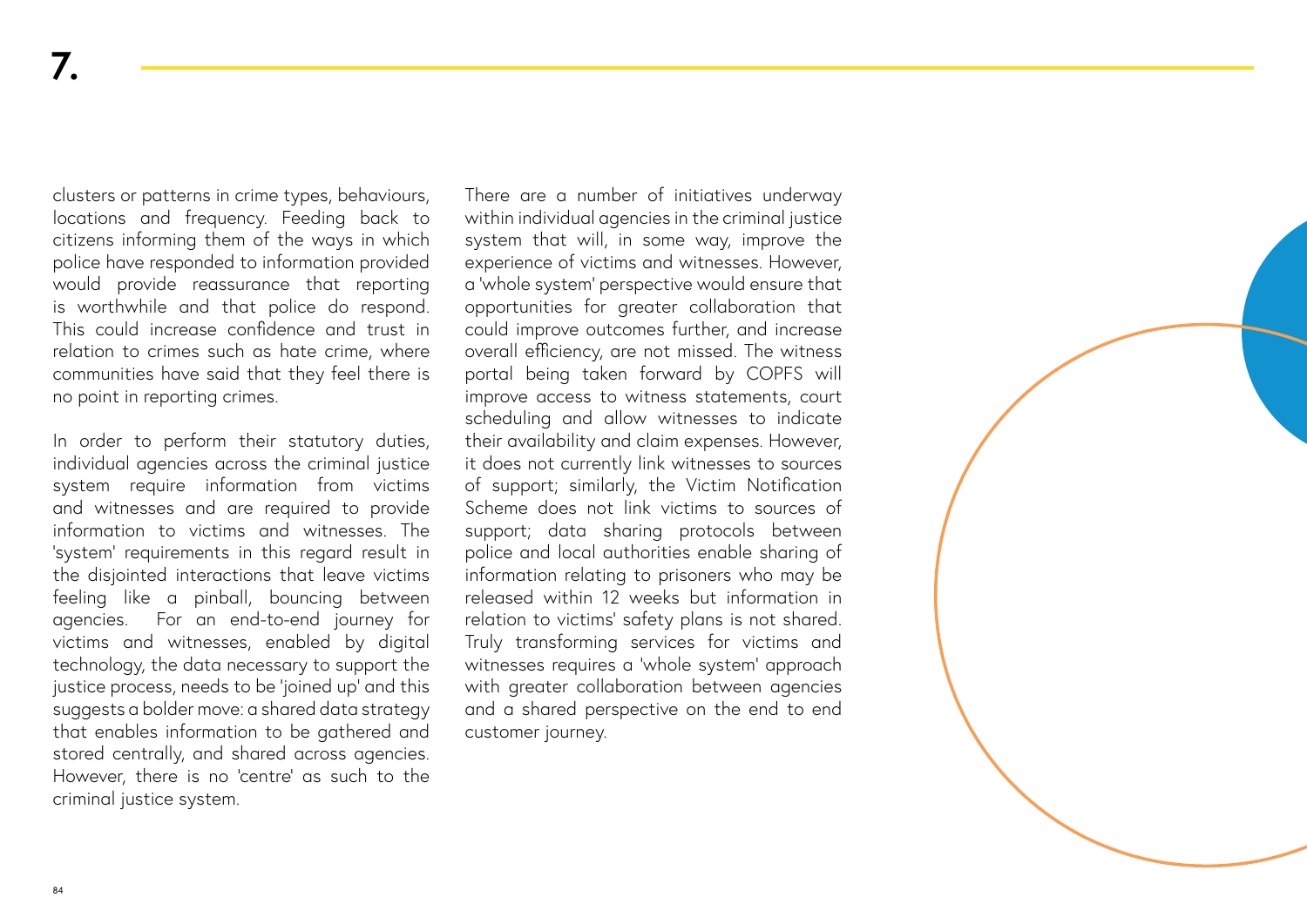clusters or patterns in crime types, behaviours, locations and frequency. Feeding back to citizens informing them of the ways in which police have responded to information provided would provide reassurance that reporting is worthwhile and that police do respond. This could increase confidence and trust in relation to crimes such as hate crime, where communities have said that they feel there is no point in reporting crimes.

In order to perform their statutory duties, individual agencies across the criminal justice system require information from victims and witnesses and are required to provide information to victims and witnesses. The 'system' requirements in this regard result in the disjointed interactions that leave victims feeling like a pinball, bouncing between agencies. For an end-to-end journey for victims and witnesses, enabled by digital technology, the data necessary to support the justice process, needs to be 'joined up' and this suggests a bolder move: a shared data strategy that enables information to be gathered and stored centrally, and shared across agencies. However, there is no 'centre' as such to the criminal justice system.

There are a number of initiatives underway within individual agencies in the criminal justice system that will, in some way, improve the experience of victims and witnesses. However, a 'whole system' perspective would ensure that opportunities for greater collaboration that could improve outcomes further, and increase overall efficiency, are not missed. The witness portal being taken forward by COPFS will improve access to witness statements, court scheduling and allow witnesses to indicate their availability and claim expenses. However, it does not currently link witnesses to sources of support; similarly, the Victim Notification Scheme does not link victims to sources of support; data sharing protocols between police and local authorities enable sharing of information relating to prisoners who may be released within 12 weeks but information in relation to victims' safety plans is not shared. Truly transforming services for victims and witnesses requires a 'whole system' approach with greater collaboration between agencies and a shared perspective on the end to end customer journey.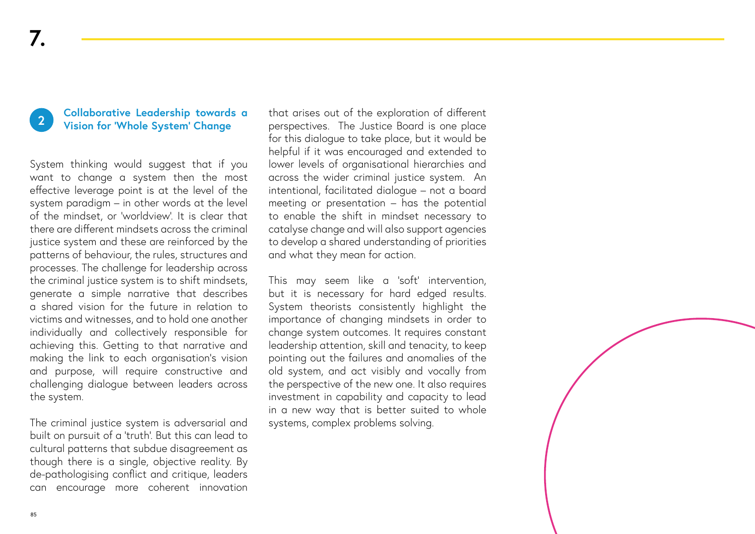# 7.

## 2 Collaborative Leadership towards a Vision for 'Whole System' Change

System thinking would suggest that if you want to change a system then the most effective leverage point is at the level of the system paradigm – in other words at the level of the mindset, or 'worldview'. It is clear that there are different mindsets across the criminal justice system and these are reinforced by the patterns of behaviour, the rules, structures and processes. The challenge for leadership across the criminal justice system is to shift mindsets, generate a simple narrative that describes a shared vision for the future in relation to victims and witnesses, and to hold one another individually and collectively responsible for achieving this. Getting to that narrative and making the link to each organisation's vision and purpose, will require constructive and challenging dialogue between leaders across the system.

The criminal justice system is adversarial and built on pursuit of a 'truth'. But this can lead to cultural patterns that subdue disagreement as though there is a single, objective reality. By de-pathologising conflict and critique, leaders can encourage more coherent innovation that arises out of the exploration of different perspectives. The Justice Board is one place for this dialogue to take place, but it would be helpful if it was encouraged and extended to lower levels of organisational hierarchies and across the wider criminal justice system. An intentional, facilitated dialogue – not a board meeting or presentation – has the potential to enable the shift in mindset necessary to catalyse change and will also support agencies to develop a shared understanding of priorities and what they mean for action.

This may seem like a 'soft' intervention, but it is necessary for hard edged results. System theorists consistently highlight the importance of changing mindsets in order to change system outcomes. It requires constant leadership attention, skill and tenacity, to keep pointing out the failures and anomalies of the old system, and act visibly and vocally from the perspective of the new one. It also requires investment in capability and capacity to lead in a new way that is better suited to whole systems, complex problems solving.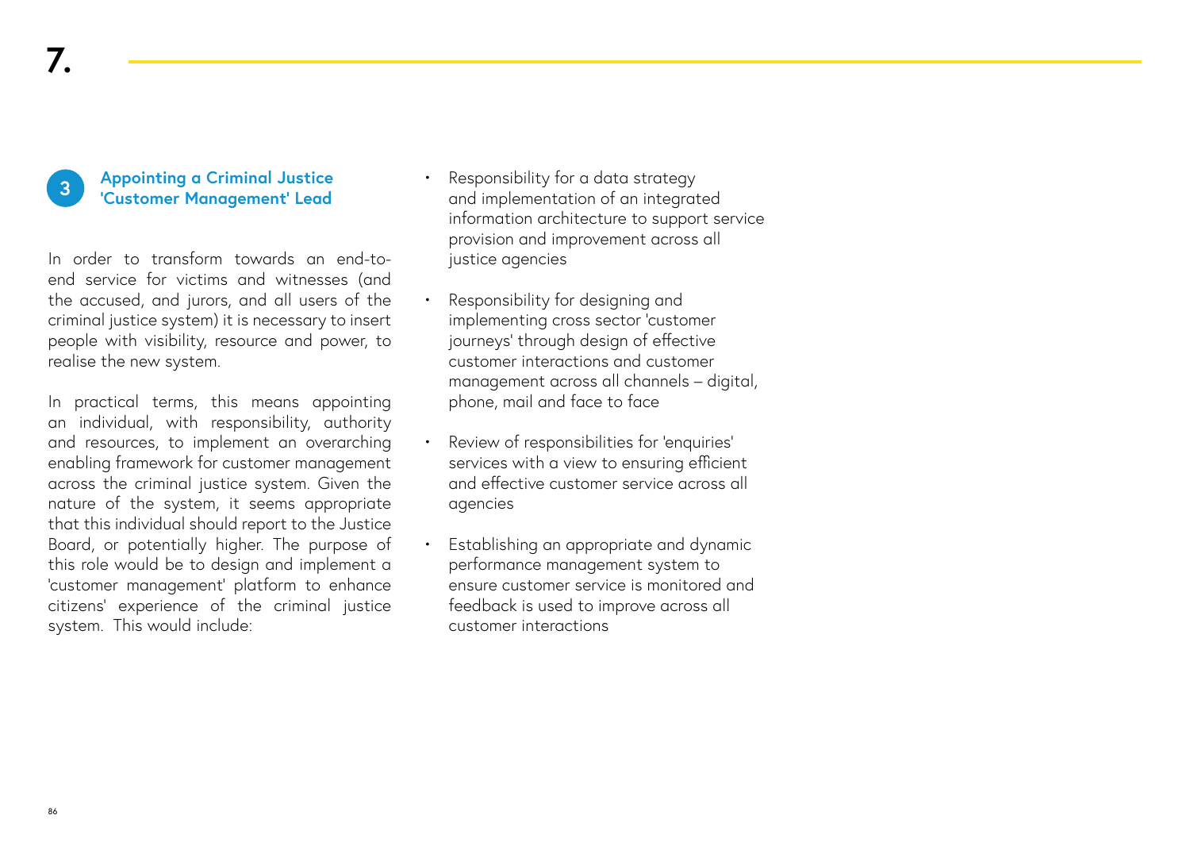# 7.

### 3 Appointing a Criminal Justice 'Customer Management' Lead

In order to transform towards an end-to-end service for victims and witnesses (and the accused, and jurors, and all users of the criminal justice system) it is necessary to insert people with visibility, resource and power, to realise the new system.

In practical terms, this means appointing an individual, with responsibility, authority and resources, to implement an overarching enabling framework for customer management across the criminal justice system. Given the nature of the system, it seems appropriate that this individual should report to the Justice Board, or potentially higher. The purpose of this role would be to design and implement a 'customer management' platform to enhance citizens' experience of the criminal justice system. This would include:

- Responsibility for a data strategy and implementation of an integrated information architecture to support service provision and improvement across all justice agencies
- Responsibility for designing and implementing cross sector 'customer journeys' through design of effective customer interactions and customer management across all channels – digital, phone, mail and face to face
- Review of responsibilities for 'enquiries' services with a view to ensuring efficient and effective customer service across all agencies
- Establishing an appropriate and dynamic performance management system to ensure customer service is monitored and feedback is used to improve across all customer interactions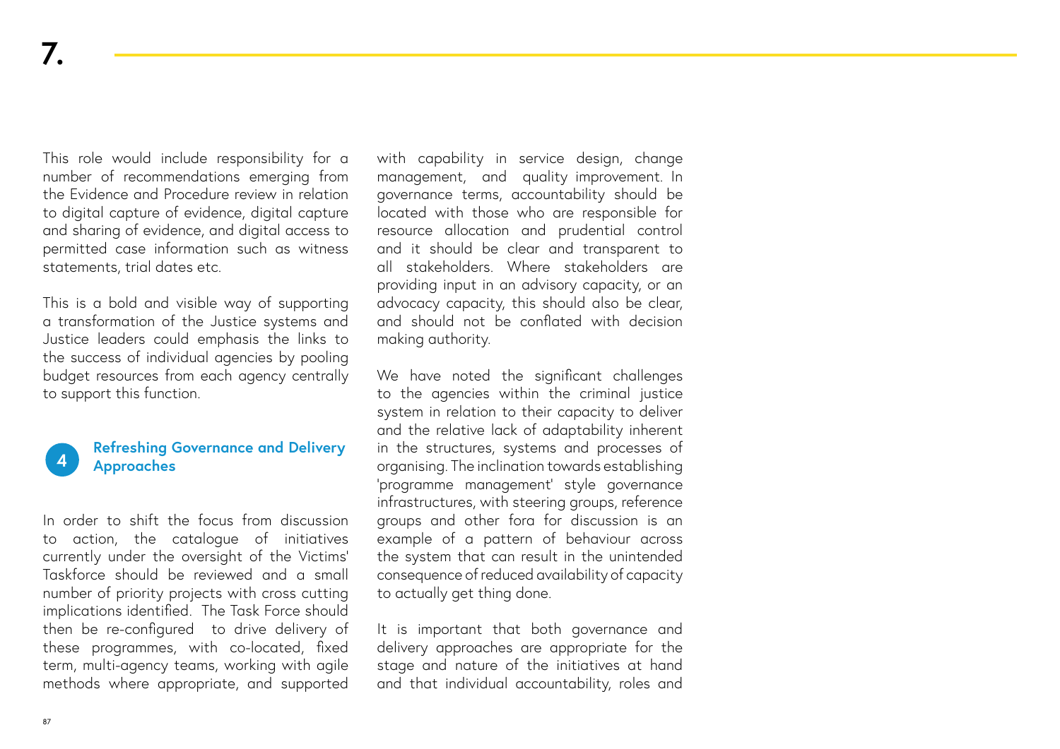# 7.

This role would include responsibility for a number of recommendations emerging from the Evidence and Procedure review in relation to digital capture of evidence, digital capture and sharing of evidence, and digital access to permitted case information such as witness statements, trial dates etc.

This is a bold and visible way of supporting a transformation of the Justice systems and Justice leaders could emphasis the links to the success of individual agencies by pooling budget resources from each agency centrally to support this function.

### 4 Refreshing Governance and Delivery Approaches

In order to shift the focus from discussion to action, the catalogue of initiatives currently under the oversight of the Victims' Taskforce should be reviewed and a small number of priority projects with cross cutting implications identified. The Task Force should then be re-configured to drive delivery of these programmes, with co-located, fixed term, multi-agency teams, working with agile methods where appropriate, and supported with capability in service design, change management, and quality improvement. In governance terms, accountability should be located with those who are responsible for resource allocation and prudential control and it should be clear and transparent to all stakeholders. Where stakeholders are providing input in an advisory capacity, or an advocacy capacity, this should also be clear, and should not be conflated with decision making authority.

We have noted the significant challenges to the agencies within the criminal justice system in relation to their capacity to deliver and the relative lack of adaptability inherent in the structures, systems and processes of organising. The inclination towards establishing 'programme management' style governance infrastructures, with steering groups, reference groups and other fora for discussion is an example of a pattern of behaviour across the system that can result in the unintended consequence of reduced availability of capacity to actually get thing done.

It is important that both governance and delivery approaches are appropriate for the stage and nature of the initiatives at hand and that individual accountability, roles and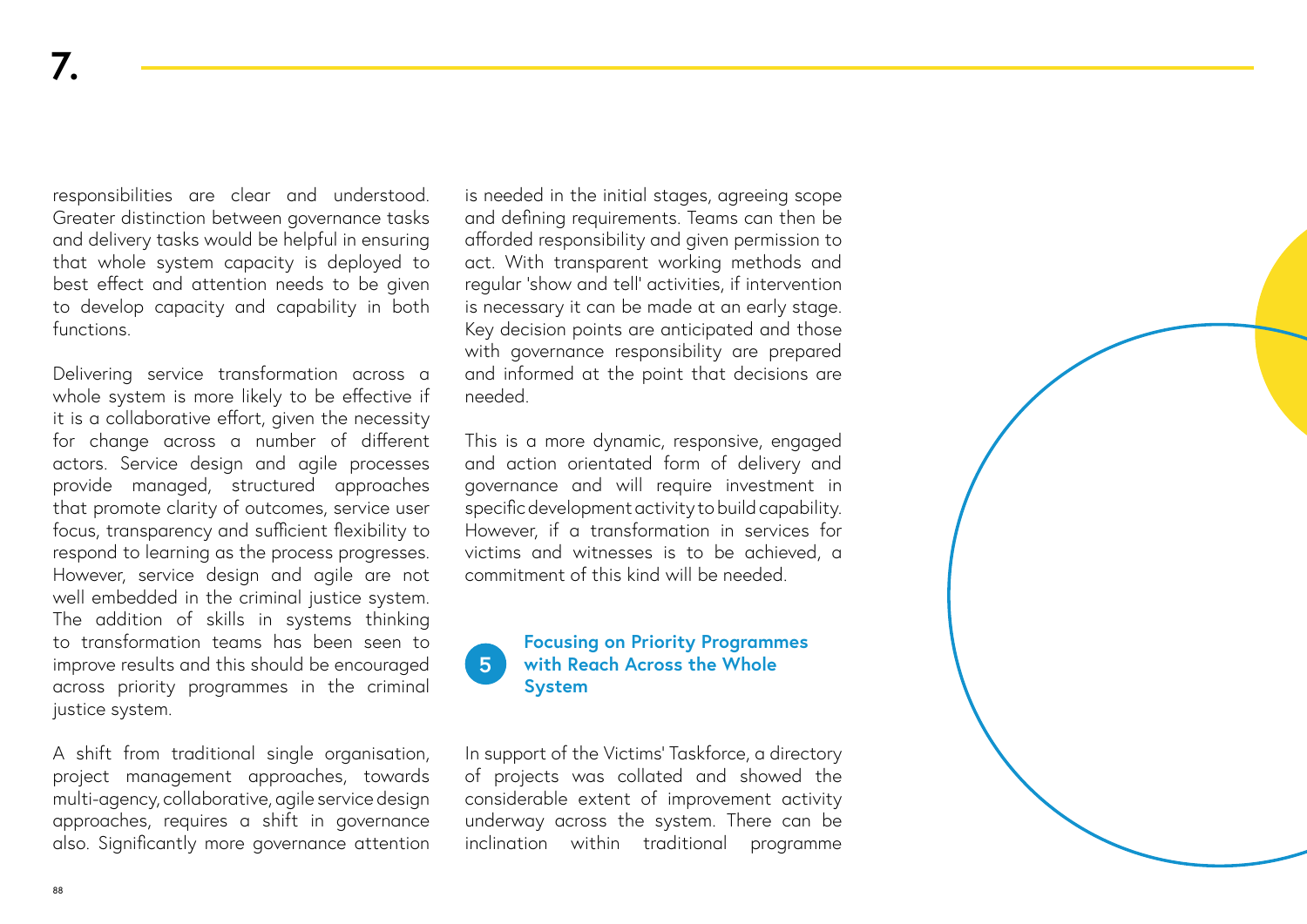responsibilities are clear and understood. Greater distinction between governance tasks and delivery tasks would be helpful in ensuring that whole system capacity is deployed to best effect and attention needs to be given to develop capacity and capability in both functions.

Delivering service transformation across a whole system is more likely to be effective if it is a collaborative effort, given the necessity for change across a number of different actors. Service design and agile processes provide managed, structured approaches that promote clarity of outcomes, service user focus, transparency and sufficient flexibility to respond to learning as the process progresses. However, service design and agile are not well embedded in the criminal justice system. The addition of skills in systems thinking to transformation teams has been seen to improve results and this should be encouraged across priority programmes in the criminal justice system.

A shift from traditional single organisation, project management approaches, towards multi-agency, collaborative, agile service design approaches, requires a shift in governance also. Significantly more governance attention is needed in the initial stages, agreeing scope and defining requirements. Teams can then be afforded responsibility and given permission to act. With transparent working methods and regular 'show and tell' activities, if intervention is necessary it can be made at an early stage. Key decision points are anticipated and those with governance responsibility are prepared and informed at the point that decisions are needed.

This is a more dynamic, responsive, engaged and action orientated form of delivery and governance and will require investment in specific development activity to build capability. However, if a transformation in services for victims and witnesses is to be achieved, a commitment of this kind will be needed.

### 5 Focusing on Priority Programmes with Reach Across the Whole System

In support of the Victims' Taskforce, a directory of projects was collated and showed the considerable extent of improvement activity underway across the system. There can be inclination within traditional programme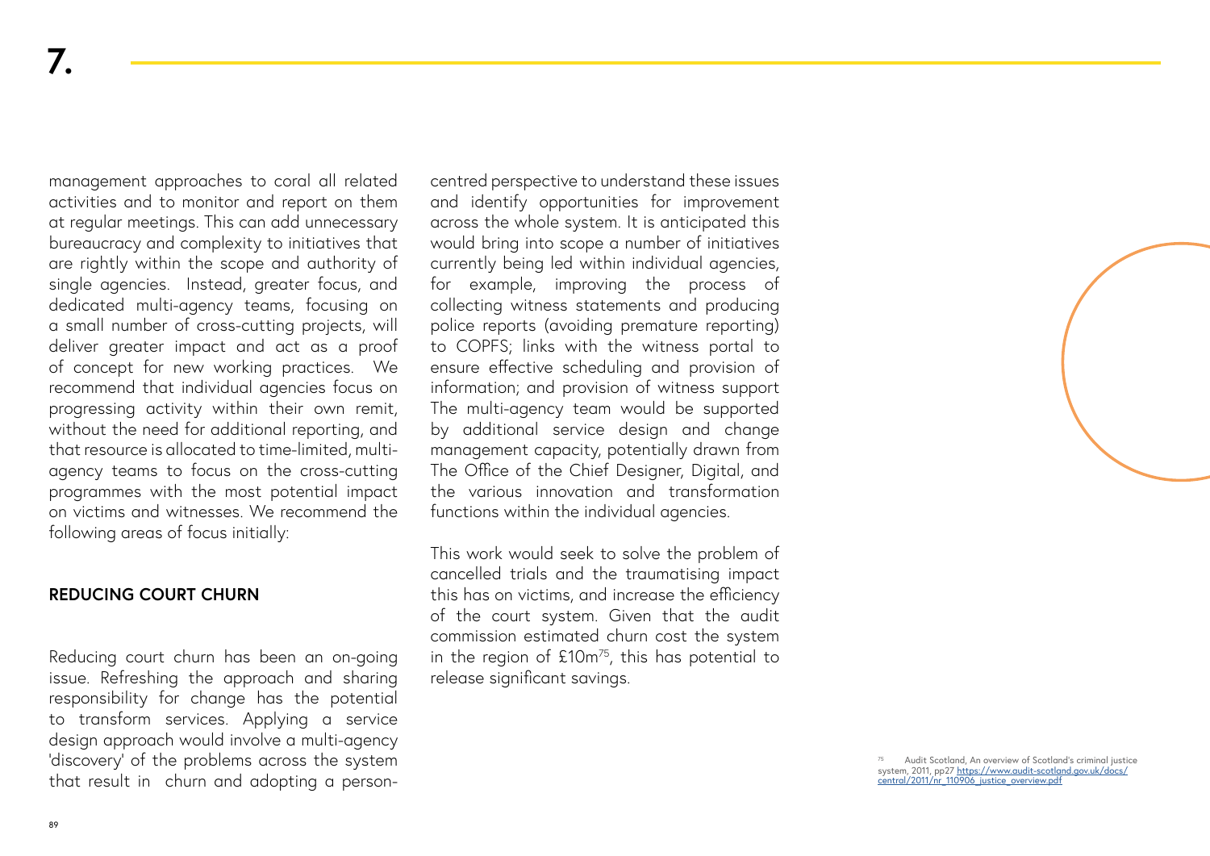management approaches to coral all related activities and to monitor and report on them at regular meetings. This can add unnecessary bureaucracy and complexity to initiatives that are rightly within the scope and authority of single agencies. Instead, greater focus, and dedicated multi-agency teams, focusing on a small number of cross-cutting projects, will deliver greater impact and act as a proof of concept for new working practices. We recommend that individual agencies focus on progressing activity within their own remit, without the need for additional reporting, and that resource is allocated to time-limited, multi-agency teams to focus on the cross-cutting programmes with the most potential impact on victims and witnesses. We recommend the following areas of focus initially:

**REDUCING COURT CHURN**

Reducing court churn has been an on-going issue. Refreshing the approach and sharing responsibility for change has the potential to transform services. Applying a service design approach would involve a multi-agency 'discovery' of the problems across the system that result in churn and adopting a person-centred perspective to understand these issues and identify opportunities for improvement across the whole system. It is anticipated this would bring into scope a number of initiatives currently being led within individual agencies, for example, improving the process of collecting witness statements and producing police reports (avoiding premature reporting) to COPFS; links with the witness portal to ensure effective scheduling and provision of information; and provision of witness support The multi-agency team would be supported by additional service design and change management capacity, potentially drawn from The Office of the Chief Designer, Digital, and the various innovation and transformation functions within the individual agencies.

This work would seek to solve the problem of cancelled trials and the traumatising impact this has on victims, and increase the efficiency of the court system. Given that the audit commission estimated churn cost the system in the region of £10m[75], this has potential to release significant savings.

[75] Audit Scotland, An overview of Scotland's criminal justice system, 2011, pp27 https://www.audit-scotland.gov.uk/docs/central/2011/nr_110906_justice_overview.pdf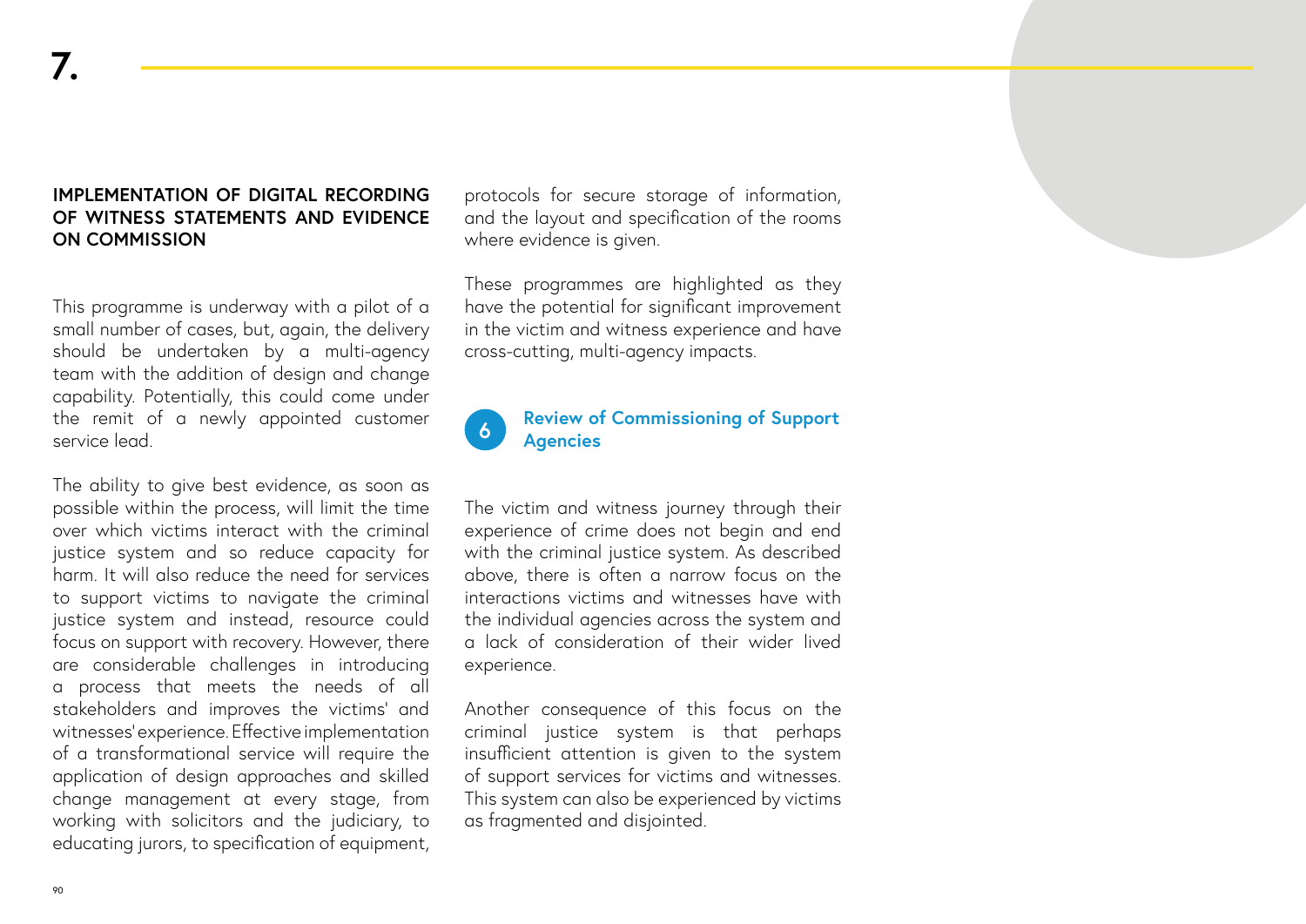# 7.

### IMPLEMENTATION OF DIGITAL RECORDING OF WITNESS STATEMENTS AND EVIDENCE ON COMMISSION

This programme is underway with a pilot of a small number of cases, but, again, the delivery should be undertaken by a multi-agency team with the addition of design and change capability. Potentially, this could come under the remit of a newly appointed customer service lead.

The ability to give best evidence, as soon as possible within the process, will limit the time over which victims interact with the criminal justice system and so reduce capacity for harm. It will also reduce the need for services to support victims to navigate the criminal justice system and instead, resource could focus on support with recovery. However, there are considerable challenges in introducing a process that meets the needs of all stakeholders and improves the victims' and witnesses' experience. Effective implementation of a transformational service will require the application of design approaches and skilled change management at every stage, from working with solicitors and the judiciary, to educating jurors, to specification of equipment, protocols for secure storage of information, and the layout and specification of the rooms where evidence is given.

These programmes are highlighted as they have the potential for significant improvement in the victim and witness experience and have cross-cutting, multi-agency impacts.

### 6 Review of Commissioning of Support Agencies

The victim and witness journey through their experience of crime does not begin and end with the criminal justice system. As described above, there is often a narrow focus on the interactions victims and witnesses have with the individual agencies across the system and a lack of consideration of their wider lived experience.

Another consequence of this focus on the criminal justice system is that perhaps insufficient attention is given to the system of support services for victims and witnesses. This system can also be experienced by victims as fragmented and disjointed.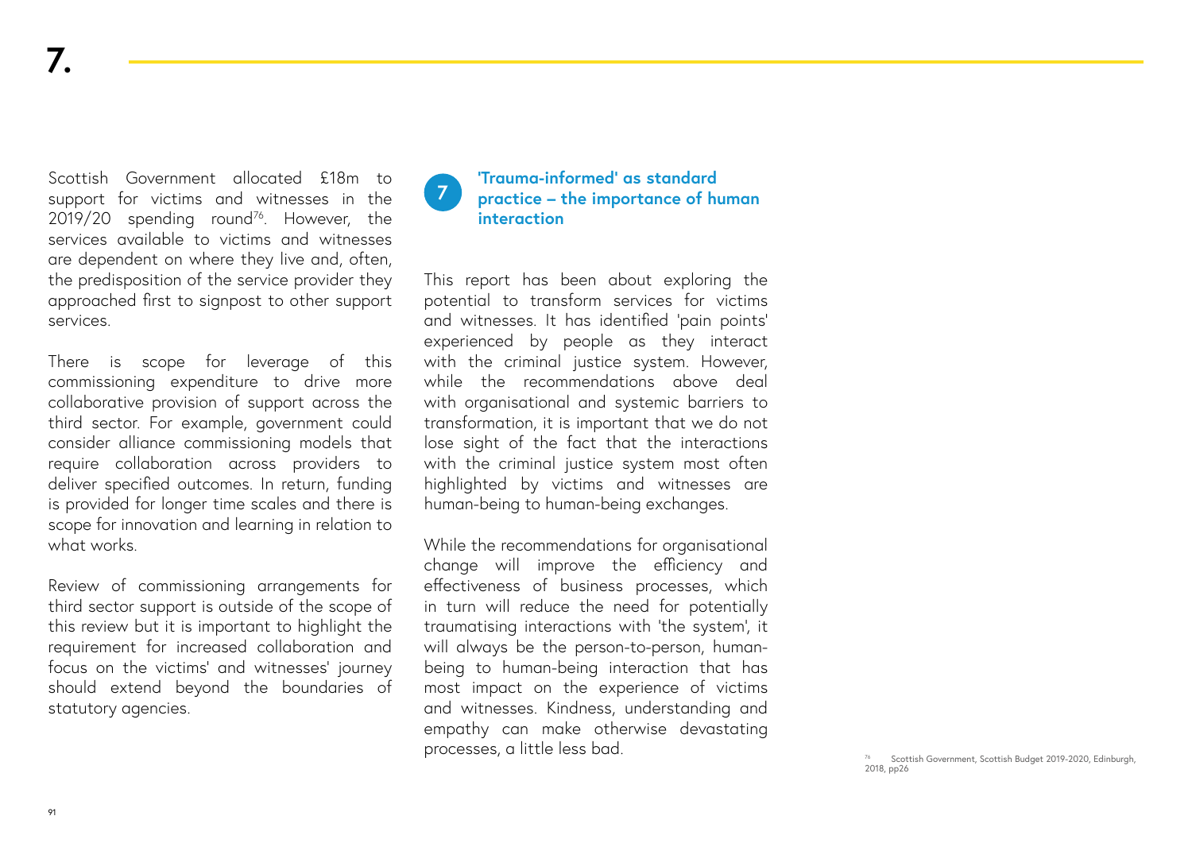# 7.

Scottish Government allocated £18m to support for victims and witnesses in the 2019/20 spending round[76]. However, the services available to victims and witnesses are dependent on where they live and, often, the predisposition of the service provider they approached first to signpost to other support services.

There is scope for leverage of this commissioning expenditure to drive more collaborative provision of support across the third sector. For example, government could consider alliance commissioning models that require collaboration across providers to deliver specified outcomes. In return, funding is provided for longer time scales and there is scope for innovation and learning in relation to what works.

Review of commissioning arrangements for third sector support is outside of the scope of this review but it is important to highlight the requirement for increased collaboration and focus on the victims' and witnesses' journey should extend beyond the boundaries of statutory agencies.

## 7 'Trauma-informed' as standard practice – the importance of human interaction

This report has been about exploring the potential to transform services for victims and witnesses. It has identified 'pain points' experienced by people as they interact with the criminal justice system. However, while the recommendations above deal with organisational and systemic barriers to transformation, it is important that we do not lose sight of the fact that the interactions with the criminal justice system most often highlighted by victims and witnesses are human-being to human-being exchanges.

While the recommendations for organisational change will improve the efficiency and effectiveness of business processes, which in turn will reduce the need for potentially traumatising interactions with 'the system', it will always be the person-to-person, human-being to human-being interaction that has most impact on the experience of victims and witnesses. Kindness, understanding and empathy can make otherwise devastating processes, a little less bad.

[76] Scottish Government, Scottish Budget 2019-2020, Edinburgh, 2018, pp26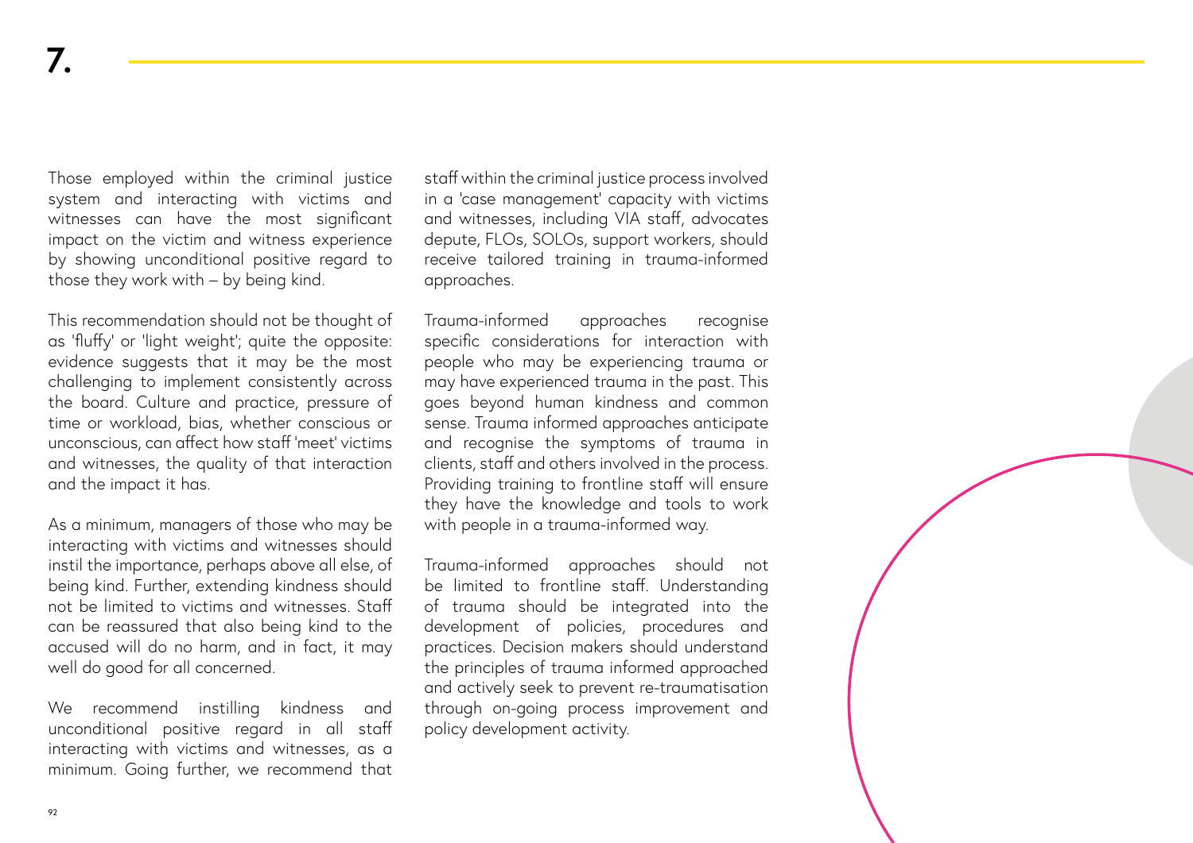# 7.

Those employed within the criminal justice system and interacting with victims and witnesses can have the most significant impact on the victim and witness experience by showing unconditional positive regard to those they work with – by being kind.

This recommendation should not be thought of as 'fluffy' or 'light weight'; quite the opposite: evidence suggests that it may be the most challenging to implement consistently across the board. Culture and practice, pressure of time or workload, bias, whether conscious or unconscious, can affect how staff 'meet' victims and witnesses, the quality of that interaction and the impact it has.

As a minimum, managers of those who may be interacting with victims and witnesses should instil the importance, perhaps above all else, of being kind. Further, extending kindness should not be limited to victims and witnesses. Staff can be reassured that also being kind to the accused will do no harm, and in fact, it may well do good for all concerned.

We recommend instilling kindness and unconditional positive regard in all staff interacting with victims and witnesses, as a minimum. Going further, we recommend that staff within the criminal justice process involved in a 'case management' capacity with victims and witnesses, including VIA staff, advocates depute, FLOs, SOLOs, support workers, should receive tailored training in trauma-informed approaches.

Trauma-informed approaches recognise specific considerations for interaction with people who may be experiencing trauma or may have experienced trauma in the past. This goes beyond human kindness and common sense. Trauma informed approaches anticipate and recognise the symptoms of trauma in clients, staff and others involved in the process. Providing training to frontline staff will ensure they have the knowledge and tools to work with people in a trauma-informed way.

Trauma-informed approaches should not be limited to frontline staff. Understanding of trauma should be integrated into the development of policies, procedures and practices. Decision makers should understand the principles of trauma informed approached and actively seek to prevent re-traumatisation through on-going process improvement and policy development activity.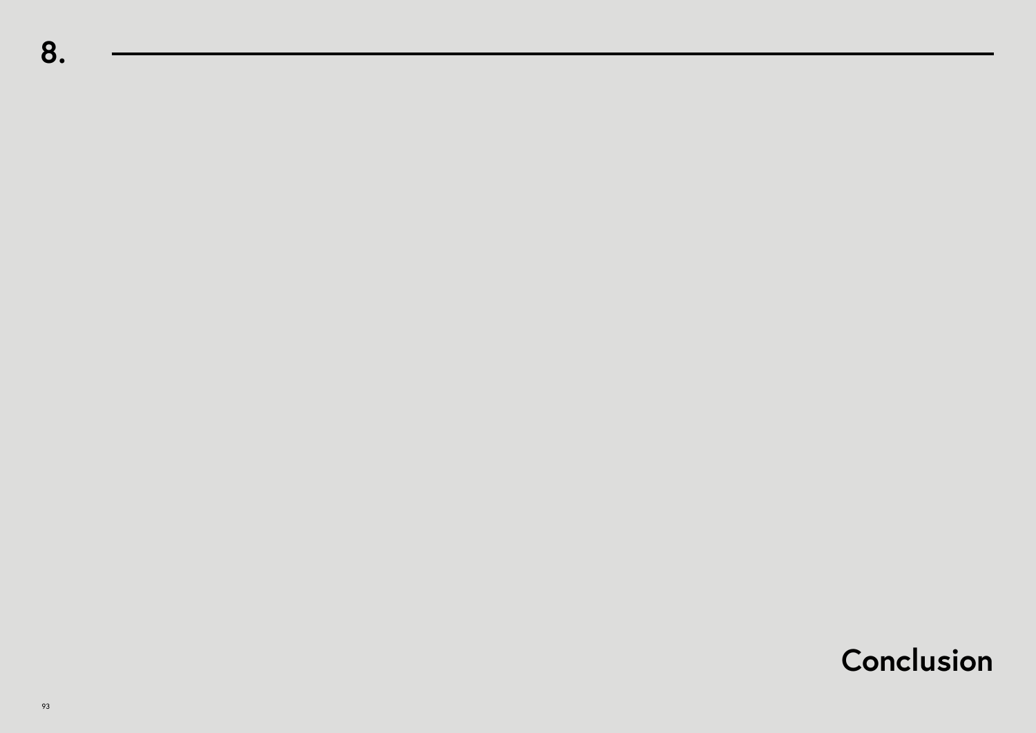# 8. Conclusion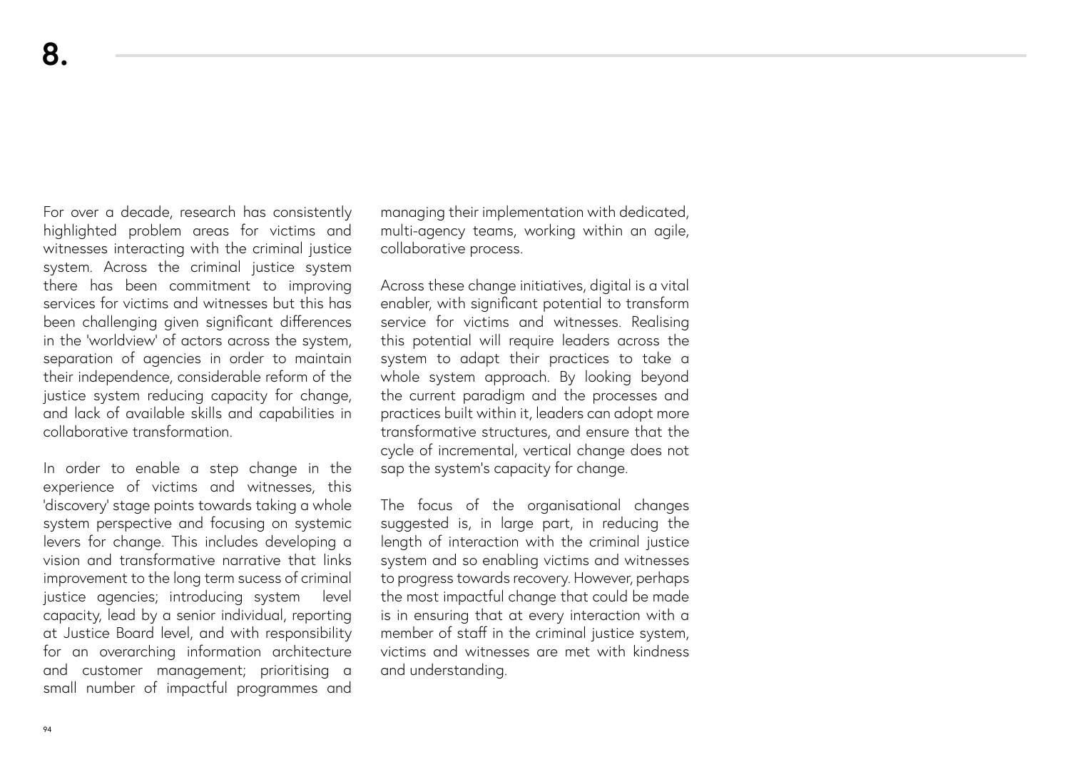# 8.

For over a decade, research has consistently highlighted problem areas for victims and witnesses interacting with the criminal justice system. Across the criminal justice system there has been commitment to improving services for victims and witnesses but this has been challenging given significant differences in the 'worldview' of actors across the system, separation of agencies in order to maintain their independence, considerable reform of the justice system reducing capacity for change, and lack of available skills and capabilities in collaborative transformation.

In order to enable a step change in the experience of victims and witnesses, this 'discovery' stage points towards taking a whole system perspective and focusing on systemic levers for change. This includes developing a vision and transformative narrative that links improvement to the long term sucess of criminal justice agencies; introducing system level capacity, lead by a senior individual, reporting at Justice Board level, and with responsibility for an overarching information architecture and customer management; prioritising a small number of impactful programmes and managing their implementation with dedicated, multi-agency teams, working within an agile, collaborative process.

Across these change initiatives, digital is a vital enabler, with significant potential to transform service for victims and witnesses. Realising this potential will require leaders across the system to adapt their practices to take a whole system approach. By looking beyond the current paradigm and the processes and practices built within it, leaders can adopt more transformative structures, and ensure that the cycle of incremental, vertical change does not sap the system's capacity for change.

The focus of the organisational changes suggested is, in large part, in reducing the length of interaction with the criminal justice system and so enabling victims and witnesses to progress towards recovery. However, perhaps the most impactful change that could be made is in ensuring that at every interaction with a member of staff in the criminal justice system, victims and witnesses are met with kindness and understanding.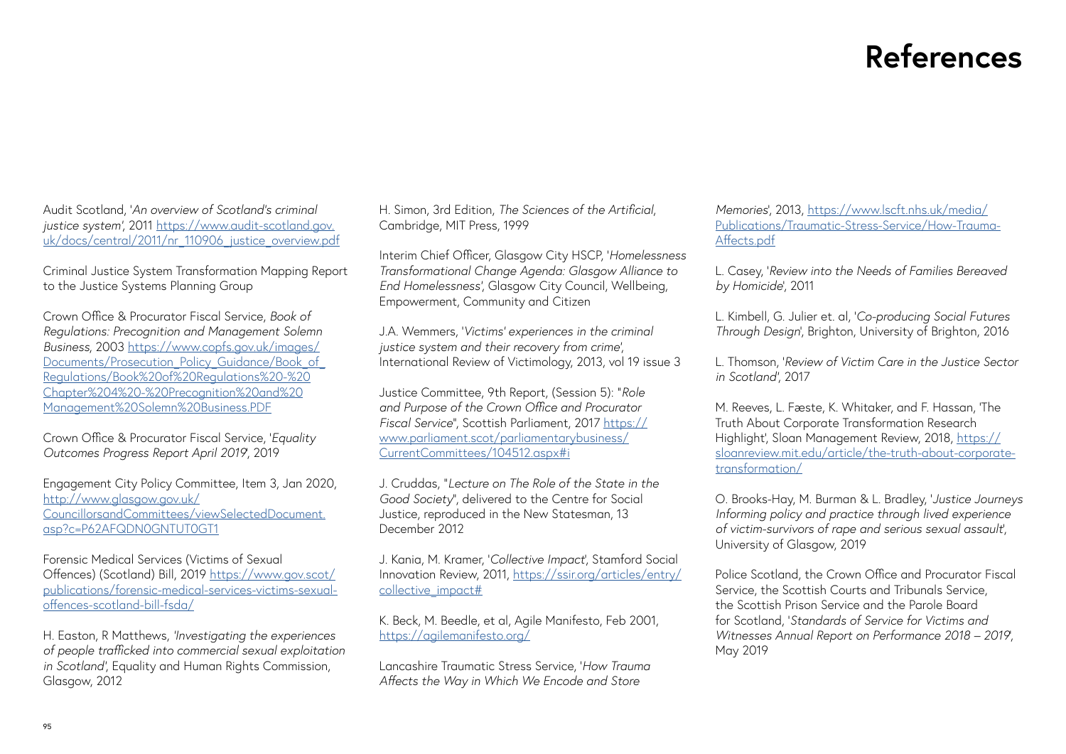# References

Audit Scotland, '*An overview of Scotland's criminal justice system*', 2011 https://www.audit-scotland.gov.uk/docs/central/2011/nr_110906_justice_overview.pdf

Criminal Justice System Transformation Mapping Report to the Justice Systems Planning Group

Crown Office & Procurator Fiscal Service, *Book of Regulations: Precognition and Management Solemn Business*, 2003 https://www.copfs.gov.uk/images/Documents/Prosecution_Policy_Guidance/Book_of_Regulations/Book%20of%20Regulations%20-%20Chapter%204%20-%20Precognition%20and%20Management%20Solemn%20Business.PDF

Crown Office & Procurator Fiscal Service, '*Equality Outcomes Progress Report April 2019*, 2019

Engagement City Policy Committee, Item 3, Jan 2020, http://www.glasgow.gov.uk/CouncillorsandCommittees/viewSelectedDocument.asp?c=P62AFQDN0GNTUT0GT1

Forensic Medical Services (Victims of Sexual Offences) (Scotland) Bill, 2019 https://www.gov.scot/publications/forensic-medical-services-victims-sexual-offences-scotland-bill-fsda/

H. Easton, R Matthews, *'Investigating the experiences of people trafficked into commercial sexual exploitation in Scotland'*, Equality and Human Rights Commission, Glasgow, 2012

H. Simon, 3rd Edition, *The Sciences of the Artificial*, Cambridge, MIT Press, 1999

Interim Chief Officer, Glasgow City HSCP, '*Homelessness Transformational Change Agenda: Glasgow Alliance to End Homelessness*', Glasgow City Council, Wellbeing, Empowerment, Community and Citizen

J.A. Wemmers, '*Victims' experiences in the criminal justice system and their recovery from crime*', International Review of Victimology, 2013, vol 19 issue 3

Justice Committee, 9th Report, (Session 5): "*Role and Purpose of the Crown Office and Procurator Fiscal Service*", Scottish Parliament, 2017 https://www.parliament.scot/parliamentarybusiness/CurrentCommittees/104512.aspx#i

J. Cruddas, "*Lecture on The Role of the State in the Good Society*", delivered to the Centre for Social Justice, reproduced in the New Statesman, 13 December 2012

J. Kania, M. Kramer, '*Collective Impact*', Stamford Social Innovation Review, 2011, https://ssir.org/articles/entry/collective_impact#

K. Beck, M. Beedle, et al, Agile Manifesto, Feb 2001, https://agilemanifesto.org/

Lancashire Traumatic Stress Service, '*How Trauma Affects the Way in Which We Encode and Store Memories*', 2013, https://www.lscft.nhs.uk/media/Publications/Traumatic-Stress-Service/How-Trauma-Affects.pdf

L. Casey, '*Review into the Needs of Families Bereaved by Homicide*', 2011

L. Kimbell, G. Julier et. al, '*Co-producing Social Futures Through Design*', Brighton, University of Brighton, 2016

L. Thomson, '*Review of Victim Care in the Justice Sector in Scotland*', 2017

M. Reeves, L. Fæste, K. Whitaker, and F. Hassan, 'The Truth About Corporate Transformation Research Highlight', Sloan Management Review, 2018, https://sloanreview.mit.edu/article/the-truth-about-corporate-transformation/

O. Brooks-Hay, M. Burman & L. Bradley, '*Justice Journeys Informing policy and practice through lived experience of victim-survivors of rape and serious sexual assault*', University of Glasgow, 2019

Police Scotland, the Crown Office and Procurator Fiscal Service, the Scottish Courts and Tribunals Service, the Scottish Prison Service and the Parole Board for Scotland, '*Standards of Service for Victims and Witnesses Annual Report on Performance 2018 – 2019*', May 2019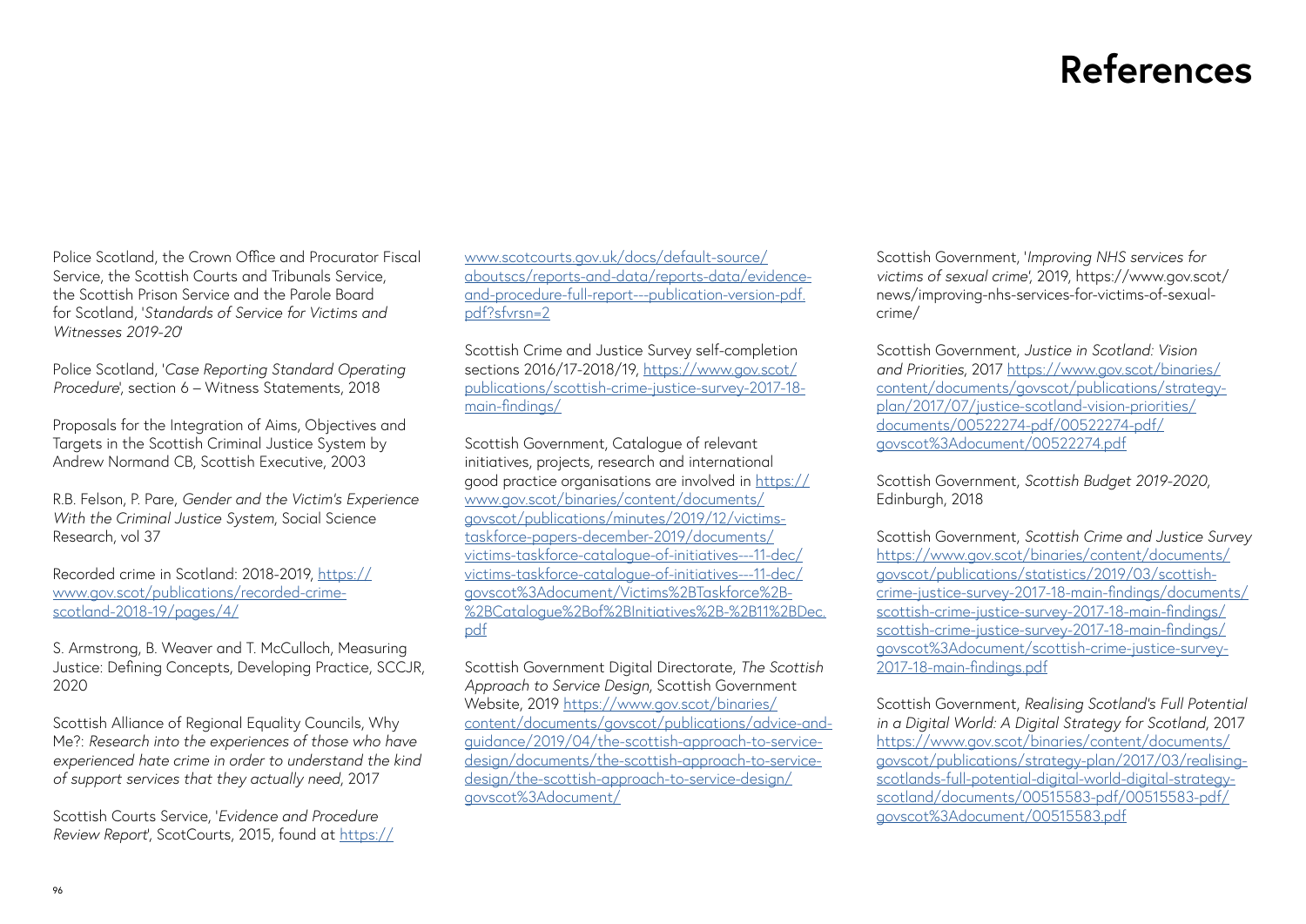# References

Police Scotland, the Crown Office and Procurator Fiscal Service, the Scottish Courts and Tribunals Service, the Scottish Prison Service and the Parole Board for Scotland, '*Standards of Service for Victims and Witnesses 2019-20*'

Police Scotland, '*Case Reporting Standard Operating Procedure*', section 6 – Witness Statements, 2018

Proposals for the Integration of Aims, Objectives and Targets in the Scottish Criminal Justice System by Andrew Normand CB, Scottish Executive, 2003

R.B. Felson, P. Pare, *Gender and the Victim's Experience With the Criminal Justice System*, Social Science Research, vol 37

Recorded crime in Scotland: 2018-2019, https://www.gov.scot/publications/recorded-crime-scotland-2018-19/pages/4/

S. Armstrong, B. Weaver and T. McCulloch, Measuring Justice: Defining Concepts, Developing Practice, SCCJR, 2020

Scottish Alliance of Regional Equality Councils, Why Me?: *Research into the experiences of those who have experienced hate crime in order to understand the kind of support services that they actually need*, 2017

Scottish Courts Service, '*Evidence and Procedure Review Report*', ScotCourts, 2015, found at https://www.scotcourts.gov.uk/docs/default-source/aboutscs/reports-and-data/reports-data/evidence-and-procedure-full-report---publication-version-pdf.pdf?sfvrsn=2

Scottish Crime and Justice Survey self-completion sections 2016/17-2018/19, https://www.gov.scot/publications/scottish-crime-justice-survey-2017-18-main-findings/

Scottish Government, Catalogue of relevant initiatives, projects, research and international good practice organisations are involved in https://www.gov.scot/binaries/content/documents/govscot/publications/minutes/2019/12/victims-taskforce-papers-december-2019/documents/victims-taskforce-catalogue-of-initiatives---11-dec/victims-taskforce-catalogue-of-initiatives---11-dec/govscot%3Adocument/Victims%2BTaskforce%2B-%2BCatalogue%2Bof%2BInitiatives%2B-%2B11%2BDec.pdf

Scottish Government Digital Directorate, *The Scottish Approach to Service Design*, Scottish Government Website, 2019 https://www.gov.scot/binaries/content/documents/govscot/publications/advice-and-guidance/2019/04/the-scottish-approach-to-service-design/documents/the-scottish-approach-to-service-design/the-scottish-approach-to-service-design/govscot%3Adocument/

Scottish Government, '*Improving NHS services for victims of sexual crime*', 2019, https://www.gov.scot/news/improving-nhs-services-for-victims-of-sexual-crime/

Scottish Government, *Justice in Scotland: Vision and Priorities*, 2017 https://www.gov.scot/binaries/content/documents/govscot/publications/strategy-plan/2017/07/justice-scotland-vision-priorities/documents/00522274-pdf/00522274-pdf/govscot%3Adocument/00522274.pdf

Scottish Government, *Scottish Budget 2019-2020*, Edinburgh, 2018

Scottish Government, *Scottish Crime and Justice Survey* https://www.gov.scot/binaries/content/documents/govscot/publications/statistics/2019/03/scottish-crime-justice-survey-2017-18-main-findings/documents/scottish-crime-justice-survey-2017-18-main-findings/scottish-crime-justice-survey-2017-18-main-findings/govscot%3Adocument/scottish-crime-justice-survey-2017-18-main-findings.pdf

Scottish Government, *Realising Scotland's Full Potential in a Digital World: A Digital Strategy for Scotland*, 2017 https://www.gov.scot/binaries/content/documents/govscot/publications/strategy-plan/2017/03/realising-scotlands-full-potential-digital-world-digital-strategy-scotland/documents/00515583-pdf/00515583-pdf/govscot%3Adocument/00515583.pdf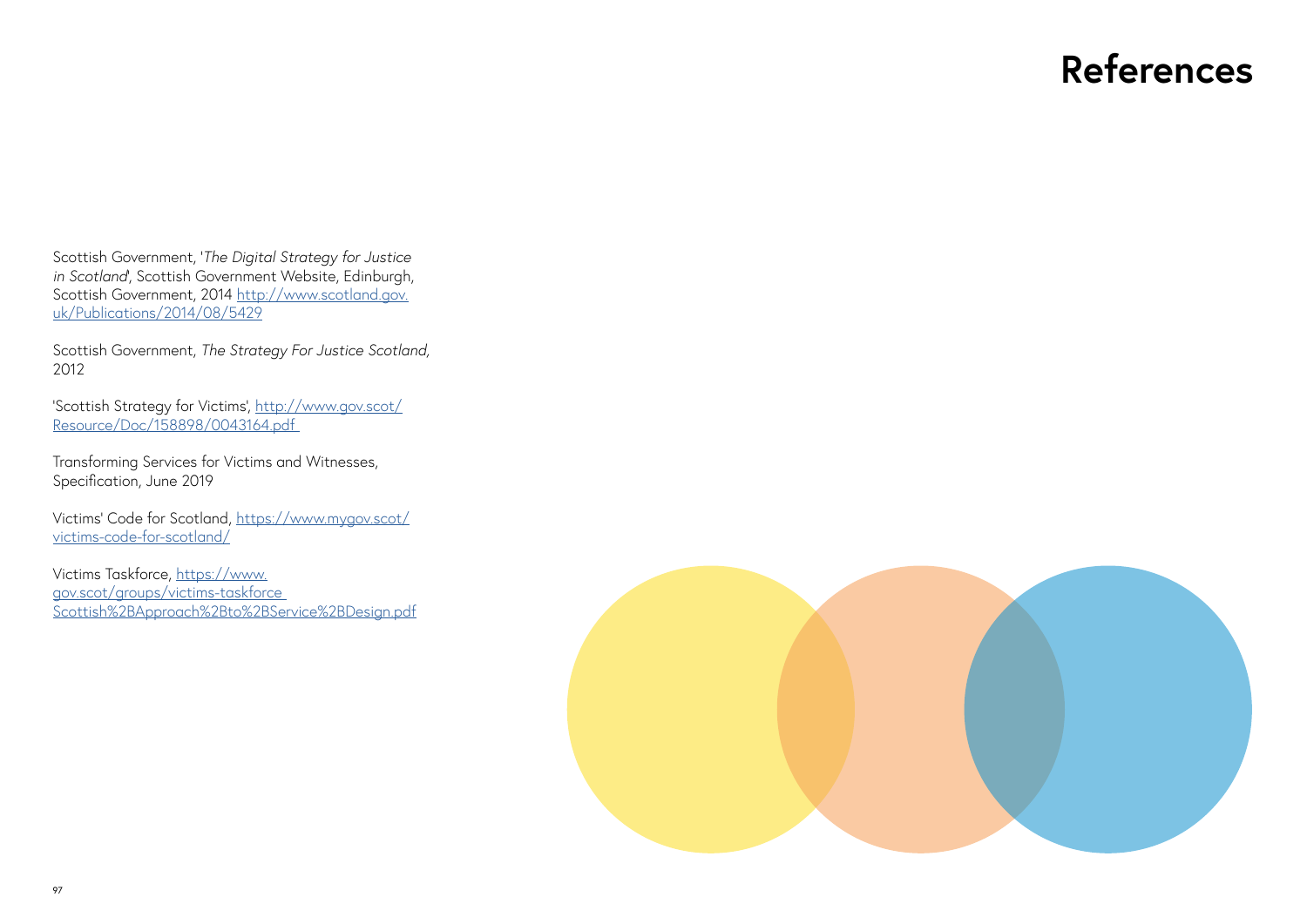# References

Scottish Government, '*The Digital Strategy for Justice in Scotland*', Scottish Government Website, Edinburgh, Scottish Government, 2014 http://www.scotland.gov.uk/Publications/2014/08/5429

Scottish Government, *The Strategy For Justice Scotland,* 2012

'Scottish Strategy for Victims', http://www.gov.scot/Resource/Doc/158898/0043164.pdf

Transforming Services for Victims and Witnesses, Specification, June 2019

Victims' Code for Scotland, https://www.mygov.scot/victims-code-for-scotland/

Victims Taskforce, https://www.gov.scot/groups/victims-taskforce Scottish%2BApproach%2Bto%2BService%2BDesign.pdf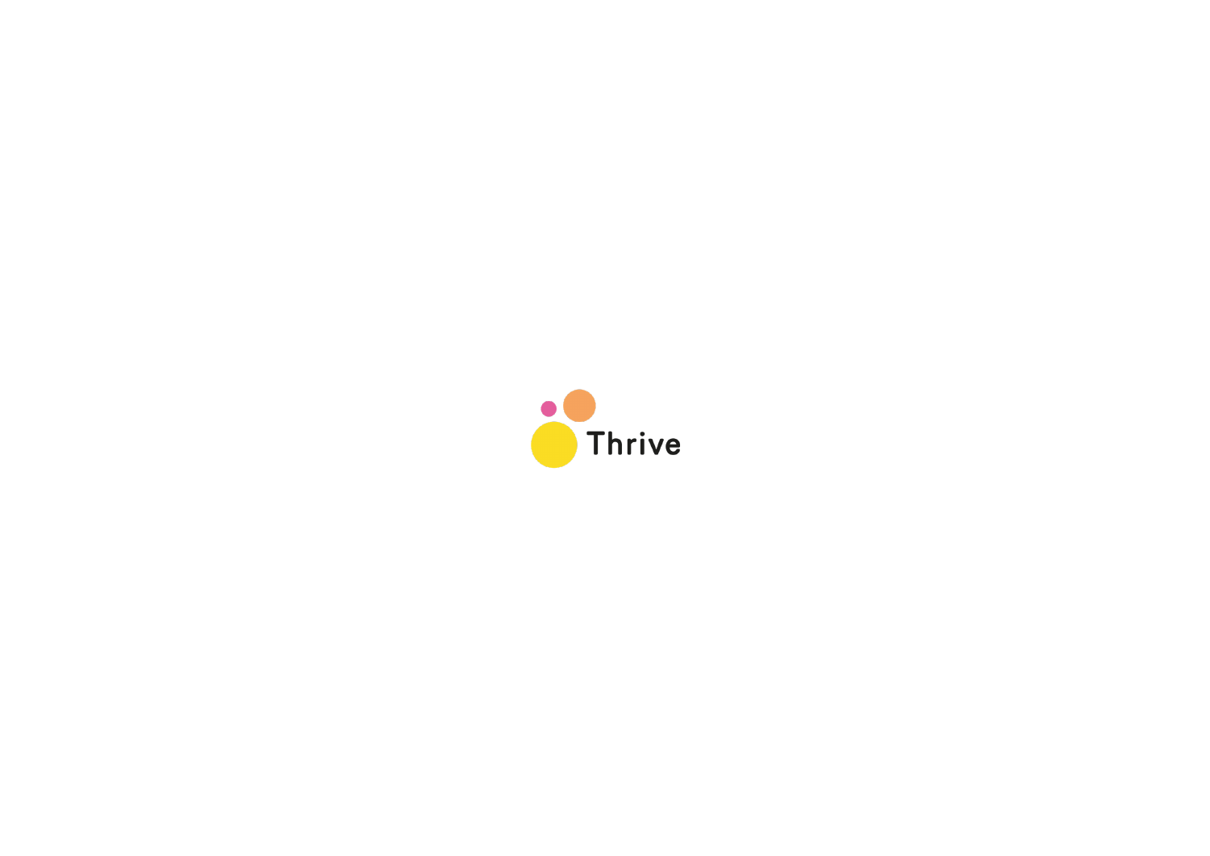Thrive